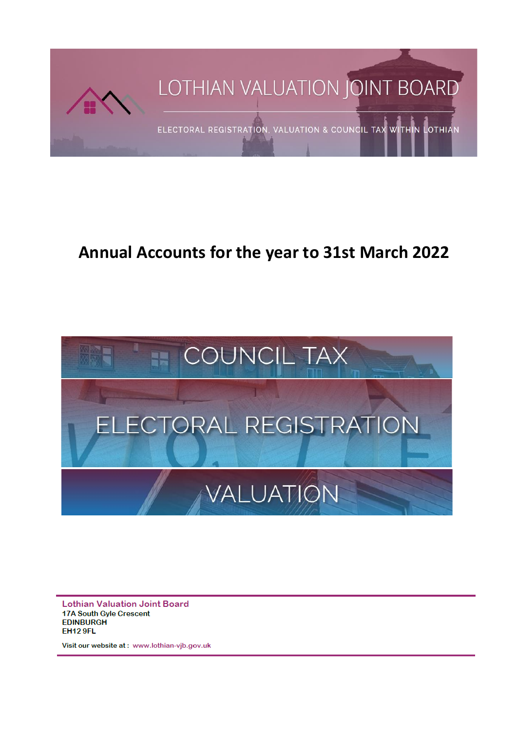LOTHIAN VALUATION JOINT BOARD

ELECTORAL REGISTRATION, VALUATION & COUNCIL TAX WITHIN LOTHIAN

# Annual Accounts for the year to 31st March 2022

COUNCIL TAX

ELECTORAL REGISTRATION

VALUATION

**Lothian Valuation Joint Board**
17A South Gyle Crescent
EDINBURGH
EH12 9FL

Visit our website at : www.lothian-vjb.gov.uk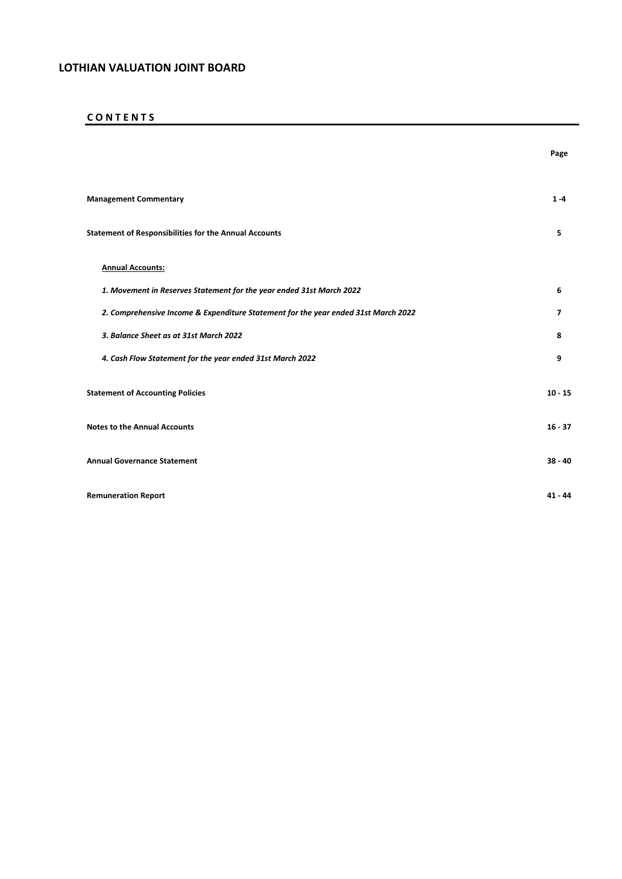# LOTHIAN VALUATION JOINT BOARD

## C O N T E N T S

| | Page |
|---|---|
| **Management Commentary** | **1 -4** |
| **Statement of Responsibilities for the Annual Accounts** | **5** |
| **Annual Accounts:** | |
| ***1. Movement in Reserves Statement for the year ended 31st March 2022*** | **6** |
| ***2. Comprehensive Income & Expenditure Statement for the year ended 31st March 2022*** | **7** |
| ***3. Balance Sheet as at 31st March 2022*** | **8** |
| ***4. Cash Flow Statement for the year ended 31st March 2022*** | **9** |
| **Statement of Accounting Policies** | **10 - 15** |
| **Notes to the Annual Accounts** | **16 - 37** |
| **Annual Governance Statement** | **38 - 40** |
| **Remuneration Report** | **41 - 44** |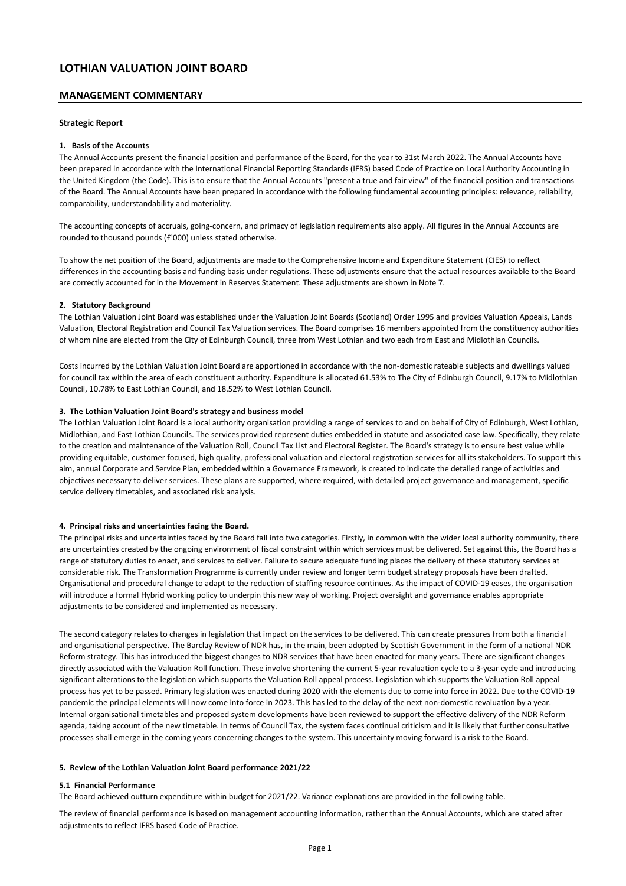# LOTHIAN VALUATION JOINT BOARD

## MANAGEMENT COMMENTARY

### Strategic Report

#### 1. Basis of the Accounts

The Annual Accounts present the financial position and performance of the Board, for the year to 31st March 2022. The Annual Accounts have been prepared in accordance with the International Financial Reporting Standards (IFRS) based Code of Practice on Local Authority Accounting in the United Kingdom (the Code). This is to ensure that the Annual Accounts "present a true and fair view" of the financial position and transactions of the Board. The Annual Accounts have been prepared in accordance with the following fundamental accounting principles: relevance, reliability, comparability, understandability and materiality.

The accounting concepts of accruals, going-concern, and primacy of legislation requirements also apply. All figures in the Annual Accounts are rounded to thousand pounds (£'000) unless stated otherwise.

To show the net position of the Board, adjustments are made to the Comprehensive Income and Expenditure Statement (CIES) to reflect differences in the accounting basis and funding basis under regulations. These adjustments ensure that the actual resources available to the Board are correctly accounted for in the Movement in Reserves Statement. These adjustments are shown in Note 7.

#### 2. Statutory Background

The Lothian Valuation Joint Board was established under the Valuation Joint Boards (Scotland) Order 1995 and provides Valuation Appeals, Lands Valuation, Electoral Registration and Council Tax Valuation services. The Board comprises 16 members appointed from the constituency authorities of whom nine are elected from the City of Edinburgh Council, three from West Lothian and two each from East and Midlothian Councils.

Costs incurred by the Lothian Valuation Joint Board are apportioned in accordance with the non-domestic rateable subjects and dwellings valued for council tax within the area of each constituent authority. Expenditure is allocated 61.53% to The City of Edinburgh Council, 9.17% to Midlothian Council, 10.78% to East Lothian Council, and 18.52% to West Lothian Council.

#### 3. The Lothian Valuation Joint Board's strategy and business model

The Lothian Valuation Joint Board is a local authority organisation providing a range of services to and on behalf of City of Edinburgh, West Lothian, Midlothian, and East Lothian Councils. The services provided represent duties embedded in statute and associated case law. Specifically, they relate to the creation and maintenance of the Valuation Roll, Council Tax List and Electoral Register. The Board's strategy is to ensure best value while providing equitable, customer focused, high quality, professional valuation and electoral registration services for all its stakeholders. To support this aim, annual Corporate and Service Plan, embedded within a Governance Framework, is created to indicate the detailed range of activities and objectives necessary to deliver services. These plans are supported, where required, with detailed project governance and management, specific service delivery timetables, and associated risk analysis.

#### 4. Principal risks and uncertainties facing the Board.

The principal risks and uncertainties faced by the Board fall into two categories. Firstly, in common with the wider local authority community, there are uncertainties created by the ongoing environment of fiscal constraint within which services must be delivered. Set against this, the Board has a range of statutory duties to enact, and services to deliver. Failure to secure adequate funding places the delivery of these statutory services at considerable risk. The Transformation Programme is currently under review and longer term budget strategy proposals have been drafted. Organisational and procedural change to adapt to the reduction of staffing resource continues. As the impact of COVID-19 eases, the organisation will introduce a formal Hybrid working policy to underpin this new way of working. Project oversight and governance enables appropriate adjustments to be considered and implemented as necessary.

The second category relates to changes in legislation that impact on the services to be delivered. This can create pressures from both a financial and organisational perspective. The Barclay Review of NDR has, in the main, been adopted by Scottish Government in the form of a national NDR Reform strategy. This has introduced the biggest changes to NDR services that have been enacted for many years. There are significant changes directly associated with the Valuation Roll function. These involve shortening the current 5-year revaluation cycle to a 3-year cycle and introducing significant alterations to the legislation which supports the Valuation Roll appeal process. Legislation which supports the Valuation Roll appeal process has yet to be passed. Primary legislation was enacted during 2020 with the elements due to come into force in 2022. Due to the COVID-19 pandemic the principal elements will now come into force in 2023. This has led to the delay of the next non-domestic revaluation by a year. Internal organisational timetables and proposed system developments have been reviewed to support the effective delivery of the NDR Reform agenda, taking account of the new timetable. In terms of Council Tax, the system faces continual criticism and it is likely that further consultative processes shall emerge in the coming years concerning changes to the system. This uncertainty moving forward is a risk to the Board.

#### 5. Review of the Lothian Valuation Joint Board performance 2021/22

##### 5.1 Financial Performance

The Board achieved outturn expenditure within budget for 2021/22. Variance explanations are provided in the following table.

The review of financial performance is based on management accounting information, rather than the Annual Accounts, which are stated after adjustments to reflect IFRS based Code of Practice.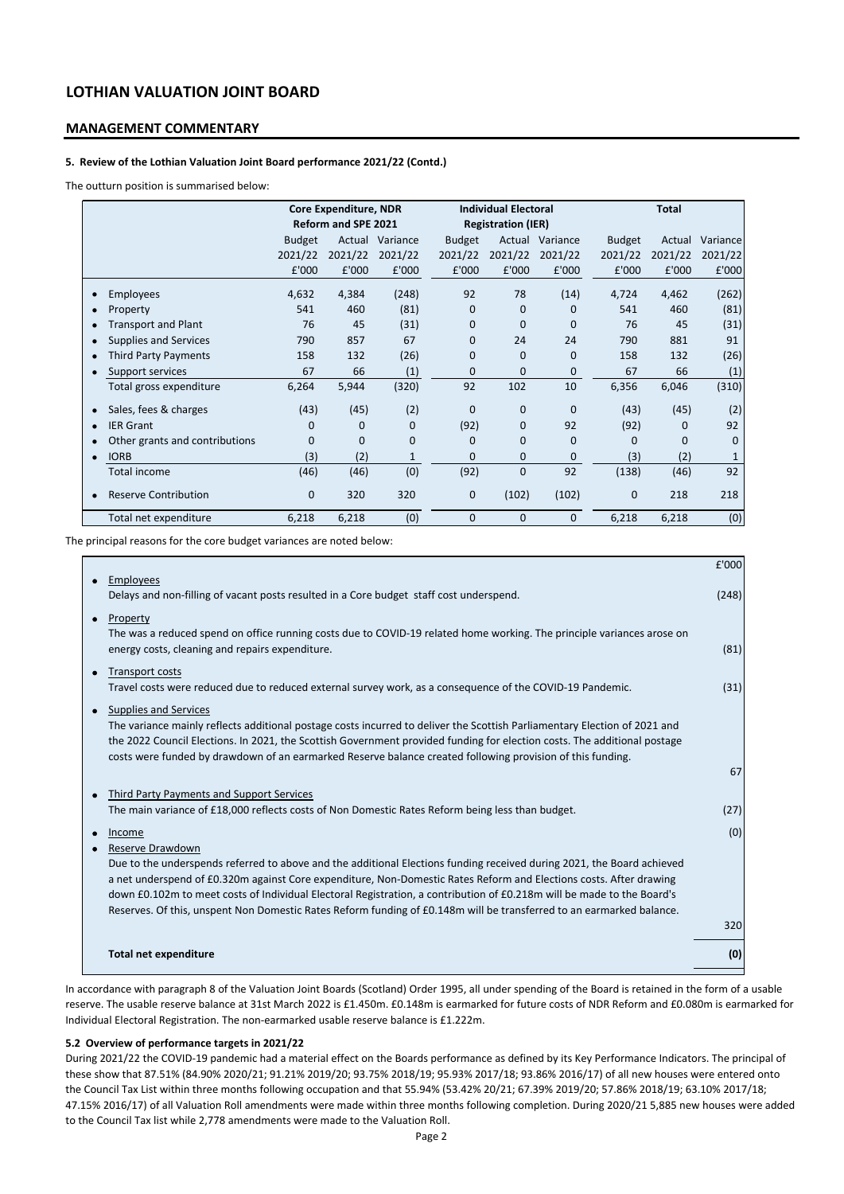# LOTHIAN VALUATION JOINT BOARD

## MANAGEMENT COMMENTARY

### 5. Review of the Lothian Valuation Joint Board performance 2021/22 (Contd.)

The outturn position is summarised below:

| | Core Expenditure, NDR Reform and SPE 2021 | | | Individual Electoral Registration (IER) | | | Total | | |
|---|---|---|---|---|---|---|---|---|---|
| | Budget 2021/22 £'000 | Actual 2021/22 £'000 | Variance 2021/22 £'000 | Budget 2021/22 £'000 | Actual 2021/22 £'000 | Variance 2021/22 £'000 | Budget 2021/22 £'000 | Actual 2021/22 £'000 | Variance 2021/22 £'000 |
| • Employees | 4,632 | 4,384 | (248) | 92 | 78 | (14) | 4,724 | 4,462 | (262) |
| • Property | 541 | 460 | (81) | 0 | 0 | 0 | 541 | 460 | (81) |
| • Transport and Plant | 76 | 45 | (31) | 0 | 0 | 0 | 76 | 45 | (31) |
| • Supplies and Services | 790 | 857 | 67 | 0 | 24 | 24 | 790 | 881 | 91 |
| • Third Party Payments | 158 | 132 | (26) | 0 | 0 | 0 | 158 | 132 | (26) |
| • Support services | 67 | 66 | (1) | 0 | 0 | 0 | 67 | 66 | (1) |
| Total gross expenditure | 6,264 | 5,944 | (320) | 92 | 102 | 10 | 6,356 | 6,046 | (310) |
| • Sales, fees & charges | (43) | (45) | (2) | 0 | 0 | 0 | (43) | (45) | (2) |
| • IER Grant | 0 | 0 | 0 | (92) | 0 | 92 | (92) | 0 | 92 |
| • Other grants and contributions | 0 | 0 | 0 | 0 | 0 | 0 | 0 | 0 | 0 |
| • IORB | (3) | (2) | 1 | 0 | 0 | 0 | (3) | (2) | 1 |
| Total income | (46) | (46) | (0) | (92) | 0 | 92 | (138) | (46) | 92 |
| • Reserve Contribution | 0 | 320 | 320 | 0 | (102) | (102) | 0 | 218 | 218 |
| Total net expenditure | 6,218 | 6,218 | (0) | 0 | 0 | 0 | 6,218 | 6,218 | (0) |

The principal reasons for the core budget variances are noted below:

| | £'000 |
|---|---|
| • Employees<br>Delays and non-filling of vacant posts resulted in a Core budget staff cost underspend. | (248) |
| • Property<br>The was a reduced spend on office running costs due to COVID-19 related home working. The principle variances arose on energy costs, cleaning and repairs expenditure. | (81) |
| • Transport costs<br>Travel costs were reduced due to reduced external survey work, as a consequence of the COVID-19 Pandemic. | (31) |
| • Supplies and Services<br>The variance mainly reflects additional postage costs incurred to deliver the Scottish Parliamentary Election of 2021 and the 2022 Council Elections. In 2021, the Scottish Government provided funding for election costs. The additional postage costs were funded by drawdown of an earmarked Reserve balance created following provision of this funding. | 67 |
| • Third Party Payments and Support Services<br>The main variance of £18,000 reflects costs of Non Domestic Rates Reform being less than budget. | (27) |
| • Income | (0) |
| • Reserve Drawdown<br>Due to the underspends referred to above and the additional Elections funding received during 2021, the Board achieved a net underspend of £0.320m against Core expenditure, Non-Domestic Rates Reform and Elections costs. After drawing down £0.102m to meet costs of Individual Electoral Registration, a contribution of £0.218m will be made to the Board's Reserves. Of this, unspent Non Domestic Rates Reform funding of £0.148m will be transferred to an earmarked balance. | 320 |
| **Total net expenditure** | **(0)** |

In accordance with paragraph 8 of the Valuation Joint Boards (Scotland) Order 1995, all under spending of the Board is retained in the form of a usable reserve. The usable reserve balance at 31st March 2022 is £1.450m. £0.148m is earmarked for future costs of NDR Reform and £0.080m is earmarked for Individual Electoral Registration. The non-earmarked usable reserve balance is £1.222m.

### 5.2 Overview of performance targets in 2021/22

During 2021/22 the COVID-19 pandemic had a material effect on the Boards performance as defined by its Key Performance Indicators. The principal of these show that 87.51% (84.90% 2020/21; 91.21% 2019/20; 93.75% 2018/19; 95.93% 2017/18; 93.86% 2016/17) of all new houses were entered onto the Council Tax List within three months following occupation and that 55.94% (53.42% 20/21; 67.39% 2019/20; 57.86% 2018/19; 63.10% 2017/18; 47.15% 2016/17) of all Valuation Roll amendments were made within three months following completion. During 2020/21 5,885 new houses were added to the Council Tax list while 2,778 amendments were made to the Valuation Roll.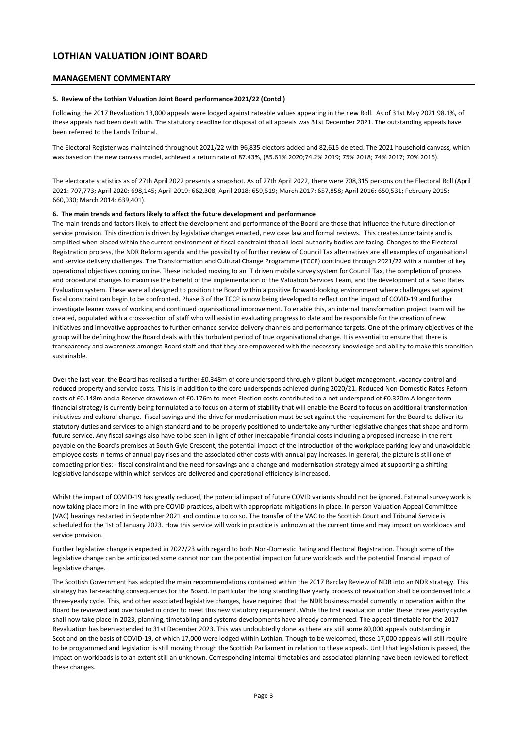# LOTHIAN VALUATION JOINT BOARD

## MANAGEMENT COMMENTARY

**5. Review of the Lothian Valuation Joint Board performance 2021/22 (Contd.)**

Following the 2017 Revaluation 13,000 appeals were lodged against rateable values appearing in the new Roll. As of 31st May 2021 98.1%, of these appeals had been dealt with. The statutory deadline for disposal of all appeals was 31st December 2021. The outstanding appeals have been referred to the Lands Tribunal.

The Electoral Register was maintained throughout 2021/22 with 96,835 electors added and 82,615 deleted. The 2021 household canvass, which was based on the new canvass model, achieved a return rate of 87.43%, (85.61% 2020;74.2% 2019; 75% 2018; 74% 2017; 70% 2016).

The electorate statistics as of 27th April 2022 presents a snapshot. As of 27th April 2022, there were 708,315 persons on the Electoral Roll (April 2021: 707,773; April 2020: 698,145; April 2019: 662,308, April 2018: 659,519; March 2017: 657,858; April 2016: 650,531; February 2015: 660,030; March 2014: 639,401).

**6. The main trends and factors likely to affect the future development and performance**

The main trends and factors likely to affect the development and performance of the Board are those that influence the future direction of service provision. This direction is driven by legislative changes enacted, new case law and formal reviews. This creates uncertainty and is amplified when placed within the current environment of fiscal constraint that all local authority bodies are facing. Changes to the Electoral Registration process, the NDR Reform agenda and the possibility of further review of Council Tax alternatives are all examples of organisational and service delivery challenges. The Transformation and Cultural Change Programme (TCCP) continued through 2021/22 with a number of key operational objectives coming online. These included moving to an IT driven mobile survey system for Council Tax, the completion of process and procedural changes to maximise the benefit of the implementation of the Valuation Services Team, and the development of a Basic Rates Evaluation system. These were all designed to position the Board within a positive forward-looking environment where challenges set against fiscal constraint can begin to be confronted. Phase 3 of the TCCP is now being developed to reflect on the impact of COVID-19 and further investigate leaner ways of working and continued organisational improvement. To enable this, an internal transformation project team will be created, populated with a cross-section of staff who will assist in evaluating progress to date and be responsible for the creation of new initiatives and innovative approaches to further enhance service delivery channels and performance targets. One of the primary objectives of the group will be defining how the Board deals with this turbulent period of true organisational change. It is essential to ensure that there is transparency and awareness amongst Board staff and that they are empowered with the necessary knowledge and ability to make this transition sustainable.

Over the last year, the Board has realised a further £0.348m of core underspend through vigilant budget management, vacancy control and reduced property and service costs. This is in addition to the core underspends achieved during 2020/21. Reduced Non-Domestic Rates Reform costs of £0.148m and a Reserve drawdown of £0.176m to meet Election costs contributed to a net underspend of £0.320m.A longer-term financial strategy is currently being formulated a to focus on a term of stability that will enable the Board to focus on additional transformation initiatives and cultural change. Fiscal savings and the drive for modernisation must be set against the requirement for the Board to deliver its statutory duties and services to a high standard and to be properly positioned to undertake any further legislative changes that shape and form future service. Any fiscal savings also have to be seen in light of other inescapable financial costs including a proposed increase in the rent payable on the Board's premises at South Gyle Crescent, the potential impact of the introduction of the workplace parking levy and unavoidable employee costs in terms of annual pay rises and the associated other costs with annual pay increases. In general, the picture is still one of competing priorities: - fiscal constraint and the need for savings and a change and modernisation strategy aimed at supporting a shifting legislative landscape within which services are delivered and operational efficiency is increased.

Whilst the impact of COVID-19 has greatly reduced, the potential impact of future COVID variants should not be ignored. External survey work is now taking place more in line with pre-COVID practices, albeit with appropriate mitigations in place. In person Valuation Appeal Committee (VAC) hearings restarted in September 2021 and continue to do so. The transfer of the VAC to the Scottish Court and Tribunal Service is scheduled for the 1st of January 2023. How this service will work in practice is unknown at the current time and may impact on workloads and service provision.

Further legislative change is expected in 2022/23 with regard to both Non-Domestic Rating and Electoral Registration. Though some of the legislative change can be anticipated some cannot nor can the potential impact on future workloads and the potential financial impact of legislative change.

The Scottish Government has adopted the main recommendations contained within the 2017 Barclay Review of NDR into an NDR strategy. This strategy has far-reaching consequences for the Board. In particular the long standing five yearly process of revaluation shall be condensed into a three-yearly cycle. This, and other associated legislative changes, have required that the NDR business model currently in operation within the Board be reviewed and overhauled in order to meet this new statutory requirement. While the first revaluation under these three yearly cycles shall now take place in 2023, planning, timetabling and systems developments have already commenced. The appeal timetable for the 2017 Revaluation has been extended to 31st December 2023. This was undoubtedly done as there are still some 80,000 appeals outstanding in Scotland on the basis of COVID-19, of which 17,000 were lodged within Lothian. Though to be welcomed, these 17,000 appeals will still require to be programmed and legislation is still moving through the Scottish Parliament in relation to these appeals. Until that legislation is passed, the impact on workloads is to an extent still an unknown. Corresponding internal timetables and associated planning have been reviewed to reflect these changes.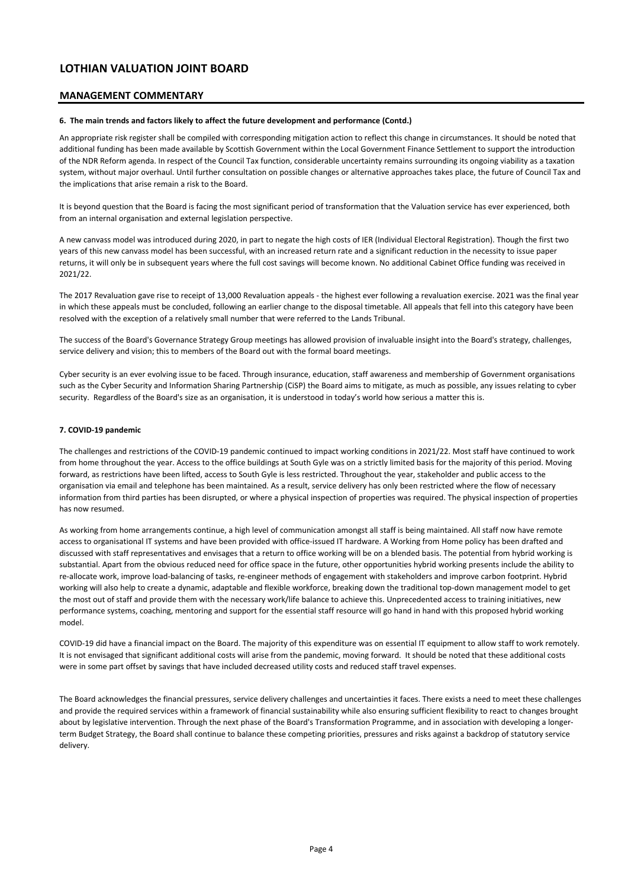# LOTHIAN VALUATION JOINT BOARD

## MANAGEMENT COMMENTARY

### 6. The main trends and factors likely to affect the future development and performance (Contd.)

An appropriate risk register shall be compiled with corresponding mitigation action to reflect this change in circumstances. It should be noted that additional funding has been made available by Scottish Government within the Local Government Finance Settlement to support the introduction of the NDR Reform agenda. In respect of the Council Tax function, considerable uncertainty remains surrounding its ongoing viability as a taxation system, without major overhaul. Until further consultation on possible changes or alternative approaches takes place, the future of Council Tax and the implications that arise remain a risk to the Board.

It is beyond question that the Board is facing the most significant period of transformation that the Valuation service has ever experienced, both from an internal organisation and external legislation perspective.

A new canvass model was introduced during 2020, in part to negate the high costs of IER (Individual Electoral Registration). Though the first two years of this new canvass model has been successful, with an increased return rate and a significant reduction in the necessity to issue paper returns, it will only be in subsequent years where the full cost savings will become known. No additional Cabinet Office funding was received in 2021/22.

The 2017 Revaluation gave rise to receipt of 13,000 Revaluation appeals - the highest ever following a revaluation exercise. 2021 was the final year in which these appeals must be concluded, following an earlier change to the disposal timetable. All appeals that fell into this category have been resolved with the exception of a relatively small number that were referred to the Lands Tribunal.

The success of the Board's Governance Strategy Group meetings has allowed provision of invaluable insight into the Board's strategy, challenges, service delivery and vision; this to members of the Board out with the formal board meetings.

Cyber security is an ever evolving issue to be faced. Through insurance, education, staff awareness and membership of Government organisations such as the Cyber Security and Information Sharing Partnership (CiSP) the Board aims to mitigate, as much as possible, any issues relating to cyber security. Regardless of the Board's size as an organisation, it is understood in today's world how serious a matter this is.

### 7. COVID-19 pandemic

The challenges and restrictions of the COVID-19 pandemic continued to impact working conditions in 2021/22. Most staff have continued to work from home throughout the year. Access to the office buildings at South Gyle was on a strictly limited basis for the majority of this period. Moving forward, as restrictions have been lifted, access to South Gyle is less restricted. Throughout the year, stakeholder and public access to the organisation via email and telephone has been maintained. As a result, service delivery has only been restricted where the flow of necessary information from third parties has been disrupted, or where a physical inspection of properties was required. The physical inspection of properties has now resumed.

As working from home arrangements continue, a high level of communication amongst all staff is being maintained. All staff now have remote access to organisational IT systems and have been provided with office-issued IT hardware. A Working from Home policy has been drafted and discussed with staff representatives and envisages that a return to office working will be on a blended basis. The potential from hybrid working is substantial. Apart from the obvious reduced need for office space in the future, other opportunities hybrid working presents include the ability to re-allocate work, improve load-balancing of tasks, re-engineer methods of engagement with stakeholders and improve carbon footprint. Hybrid working will also help to create a dynamic, adaptable and flexible workforce, breaking down the traditional top-down management model to get the most out of staff and provide them with the necessary work/life balance to achieve this. Unprecedented access to training initiatives, new performance systems, coaching, mentoring and support for the essential staff resource will go hand in hand with this proposed hybrid working model.

COVID-19 did have a financial impact on the Board. The majority of this expenditure was on essential IT equipment to allow staff to work remotely. It is not envisaged that significant additional costs will arise from the pandemic, moving forward. It should be noted that these additional costs were in some part offset by savings that have included decreased utility costs and reduced staff travel expenses.

The Board acknowledges the financial pressures, service delivery challenges and uncertainties it faces. There exists a need to meet these challenges and provide the required services within a framework of financial sustainability while also ensuring sufficient flexibility to react to changes brought about by legislative intervention. Through the next phase of the Board's Transformation Programme, and in association with developing a longer-term Budget Strategy, the Board shall continue to balance these competing priorities, pressures and risks against a backdrop of statutory service delivery.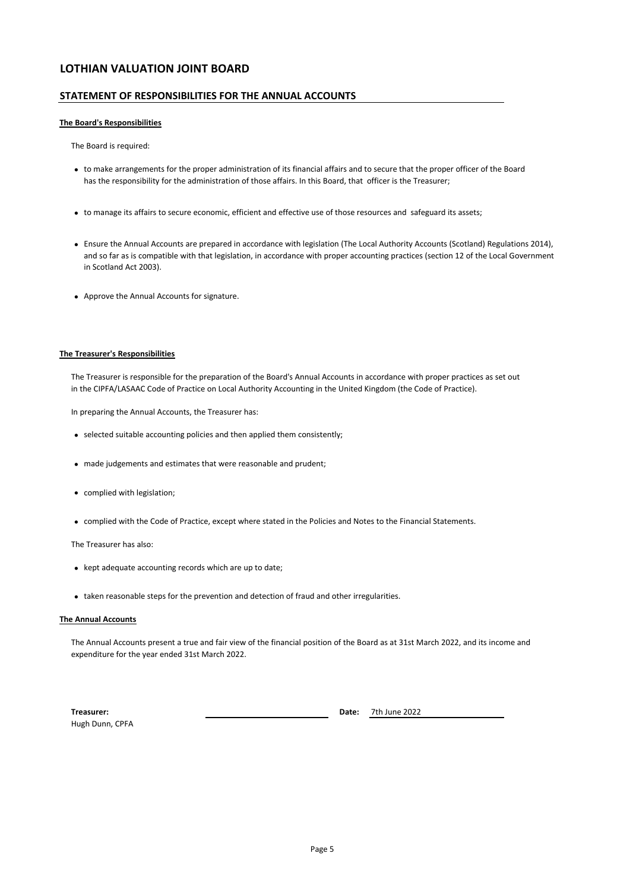# LOTHIAN VALUATION JOINT BOARD

## STATEMENT OF RESPONSIBILITIES FOR THE ANNUAL ACCOUNTS

**The Board's Responsibilities**

The Board is required:

- to make arrangements for the proper administration of its financial affairs and to secure that the proper officer of the Board has the responsibility for the administration of those affairs. In this Board, that officer is the Treasurer;
- to manage its affairs to secure economic, efficient and effective use of those resources and safeguard its assets;
- Ensure the Annual Accounts are prepared in accordance with legislation (The Local Authority Accounts (Scotland) Regulations 2014), and so far as is compatible with that legislation, in accordance with proper accounting practices (section 12 of the Local Government in Scotland Act 2003).
- Approve the Annual Accounts for signature.

**The Treasurer's Responsibilities**

The Treasurer is responsible for the preparation of the Board's Annual Accounts in accordance with proper practices as set out in the CIPFA/LASAAC Code of Practice on Local Authority Accounting in the United Kingdom (the Code of Practice).

In preparing the Annual Accounts, the Treasurer has:

- selected suitable accounting policies and then applied them consistently;
- made judgements and estimates that were reasonable and prudent;
- complied with legislation;
- complied with the Code of Practice, except where stated in the Policies and Notes to the Financial Statements.

The Treasurer has also:

- kept adequate accounting records which are up to date;
- taken reasonable steps for the prevention and detection of fraud and other irregularities.

**The Annual Accounts**

The Annual Accounts present a true and fair view of the financial position of the Board as at 31st March 2022, and its income and expenditure for the year ended 31st March 2022.

**Treasurer:** ____________________ **Date:** 7th June 2022

Hugh Dunn, CPFA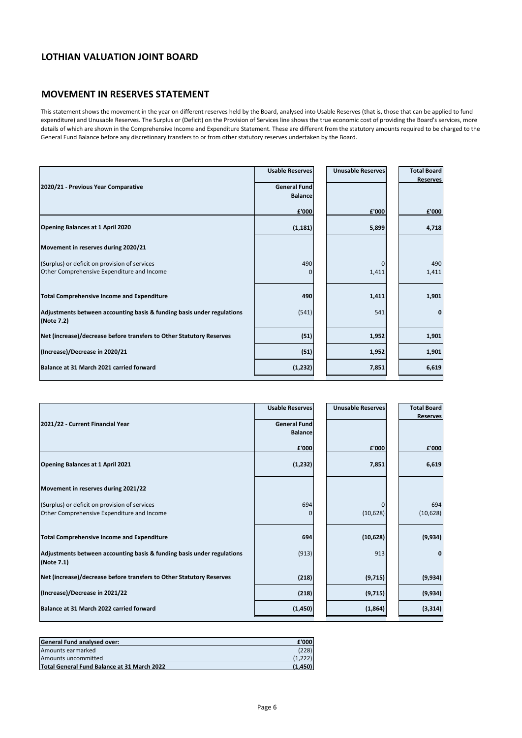## LOTHIAN VALUATION JOINT BOARD

## MOVEMENT IN RESERVES STATEMENT

This statement shows the movement in the year on different reserves held by the Board, analysed into Usable Reserves (that is, those that can be applied to fund expenditure) and Unusable Reserves. The Surplus or (Deficit) on the Provision of Services line shows the true economic cost of providing the Board's services, more details of which are shown in the Comprehensive Income and Expenditure Statement. These are different from the statutory amounts required to be charged to the General Fund Balance before any discretionary transfers to or from other statutory reserves undertaken by the Board.

| | Usable Reserves | Unusable Reserves | Total Board Reserves |
|---|---|---|---|
| **2020/21 - Previous Year Comparative** | **General Fund Balance** | | |
| | **£'000** | **£'000** | **£'000** |
| **Opening Balances at 1 April 2020** | **(1,181)** | **5,899** | **4,718** |
| **Movement in reserves during 2020/21** | | | |
| (Surplus) or deficit on provision of services | 490 | 0 | 490 |
| Other Comprehensive Expenditure and Income | 0 | 1,411 | 1,411 |
| **Total Comprehensive Income and Expenditure** | **490** | **1,411** | **1,901** |
| **Adjustments between accounting basis & funding basis under regulations (Note 7.2)** | (541) | 541 | **0** |
| **Net (increase)/decrease before transfers to Other Statutory Reserves** | **(51)** | **1,952** | **1,901** |
| **(Increase)/Decrease in 2020/21** | **(51)** | **1,952** | **1,901** |
| **Balance at 31 March 2021 carried forward** | **(1,232)** | **7,851** | **6,619** |

| | Usable Reserves | Unusable Reserves | Total Board Reserves |
|---|---|---|---|
| **2021/22 - Current Financial Year** | **General Fund Balance** | | |
| | **£'000** | **£'000** | **£'000** |
| **Opening Balances at 1 April 2021** | **(1,232)** | **7,851** | **6,619** |
| **Movement in reserves during 2021/22** | | | |
| (Surplus) or deficit on provision of services | 694 | 0 | 694 |
| Other Comprehensive Expenditure and Income | 0 | (10,628) | (10,628) |
| **Total Comprehensive Income and Expenditure** | **694** | **(10,628)** | **(9,934)** |
| **Adjustments between accounting basis & funding basis under regulations (Note 7.1)** | (913) | 913 | **0** |
| **Net (increase)/decrease before transfers to Other Statutory Reserves** | **(218)** | **(9,715)** | **(9,934)** |
| **(Increase)/Decrease in 2021/22** | **(218)** | **(9,715)** | **(9,934)** |
| **Balance at 31 March 2022 carried forward** | **(1,450)** | **(1,864)** | **(3,314)** |

| **General Fund analysed over:** | **£'000** |
|---|---|
| Amounts earmarked | (228) |
| Amounts uncommitted | (1,222) |
| **Total General Fund Balance at 31 March 2022** | **(1,450)** |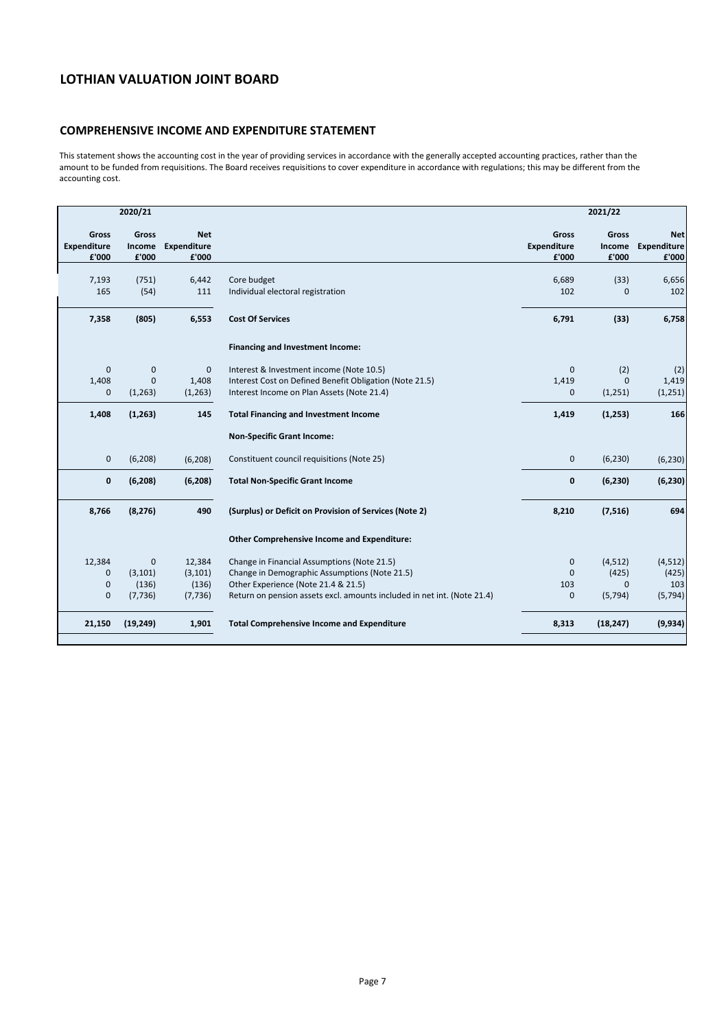## LOTHIAN VALUATION JOINT BOARD

### COMPREHENSIVE INCOME AND EXPENDITURE STATEMENT

This statement shows the accounting cost in the year of providing services in accordance with the generally accepted accounting practices, rather than the amount to be funded from requisitions. The Board receives requisitions to cover expenditure in accordance with regulations; this may be different from the accounting cost.

| 2020/21 | | | | 2021/22 | | |
|---|---|---|---|---|---|---|
| Gross Expenditure £'000 | Gross Income £'000 | Net Expenditure £'000 | | Gross Expenditure £'000 | Gross Income £'000 | Net Expenditure £'000 |
| 7,193 | (751) | 6,442 | Core budget | 6,689 | (33) | 6,656 |
| 165 | (54) | 111 | Individual electoral registration | 102 | 0 | 102 |
| **7,358** | **(805)** | **6,553** | **Cost Of Services** | **6,791** | **(33)** | **6,758** |
| | | | **Financing and Investment Income:** | | | |
| 0 | 0 | 0 | Interest & Investment income (Note 10.5) | 0 | (2) | (2) |
| 1,408 | 0 | 1,408 | Interest Cost on Defined Benefit Obligation (Note 21.5) | 1,419 | 0 | 1,419 |
| 0 | (1,263) | (1,263) | Interest Income on Plan Assets (Note 21.4) | 0 | (1,251) | (1,251) |
| **1,408** | **(1,263)** | **145** | **Total Financing and Investment Income** | **1,419** | **(1,253)** | **166** |
| | | | **Non-Specific Grant Income:** | | | |
| 0 | (6,208) | (6,208) | Constituent council requisitions (Note 25) | 0 | (6,230) | (6,230) |
| **0** | **(6,208)** | **(6,208)** | **Total Non-Specific Grant Income** | **0** | **(6,230)** | **(6,230)** |
| **8,766** | **(8,276)** | **490** | **(Surplus) or Deficit on Provision of Services (Note 2)** | **8,210** | **(7,516)** | **694** |
| | | | **Other Comprehensive Income and Expenditure:** | | | |
| 12,384 | 0 | 12,384 | Change in Financial Assumptions (Note 21.5) | 0 | (4,512) | (4,512) |
| 0 | (3,101) | (3,101) | Change in Demographic Assumptions (Note 21.5) | 0 | (425) | (425) |
| 0 | (136) | (136) | Other Experience (Note 21.4 & 21.5) | 103 | 0 | 103 |
| 0 | (7,736) | (7,736) | Return on pension assets excl. amounts included in net int. (Note 21.4) | 0 | (5,794) | (5,794) |
| **21,150** | **(19,249)** | **1,901** | **Total Comprehensive Income and Expenditure** | **8,313** | **(18,247)** | **(9,934)** |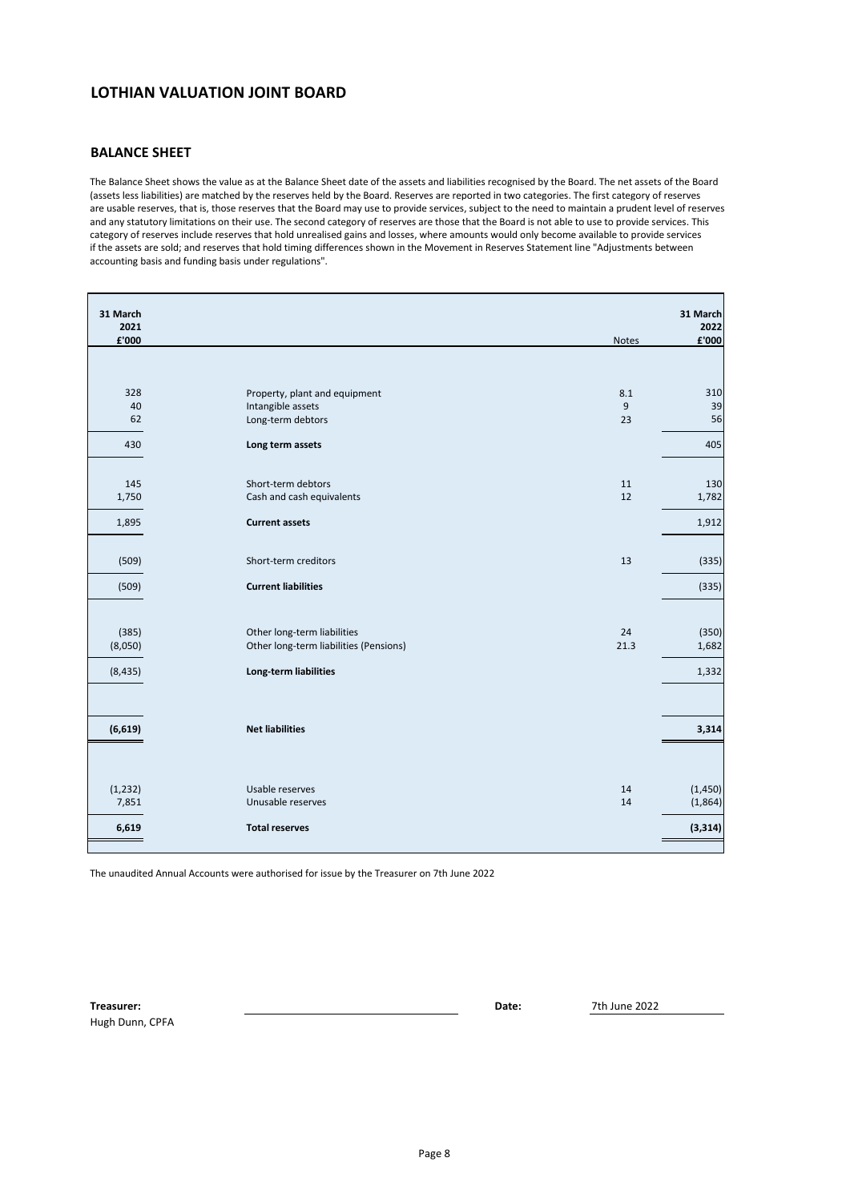# LOTHIAN VALUATION JOINT BOARD

## BALANCE SHEET

The Balance Sheet shows the value as at the Balance Sheet date of the assets and liabilities recognised by the Board. The net assets of the Board (assets less liabilities) are matched by the reserves held by the Board. Reserves are reported in two categories. The first category of reserves are usable reserves, that is, those reserves that the Board may use to provide services, subject to the need to maintain a prudent level of reserves and any statutory limitations on their use. The second category of reserves are those that the Board is not able to use to provide services. This category of reserves include reserves that hold unrealised gains and losses, where amounts would only become available to provide services if the assets are sold; and reserves that hold timing differences shown in the Movement in Reserves Statement line "Adjustments between accounting basis and funding basis under regulations".

| 31 March 2021 £'000 | | Notes | 31 March 2022 £'000 |
|---|---|---|---|
| 328 | Property, plant and equipment | 8.1 | 310 |
| 40 | Intangible assets | 9 | 39 |
| 62 | Long-term debtors | 23 | 56 |
| **430** | **Long term assets** | | **405** |
| 145 | Short-term debtors | 11 | 130 |
| 1,750 | Cash and cash equivalents | 12 | 1,782 |
| **1,895** | **Current assets** | | **1,912** |
| (509) | Short-term creditors | 13 | (335) |
| **(509)** | **Current liabilities** | | **(335)** |
| (385) | Other long-term liabilities | 24 | (350) |
| (8,050) | Other long-term liabilities (Pensions) | 21.3 | 1,682 |
| **(8,435)** | **Long-term liabilities** | | **1,332** |
| **(6,619)** | **Net liabilities** | | **3,314** |
| (1,232) | Usable reserves | 14 | (1,450) |
| 7,851 | Unusable reserves | 14 | (1,864) |
| **6,619** | **Total reserves** | | **(3,314)** |

The unaudited Annual Accounts were authorised for issue by the Treasurer on 7th June 2022

**Treasurer:** ______________________ **Date:** 7th June 2022

Hugh Dunn, CPFA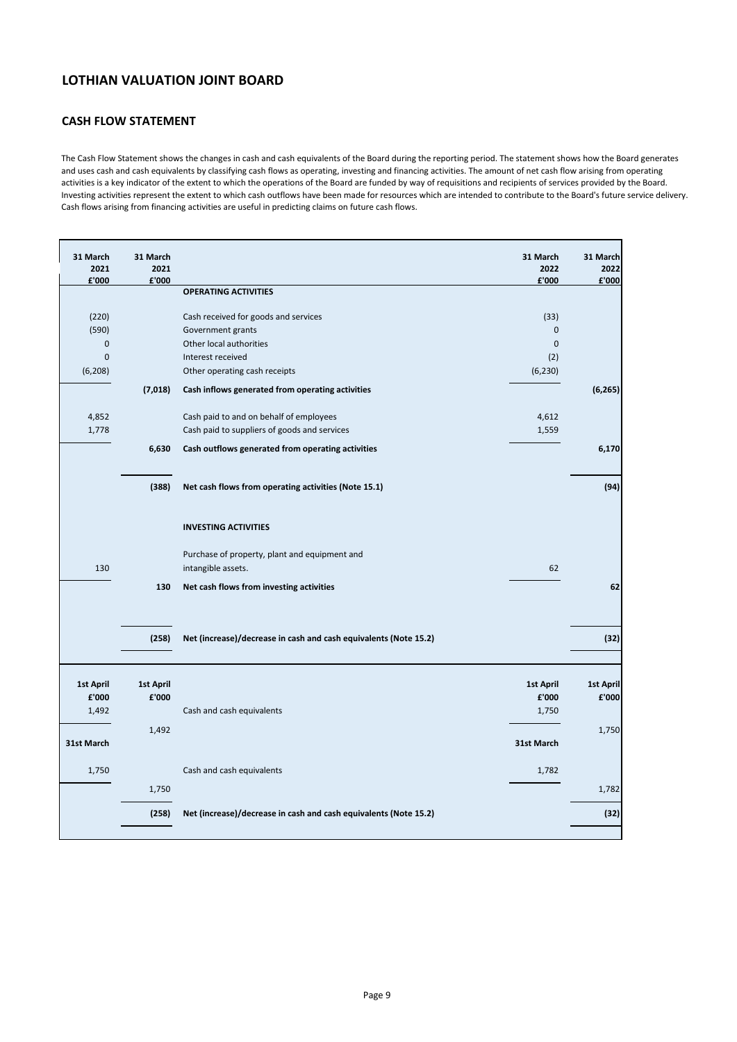## LOTHIAN VALUATION JOINT BOARD

### CASH FLOW STATEMENT

The Cash Flow Statement shows the changes in cash and cash equivalents of the Board during the reporting period. The statement shows how the Board generates and uses cash and cash equivalents by classifying cash flows as operating, investing and financing activities. The amount of net cash flow arising from operating activities is a key indicator of the extent to which the operations of the Board are funded by way of requisitions and recipients of services provided by the Board. Investing activities represent the extent to which cash outflows have been made for resources which are intended to contribute to the Board's future service delivery. Cash flows arising from financing activities are useful in predicting claims on future cash flows.

| 31 March 2021 £'000 | 31 March 2021 £'000 | | 31 March 2022 £'000 | 31 March 2022 £'000 |
|---|---|---|---|---|
| | | **OPERATING ACTIVITIES** | | |
| (220) | | Cash received for goods and services | (33) | |
| (590) | | Government grants | 0 | |
| 0 | | Other local authorities | 0 | |
| 0 | | Interest received | (2) | |
| (6,208) | | Other operating cash receipts | (6,230) | |
| | **(7,018)** | **Cash inflows generated from operating activities** | | **(6,265)** |
| 4,852 | | Cash paid to and on behalf of employees | 4,612 | |
| 1,778 | | Cash paid to suppliers of goods and services | 1,559 | |
| | **6,630** | **Cash outflows generated from operating activities** | | **6,170** |
| | **(388)** | **Net cash flows from operating activities (Note 15.1)** | | **(94)** |
| | | **INVESTING ACTIVITIES** | | |
| 130 | | Purchase of property, plant and equipment and intangible assets. | 62 | |
| | **130** | **Net cash flows from investing activities** | | **62** |
| | **(258)** | **Net (increase)/decrease in cash and cash equivalents (Note 15.2)** | | **(32)** |
| **1st April £'000** | **1st April £'000** | | **1st April £'000** | **1st April £'000** |
| 1,492 | | Cash and cash equivalents | 1,750 | |
| | 1,492 | | | 1,750 |
| **31st March** | | | **31st March** | |
| 1,750 | | Cash and cash equivalents | 1,782 | |
| | 1,750 | | | 1,782 |
| | **(258)** | **Net (increase)/decrease in cash and cash equivalents (Note 15.2)** | | **(32)** |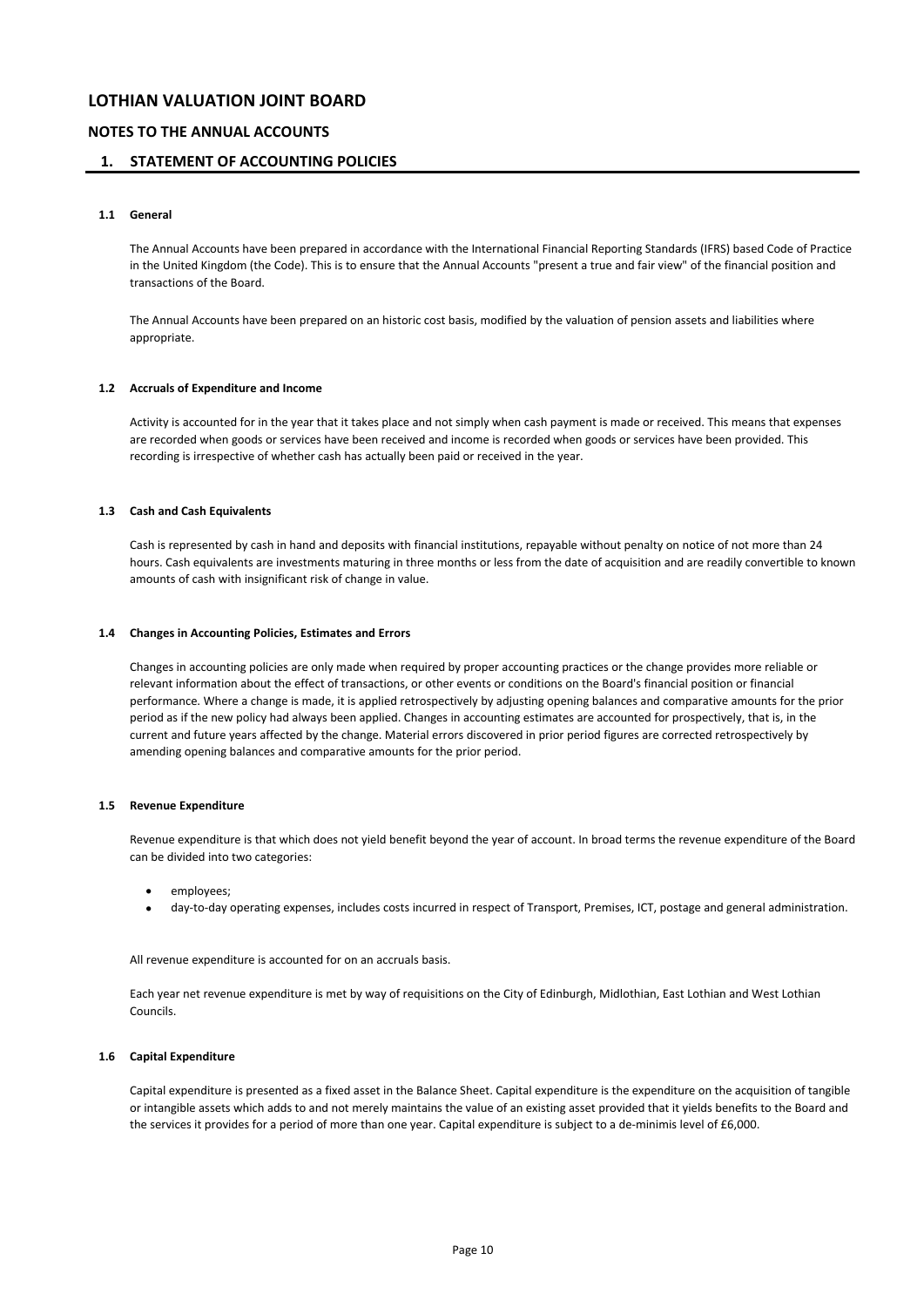# LOTHIAN VALUATION JOINT BOARD

## NOTES TO THE ANNUAL ACCOUNTS

## 1. STATEMENT OF ACCOUNTING POLICIES

### 1.1 General

The Annual Accounts have been prepared in accordance with the International Financial Reporting Standards (IFRS) based Code of Practice in the United Kingdom (the Code). This is to ensure that the Annual Accounts "present a true and fair view" of the financial position and transactions of the Board.

The Annual Accounts have been prepared on an historic cost basis, modified by the valuation of pension assets and liabilities where appropriate.

### 1.2 Accruals of Expenditure and Income

Activity is accounted for in the year that it takes place and not simply when cash payment is made or received. This means that expenses are recorded when goods or services have been received and income is recorded when goods or services have been provided. This recording is irrespective of whether cash has actually been paid or received in the year.

### 1.3 Cash and Cash Equivalents

Cash is represented by cash in hand and deposits with financial institutions, repayable without penalty on notice of not more than 24 hours. Cash equivalents are investments maturing in three months or less from the date of acquisition and are readily convertible to known amounts of cash with insignificant risk of change in value.

### 1.4 Changes in Accounting Policies, Estimates and Errors

Changes in accounting policies are only made when required by proper accounting practices or the change provides more reliable or relevant information about the effect of transactions, or other events or conditions on the Board's financial position or financial performance. Where a change is made, it is applied retrospectively by adjusting opening balances and comparative amounts for the prior period as if the new policy had always been applied. Changes in accounting estimates are accounted for prospectively, that is, in the current and future years affected by the change. Material errors discovered in prior period figures are corrected retrospectively by amending opening balances and comparative amounts for the prior period.

### 1.5 Revenue Expenditure

Revenue expenditure is that which does not yield benefit beyond the year of account. In broad terms the revenue expenditure of the Board can be divided into two categories:

- employees;
- day-to-day operating expenses, includes costs incurred in respect of Transport, Premises, ICT, postage and general administration.

All revenue expenditure is accounted for on an accruals basis.

Each year net revenue expenditure is met by way of requisitions on the City of Edinburgh, Midlothian, East Lothian and West Lothian Councils.

### 1.6 Capital Expenditure

Capital expenditure is presented as a fixed asset in the Balance Sheet. Capital expenditure is the expenditure on the acquisition of tangible or intangible assets which adds to and not merely maintains the value of an existing asset provided that it yields benefits to the Board and the services it provides for a period of more than one year. Capital expenditure is subject to a de-minimis level of £6,000.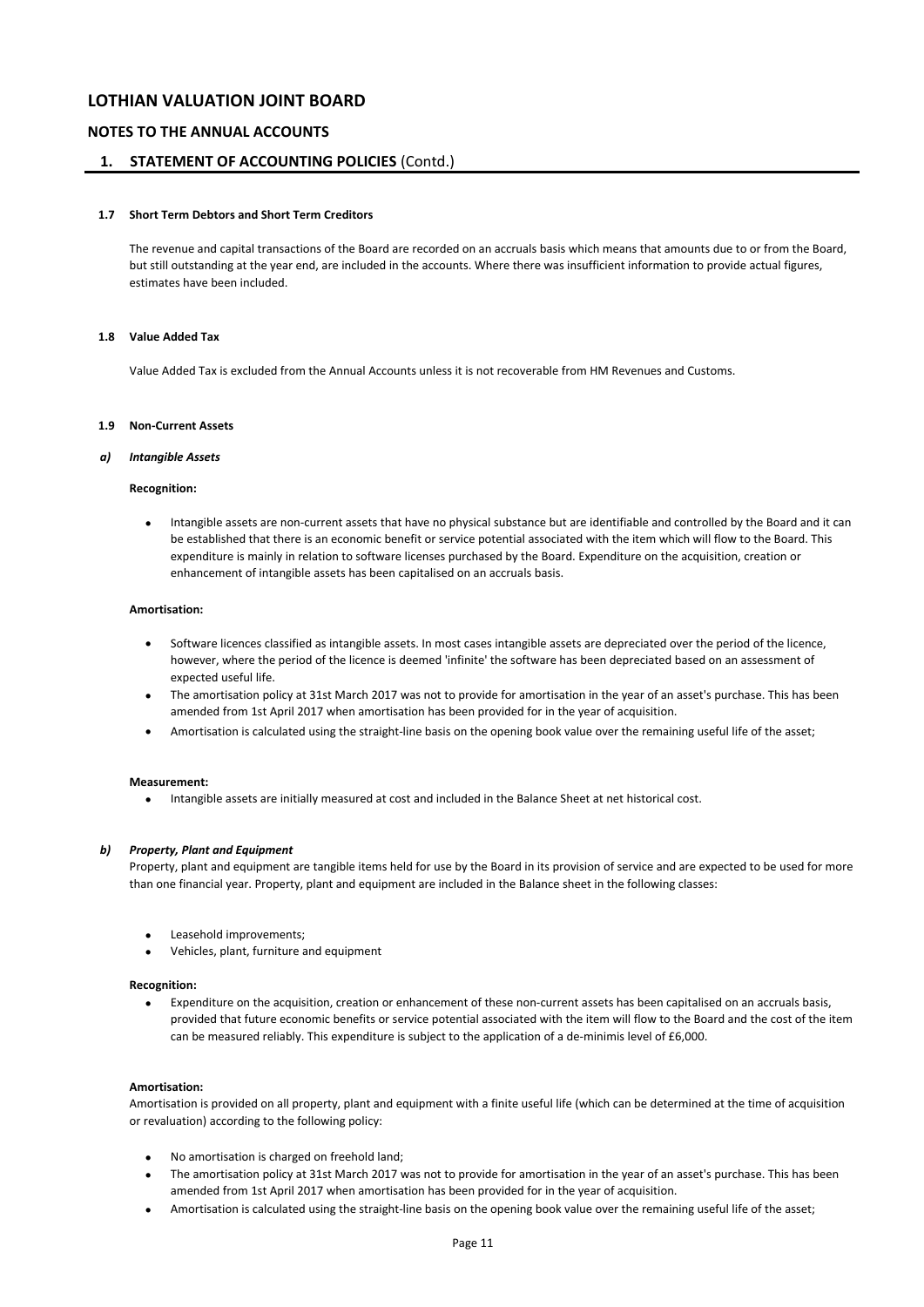# LOTHIAN VALUATION JOINT BOARD

## NOTES TO THE ANNUAL ACCOUNTS

## 1. STATEMENT OF ACCOUNTING POLICIES (Contd.)

### 1.7 Short Term Debtors and Short Term Creditors

The revenue and capital transactions of the Board are recorded on an accruals basis which means that amounts due to or from the Board, but still outstanding at the year end, are included in the accounts. Where there was insufficient information to provide actual figures, estimates have been included.

### 1.8 Value Added Tax

Value Added Tax is excluded from the Annual Accounts unless it is not recoverable from HM Revenues and Customs.

### 1.9 Non-Current Assets

#### *a) Intangible Assets*

**Recognition:**

- Intangible assets are non-current assets that have no physical substance but are identifiable and controlled by the Board and it can be established that there is an economic benefit or service potential associated with the item which will flow to the Board. This expenditure is mainly in relation to software licenses purchased by the Board. Expenditure on the acquisition, creation or enhancement of intangible assets has been capitalised on an accruals basis.

**Amortisation:**

- Software licences classified as intangible assets. In most cases intangible assets are depreciated over the period of the licence, however, where the period of the licence is deemed 'infinite' the software has been depreciated based on an assessment of expected useful life.
- The amortisation policy at 31st March 2017 was not to provide for amortisation in the year of an asset's purchase. This has been amended from 1st April 2017 when amortisation has been provided for in the year of acquisition.
- Amortisation is calculated using the straight-line basis on the opening book value over the remaining useful life of the asset;

**Measurement:**

- Intangible assets are initially measured at cost and included in the Balance Sheet at net historical cost.

#### *b) Property, Plant and Equipment*

Property, plant and equipment are tangible items held for use by the Board in its provision of service and are expected to be used for more than one financial year. Property, plant and equipment are included in the Balance sheet in the following classes:

- Leasehold improvements;
- Vehicles, plant, furniture and equipment

**Recognition:**

- Expenditure on the acquisition, creation or enhancement of these non-current assets has been capitalised on an accruals basis, provided that future economic benefits or service potential associated with the item will flow to the Board and the cost of the item can be measured reliably. This expenditure is subject to the application of a de-minimis level of £6,000.

**Amortisation:**

Amortisation is provided on all property, plant and equipment with a finite useful life (which can be determined at the time of acquisition or revaluation) according to the following policy:

- No amortisation is charged on freehold land;
- The amortisation policy at 31st March 2017 was not to provide for amortisation in the year of an asset's purchase. This has been amended from 1st April 2017 when amortisation has been provided for in the year of acquisition.
- Amortisation is calculated using the straight-line basis on the opening book value over the remaining useful life of the asset;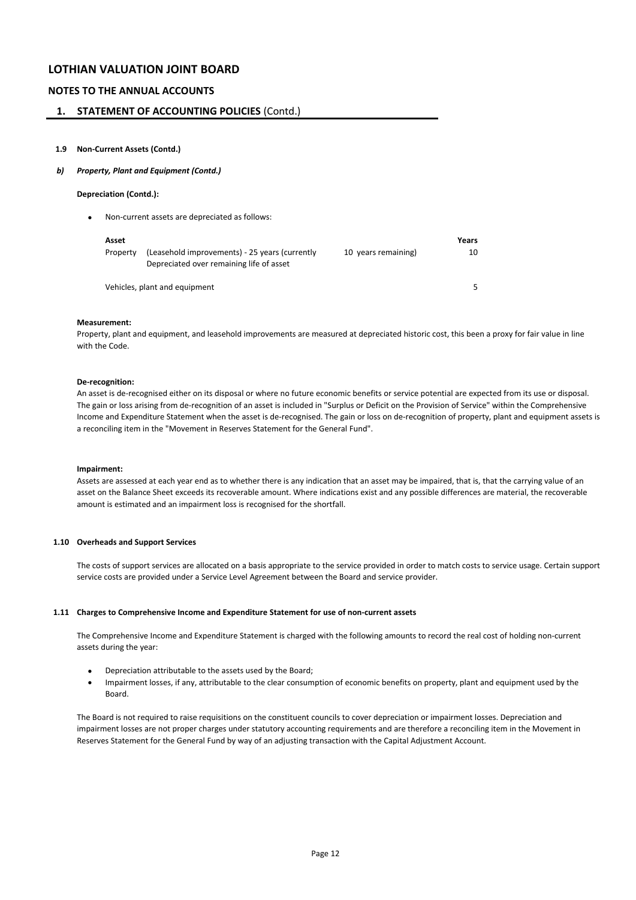# LOTHIAN VALUATION JOINT BOARD

## NOTES TO THE ANNUAL ACCOUNTS

## 1. STATEMENT OF ACCOUNTING POLICIES (Contd.)

### 1.9 Non-Current Assets (Contd.)

#### *b) Property, Plant and Equipment (Contd.)*

**Depreciation (Contd.):**

- Non-current assets are depreciated as follows:

| Asset | | | Years |
|---|---|---|---|
| Property | (Leasehold improvements) - 25 years (currently<br>Depreciated over remaining life of asset | 10 years remaining) | 10 |
| Vehicles, plant and equipment | | | 5 |

**Measurement:**

Property, plant and equipment, and leasehold improvements are measured at depreciated historic cost, this been a proxy for fair value in line with the Code.

**De-recognition:**

An asset is de-recognised either on its disposal or where no future economic benefits or service potential are expected from its use or disposal. The gain or loss arising from de-recognition of an asset is included in "Surplus or Deficit on the Provision of Service" within the Comprehensive Income and Expenditure Statement when the asset is de-recognised. The gain or loss on de-recognition of property, plant and equipment assets is a reconciling item in the "Movement in Reserves Statement for the General Fund".

**Impairment:**

Assets are assessed at each year end as to whether there is any indication that an asset may be impaired, that is, that the carrying value of an asset on the Balance Sheet exceeds its recoverable amount. Where indications exist and any possible differences are material, the recoverable amount is estimated and an impairment loss is recognised for the shortfall.

### 1.10 Overheads and Support Services

The costs of support services are allocated on a basis appropriate to the service provided in order to match costs to service usage. Certain support service costs are provided under a Service Level Agreement between the Board and service provider.

### 1.11 Charges to Comprehensive Income and Expenditure Statement for use of non-current assets

The Comprehensive Income and Expenditure Statement is charged with the following amounts to record the real cost of holding non-current assets during the year:

- Depreciation attributable to the assets used by the Board;
- Impairment losses, if any, attributable to the clear consumption of economic benefits on property, plant and equipment used by the Board.

The Board is not required to raise requisitions on the constituent councils to cover depreciation or impairment losses. Depreciation and impairment losses are not proper charges under statutory accounting requirements and are therefore a reconciling item in the Movement in Reserves Statement for the General Fund by way of an adjusting transaction with the Capital Adjustment Account.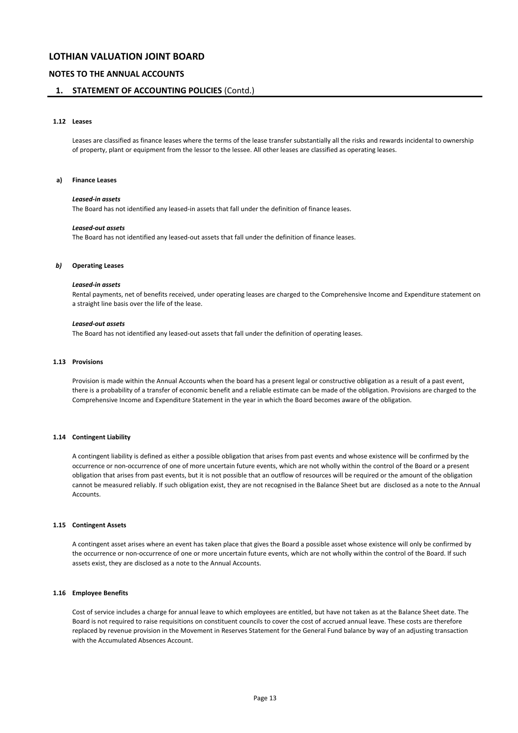# LOTHIAN VALUATION JOINT BOARD

## NOTES TO THE ANNUAL ACCOUNTS

## 1. STATEMENT OF ACCOUNTING POLICIES (Contd.)

### 1.12 Leases

Leases are classified as finance leases where the terms of the lease transfer substantially all the risks and rewards incidental to ownership of property, plant or equipment from the lessor to the lessee. All other leases are classified as operating leases.

#### a) Finance Leases

***Leased-in assets***
The Board has not identified any leased-in assets that fall under the definition of finance leases.

***Leased-out assets***
The Board has not identified any leased-out assets that fall under the definition of finance leases.

#### *b)* Operating Leases

***Leased-in assets***
Rental payments, net of benefits received, under operating leases are charged to the Comprehensive Income and Expenditure statement on a straight line basis over the life of the lease.

***Leased-out assets***
The Board has not identified any leased-out assets that fall under the definition of operating leases.

### 1.13 Provisions

Provision is made within the Annual Accounts when the board has a present legal or constructive obligation as a result of a past event, there is a probability of a transfer of economic benefit and a reliable estimate can be made of the obligation. Provisions are charged to the Comprehensive Income and Expenditure Statement in the year in which the Board becomes aware of the obligation.

### 1.14 Contingent Liability

A contingent liability is defined as either a possible obligation that arises from past events and whose existence will be confirmed by the occurrence or non-occurrence of one of more uncertain future events, which are not wholly within the control of the Board or a present obligation that arises from past events, but it is not possible that an outflow of resources will be required or the amount of the obligation cannot be measured reliably. If such obligation exist, they are not recognised in the Balance Sheet but are disclosed as a note to the Annual Accounts.

### 1.15 Contingent Assets

A contingent asset arises where an event has taken place that gives the Board a possible asset whose existence will only be confirmed by the occurrence or non-occurrence of one or more uncertain future events, which are not wholly within the control of the Board. If such assets exist, they are disclosed as a note to the Annual Accounts.

### 1.16 Employee Benefits

Cost of service includes a charge for annual leave to which employees are entitled, but have not taken as at the Balance Sheet date. The Board is not required to raise requisitions on constituent councils to cover the cost of accrued annual leave. These costs are therefore replaced by revenue provision in the Movement in Reserves Statement for the General Fund balance by way of an adjusting transaction with the Accumulated Absences Account.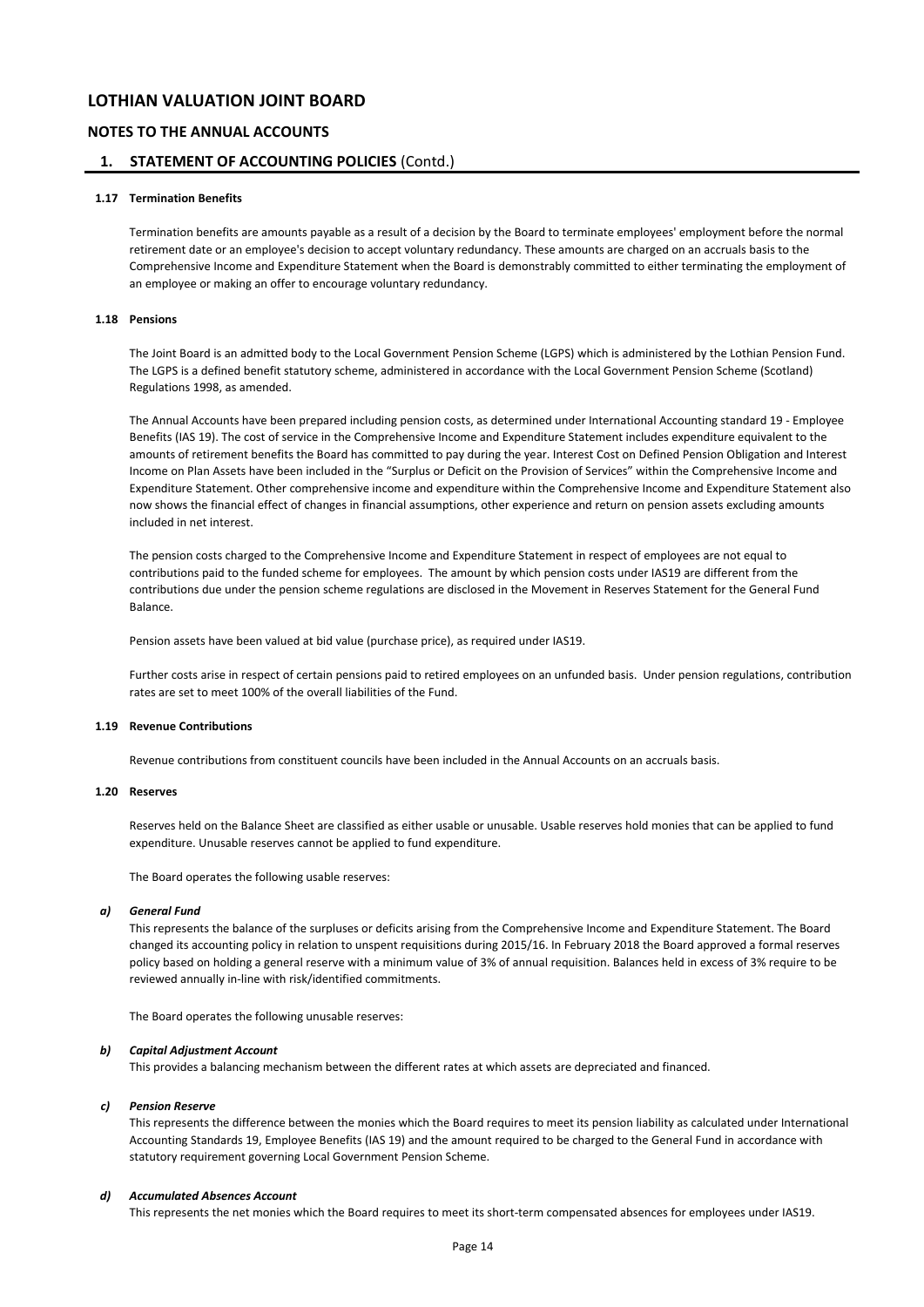# LOTHIAN VALUATION JOINT BOARD

## NOTES TO THE ANNUAL ACCOUNTS

## 1. STATEMENT OF ACCOUNTING POLICIES (Contd.)

### 1.17 Termination Benefits

Termination benefits are amounts payable as a result of a decision by the Board to terminate employees' employment before the normal retirement date or an employee's decision to accept voluntary redundancy. These amounts are charged on an accruals basis to the Comprehensive Income and Expenditure Statement when the Board is demonstrably committed to either terminating the employment of an employee or making an offer to encourage voluntary redundancy.

### 1.18 Pensions

The Joint Board is an admitted body to the Local Government Pension Scheme (LGPS) which is administered by the Lothian Pension Fund. The LGPS is a defined benefit statutory scheme, administered in accordance with the Local Government Pension Scheme (Scotland) Regulations 1998, as amended.

The Annual Accounts have been prepared including pension costs, as determined under International Accounting standard 19 - Employee Benefits (IAS 19). The cost of service in the Comprehensive Income and Expenditure Statement includes expenditure equivalent to the amounts of retirement benefits the Board has committed to pay during the year. Interest Cost on Defined Pension Obligation and Interest Income on Plan Assets have been included in the "Surplus or Deficit on the Provision of Services" within the Comprehensive Income and Expenditure Statement. Other comprehensive income and expenditure within the Comprehensive Income and Expenditure Statement also now shows the financial effect of changes in financial assumptions, other experience and return on pension assets excluding amounts included in net interest.

The pension costs charged to the Comprehensive Income and Expenditure Statement in respect of employees are not equal to contributions paid to the funded scheme for employees. The amount by which pension costs under IAS19 are different from the contributions due under the pension scheme regulations are disclosed in the Movement in Reserves Statement for the General Fund Balance.

Pension assets have been valued at bid value (purchase price), as required under IAS19.

Further costs arise in respect of certain pensions paid to retired employees on an unfunded basis. Under pension regulations, contribution rates are set to meet 100% of the overall liabilities of the Fund.

### 1.19 Revenue Contributions

Revenue contributions from constituent councils have been included in the Annual Accounts on an accruals basis.

### 1.20 Reserves

Reserves held on the Balance Sheet are classified as either usable or unusable. Usable reserves hold monies that can be applied to fund expenditure. Unusable reserves cannot be applied to fund expenditure.

The Board operates the following usable reserves:

***a) General Fund***

This represents the balance of the surpluses or deficits arising from the Comprehensive Income and Expenditure Statement. The Board changed its accounting policy in relation to unspent requisitions during 2015/16. In February 2018 the Board approved a formal reserves policy based on holding a general reserve with a minimum value of 3% of annual requisition. Balances held in excess of 3% require to be reviewed annually in-line with risk/identified commitments.

The Board operates the following unusable reserves:

***b) Capital Adjustment Account***

This provides a balancing mechanism between the different rates at which assets are depreciated and financed.

***c) Pension Reserve***

This represents the difference between the monies which the Board requires to meet its pension liability as calculated under International Accounting Standards 19, Employee Benefits (IAS 19) and the amount required to be charged to the General Fund in accordance with statutory requirement governing Local Government Pension Scheme.

***d) Accumulated Absences Account***

This represents the net monies which the Board requires to meet its short-term compensated absences for employees under IAS19.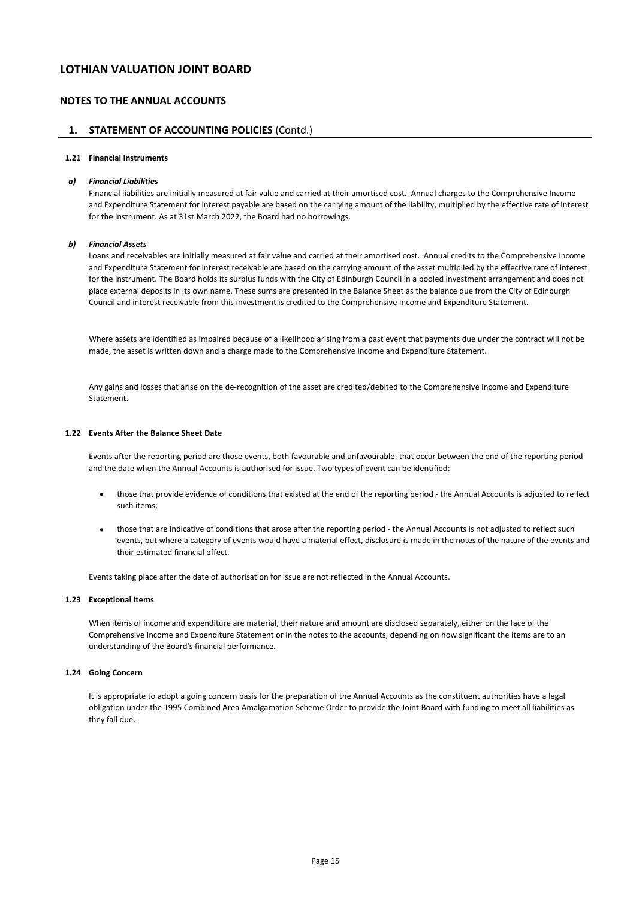# LOTHIAN VALUATION JOINT BOARD

## NOTES TO THE ANNUAL ACCOUNTS

## 1. STATEMENT OF ACCOUNTING POLICIES (Contd.)

### 1.21 Financial Instruments

***a) Financial Liabilities***

Financial liabilities are initially measured at fair value and carried at their amortised cost. Annual charges to the Comprehensive Income and Expenditure Statement for interest payable are based on the carrying amount of the liability, multiplied by the effective rate of interest for the instrument. As at 31st March 2022, the Board had no borrowings.

***b) Financial Assets***

Loans and receivables are initially measured at fair value and carried at their amortised cost. Annual credits to the Comprehensive Income and Expenditure Statement for interest receivable are based on the carrying amount of the asset multiplied by the effective rate of interest for the instrument. The Board holds its surplus funds with the City of Edinburgh Council in a pooled investment arrangement and does not place external deposits in its own name. These sums are presented in the Balance Sheet as the balance due from the City of Edinburgh Council and interest receivable from this investment is credited to the Comprehensive Income and Expenditure Statement.

Where assets are identified as impaired because of a likelihood arising from a past event that payments due under the contract will not be made, the asset is written down and a charge made to the Comprehensive Income and Expenditure Statement.

Any gains and losses that arise on the de-recognition of the asset are credited/debited to the Comprehensive Income and Expenditure Statement.

### 1.22 Events After the Balance Sheet Date

Events after the reporting period are those events, both favourable and unfavourable, that occur between the end of the reporting period and the date when the Annual Accounts is authorised for issue. Two types of event can be identified:

- those that provide evidence of conditions that existed at the end of the reporting period - the Annual Accounts is adjusted to reflect such items;
- those that are indicative of conditions that arose after the reporting period - the Annual Accounts is not adjusted to reflect such events, but where a category of events would have a material effect, disclosure is made in the notes of the nature of the events and their estimated financial effect.

Events taking place after the date of authorisation for issue are not reflected in the Annual Accounts.

### 1.23 Exceptional Items

When items of income and expenditure are material, their nature and amount are disclosed separately, either on the face of the Comprehensive Income and Expenditure Statement or in the notes to the accounts, depending on how significant the items are to an understanding of the Board's financial performance.

### 1.24 Going Concern

It is appropriate to adopt a going concern basis for the preparation of the Annual Accounts as the constituent authorities have a legal obligation under the 1995 Combined Area Amalgamation Scheme Order to provide the Joint Board with funding to meet all liabilities as they fall due.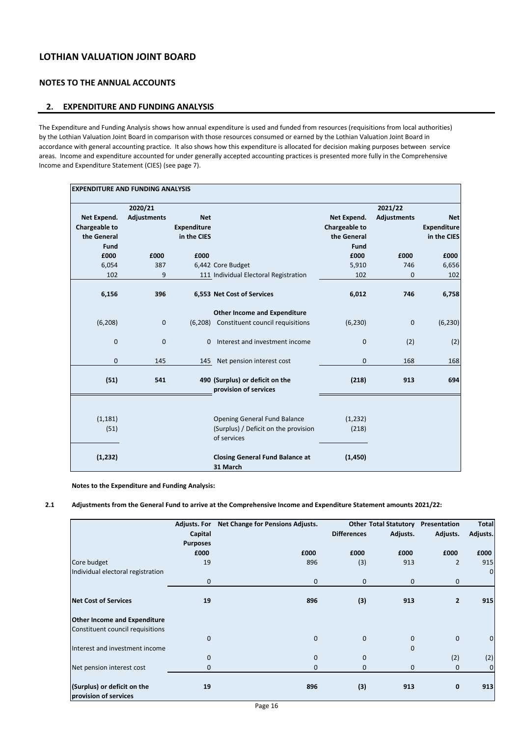# LOTHIAN VALUATION JOINT BOARD

## NOTES TO THE ANNUAL ACCOUNTS

### 2. EXPENDITURE AND FUNDING ANALYSIS

The Expenditure and Funding Analysis shows how annual expenditure is used and funded from resources (requisitions from local authorities) by the Lothian Valuation Joint Board in comparison with those resources consumed or earned by the Lothian Valuation Joint Board in accordance with general accounting practice. It also shows how this expenditure is allocated for decision making purposes between service areas. Income and expenditure accounted for under generally accepted accounting practices is presented more fully in the Comprehensive Income and Expenditure Statement (CIES) (see page 7).

**EXPENDITURE AND FUNDING ANALYSIS**

| 2020/21 | | | | 2021/22 | | |
|---|---|---|---|---|---|---|
| Net Expend. Chargeable to the General Fund | Adjustments | Net Expenditure in the CIES | | Net Expend. Chargeable to the General Fund | Adjustments | Net Expenditure in the CIES |
| £000 | £000 | £000 | | £000 | £000 | £000 |
| 6,054 | 387 | 6,442 | Core Budget | 5,910 | 746 | 6,656 |
| 102 | 9 | 111 | Individual Electoral Registration | 102 | 0 | 102 |
| **6,156** | **396** | **6,553** | **Net Cost of Services** | **6,012** | **746** | **6,758** |
| | | | **Other Income and Expenditure** | | | |
| (6,208) | 0 | (6,208) | Constituent council requisitions | (6,230) | 0 | (6,230) |
| 0 | 0 | 0 | Interest and investment income | 0 | (2) | (2) |
| 0 | 145 | 145 | Net pension interest cost | 0 | 168 | 168 |
| **(51)** | **541** | **490** | **(Surplus) or deficit on the provision of services** | **(218)** | **913** | **694** |
| (1,181) | | | Opening General Fund Balance | (1,232) | | |
| (51) | | | (Surplus) / Deficit on the provision of services | (218) | | |
| **(1,232)** | | | **Closing General Fund Balance at 31 March** | **(1,450)** | | |

**Notes to the Expenditure and Funding Analysis:**

**2.1 Adjustments from the General Fund to arrive at the Comprehensive Income and Expenditure Statement amounts 2021/22:**

| | Adjusts. For Capital Purposes | Net Change for Pensions Adjusts. | Other Differences | Total Statutory Adjusts. | Presentation Adjusts. | Total Adjusts. |
|---|---|---|---|---|---|---|
| | £000 | £000 | £000 | £000 | £000 | £000 |
| Core budget | 19 | 896 | (3) | 913 | 2 | 915 |
| Individual electoral registration | 0 | 0 | 0 | 0 | 0 | 0 |
| **Net Cost of Services** | **19** | **896** | **(3)** | **913** | **2** | **915** |
| **Other Income and Expenditure** | | | | | | |
| Constituent council requisitions | 0 | 0 | 0 | 0 | 0 | 0 |
| Interest and investment income | 0 | 0 | 0 | 0 | (2) | (2) |
| Net pension interest cost | 0 | 0 | 0 | 0 | 0 | 0 |
| **(Surplus) or deficit on the provision of services** | **19** | **896** | **(3)** | **913** | **0** | **913** |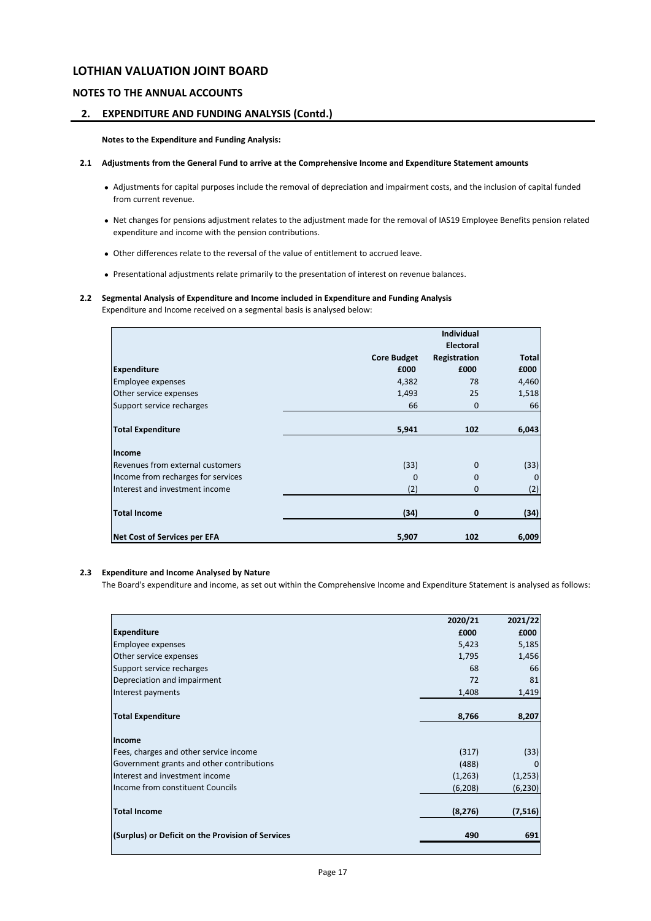# LOTHIAN VALUATION JOINT BOARD

## NOTES TO THE ANNUAL ACCOUNTS

## 2. EXPENDITURE AND FUNDING ANALYSIS (Contd.)

**Notes to the Expenditure and Funding Analysis:**

### 2.1 Adjustments from the General Fund to arrive at the Comprehensive Income and Expenditure Statement amounts

- Adjustments for capital purposes include the removal of depreciation and impairment costs, and the inclusion of capital funded from current revenue.
- Net changes for pensions adjustment relates to the adjustment made for the removal of IAS19 Employee Benefits pension related expenditure and income with the pension contributions.
- Other differences relate to the reversal of the value of entitlement to accrued leave.
- Presentational adjustments relate primarily to the presentation of interest on revenue balances.

### 2.2 Segmental Analysis of Expenditure and Income included in Expenditure and Funding Analysis

Expenditure and Income received on a segmental basis is analysed below:

| Expenditure | Core Budget £000 | Individual Electoral Registration £000 | Total £000 |
|---|---|---|---|
| Employee expenses | 4,382 | 78 | 4,460 |
| Other service expenses | 1,493 | 25 | 1,518 |
| Support service recharges | 66 | 0 | 66 |
| **Total Expenditure** | **5,941** | **102** | **6,043** |
| **Income** | | | |
| Revenues from external customers | (33) | 0 | (33) |
| Income from recharges for services | 0 | 0 | 0 |
| Interest and investment income | (2) | 0 | (2) |
| **Total Income** | **(34)** | **0** | **(34)** |
| **Net Cost of Services per EFA** | **5,907** | **102** | **6,009** |

### 2.3 Expenditure and Income Analysed by Nature

The Board's expenditure and income, as set out within the Comprehensive Income and Expenditure Statement is analysed as follows:

| Expenditure | 2020/21 £000 | 2021/22 £000 |
|---|---|---|
| Employee expenses | 5,423 | 5,185 |
| Other service expenses | 1,795 | 1,456 |
| Support service recharges | 68 | 66 |
| Depreciation and impairment | 72 | 81 |
| Interest payments | 1,408 | 1,419 |
| **Total Expenditure** | **8,766** | **8,207** |
| **Income** | | |
| Fees, charges and other service income | (317) | (33) |
| Government grants and other contributions | (488) | 0 |
| Interest and investment income | (1,263) | (1,253) |
| Income from constituent Councils | (6,208) | (6,230) |
| **Total Income** | **(8,276)** | **(7,516)** |
| **(Surplus) or Deficit on the Provision of Services** | **490** | **691** |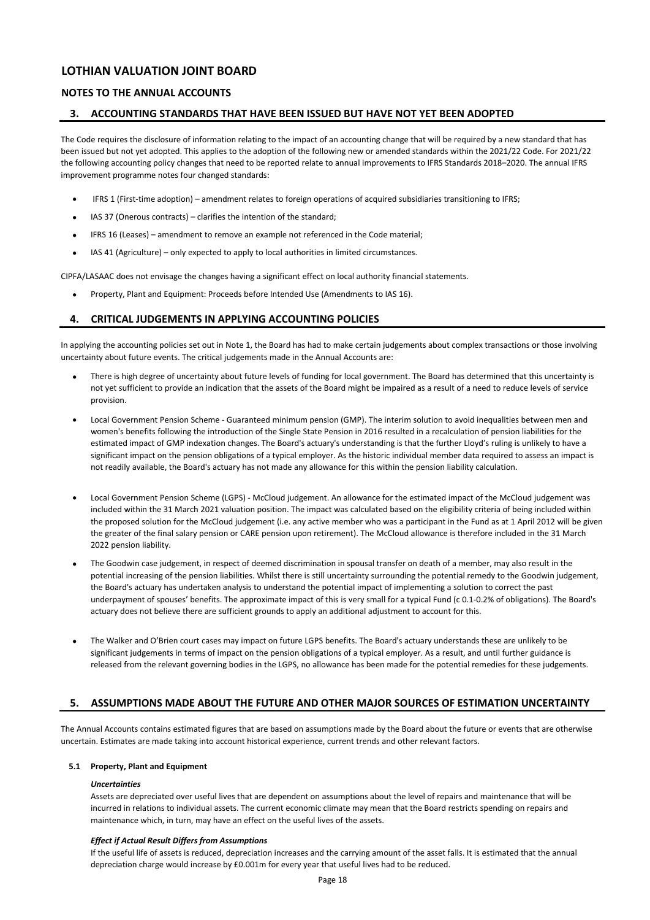# LOTHIAN VALUATION JOINT BOARD

## NOTES TO THE ANNUAL ACCOUNTS

## 3. ACCOUNTING STANDARDS THAT HAVE BEEN ISSUED BUT HAVE NOT YET BEEN ADOPTED

The Code requires the disclosure of information relating to the impact of an accounting change that will be required by a new standard that has been issued but not yet adopted. This applies to the adoption of the following new or amended standards within the 2021/22 Code. For 2021/22 the following accounting policy changes that need to be reported relate to annual improvements to IFRS Standards 2018–2020. The annual IFRS improvement programme notes four changed standards:

- IFRS 1 (First-time adoption) – amendment relates to foreign operations of acquired subsidiaries transitioning to IFRS;
- IAS 37 (Onerous contracts) – clarifies the intention of the standard;
- IFRS 16 (Leases) – amendment to remove an example not referenced in the Code material;
- IAS 41 (Agriculture) – only expected to apply to local authorities in limited circumstances.

CIPFA/LASAAC does not envisage the changes having a significant effect on local authority financial statements.

- Property, Plant and Equipment: Proceeds before Intended Use (Amendments to IAS 16).

## 4. CRITICAL JUDGEMENTS IN APPLYING ACCOUNTING POLICIES

In applying the accounting policies set out in Note 1, the Board has had to make certain judgements about complex transactions or those involving uncertainty about future events. The critical judgements made in the Annual Accounts are:

- There is high degree of uncertainty about future levels of funding for local government. The Board has determined that this uncertainty is not yet sufficient to provide an indication that the assets of the Board might be impaired as a result of a need to reduce levels of service provision.
- Local Government Pension Scheme - Guaranteed minimum pension (GMP). The interim solution to avoid inequalities between men and women's benefits following the introduction of the Single State Pension in 2016 resulted in a recalculation of pension liabilities for the estimated impact of GMP indexation changes. The Board's actuary's understanding is that the further Lloyd's ruling is unlikely to have a significant impact on the pension obligations of a typical employer. As the historic individual member data required to assess an impact is not readily available, the Board's actuary has not made any allowance for this within the pension liability calculation.
- Local Government Pension Scheme (LGPS) - McCloud judgement. An allowance for the estimated impact of the McCloud judgement was included within the 31 March 2021 valuation position. The impact was calculated based on the eligibility criteria of being included within the proposed solution for the McCloud judgement (i.e. any active member who was a participant in the Fund as at 1 April 2012 will be given the greater of the final salary pension or CARE pension upon retirement). The McCloud allowance is therefore included in the 31 March 2022 pension liability.
- The Goodwin case judgement, in respect of deemed discrimination in spousal transfer on death of a member, may also result in the potential increasing of the pension liabilities. Whilst there is still uncertainty surrounding the potential remedy to the Goodwin judgement, the Board's actuary has undertaken analysis to understand the potential impact of implementing a solution to correct the past underpayment of spouses' benefits. The approximate impact of this is very small for a typical Fund (c 0.1-0.2% of obligations). The Board's actuary does not believe there are sufficient grounds to apply an additional adjustment to account for this.
- The Walker and O'Brien court cases may impact on future LGPS benefits. The Board's actuary understands these are unlikely to be significant judgements in terms of impact on the pension obligations of a typical employer. As a result, and until further guidance is released from the relevant governing bodies in the LGPS, no allowance has been made for the potential remedies for these judgements.

## 5. ASSUMPTIONS MADE ABOUT THE FUTURE AND OTHER MAJOR SOURCES OF ESTIMATION UNCERTAINTY

The Annual Accounts contains estimated figures that are based on assumptions made by the Board about the future or events that are otherwise uncertain. Estimates are made taking into account historical experience, current trends and other relevant factors.

### 5.1 Property, Plant and Equipment

***Uncertainties***

Assets are depreciated over useful lives that are dependent on assumptions about the level of repairs and maintenance that will be incurred in relations to individual assets. The current economic climate may mean that the Board restricts spending on repairs and maintenance which, in turn, may have an effect on the useful lives of the assets.

***Effect if Actual Result Differs from Assumptions***

If the useful life of assets is reduced, depreciation increases and the carrying amount of the asset falls. It is estimated that the annual depreciation charge would increase by £0.001m for every year that useful lives had to be reduced.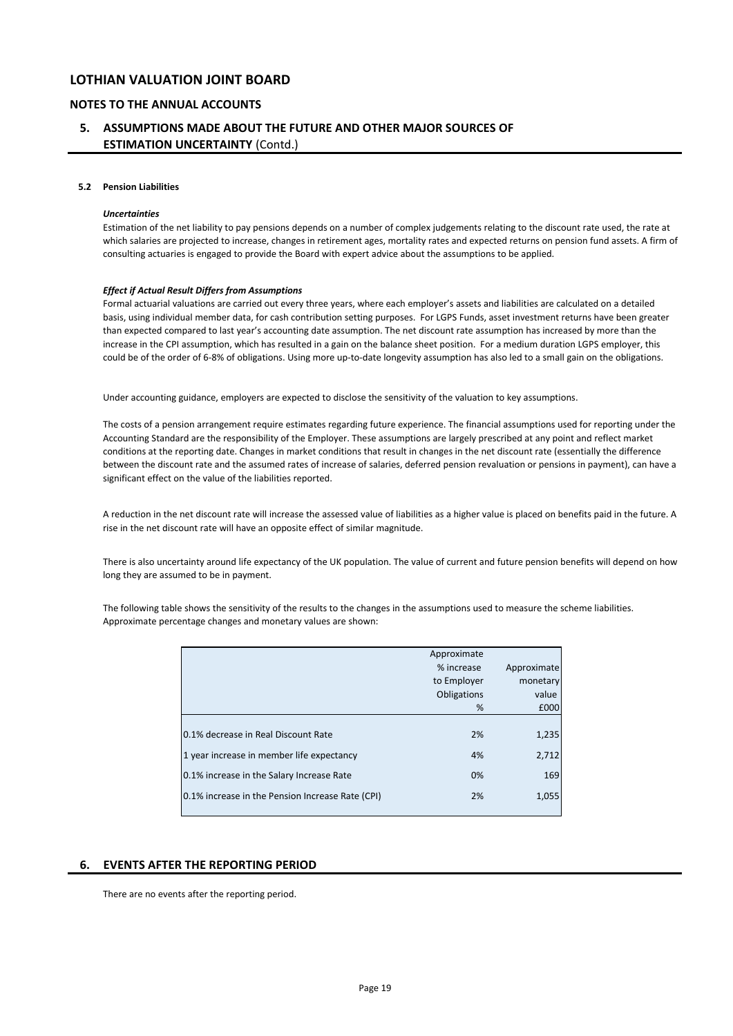# LOTHIAN VALUATION JOINT BOARD

## NOTES TO THE ANNUAL ACCOUNTS

## 5. ASSUMPTIONS MADE ABOUT THE FUTURE AND OTHER MAJOR SOURCES OF ESTIMATION UNCERTAINTY (Contd.)

### 5.2 Pension Liabilities

***Uncertainties***

Estimation of the net liability to pay pensions depends on a number of complex judgements relating to the discount rate used, the rate at which salaries are projected to increase, changes in retirement ages, mortality rates and expected returns on pension fund assets. A firm of consulting actuaries is engaged to provide the Board with expert advice about the assumptions to be applied.

***Effect if Actual Result Differs from Assumptions***

Formal actuarial valuations are carried out every three years, where each employer's assets and liabilities are calculated on a detailed basis, using individual member data, for cash contribution setting purposes. For LGPS Funds, asset investment returns have been greater than expected compared to last year's accounting date assumption. The net discount rate assumption has increased by more than the increase in the CPI assumption, which has resulted in a gain on the balance sheet position. For a medium duration LGPS employer, this could be of the order of 6-8% of obligations. Using more up-to-date longevity assumption has also led to a small gain on the obligations.

Under accounting guidance, employers are expected to disclose the sensitivity of the valuation to key assumptions.

The costs of a pension arrangement require estimates regarding future experience. The financial assumptions used for reporting under the Accounting Standard are the responsibility of the Employer. These assumptions are largely prescribed at any point and reflect market conditions at the reporting date. Changes in market conditions that result in changes in the net discount rate (essentially the difference between the discount rate and the assumed rates of increase of salaries, deferred pension revaluation or pensions in payment), can have a significant effect on the value of the liabilities reported.

A reduction in the net discount rate will increase the assessed value of liabilities as a higher value is placed on benefits paid in the future. A rise in the net discount rate will have an opposite effect of similar magnitude.

There is also uncertainty around life expectancy of the UK population. The value of current and future pension benefits will depend on how long they are assumed to be in payment.

The following table shows the sensitivity of the results to the changes in the assumptions used to measure the scheme liabilities. Approximate percentage changes and monetary values are shown:

| | Approximate % increase to Employer Obligations % | Approximate monetary value £000 |
|---|---|---|
| 0.1% decrease in Real Discount Rate | 2% | 1,235 |
| 1 year increase in member life expectancy | 4% | 2,712 |
| 0.1% increase in the Salary Increase Rate | 0% | 169 |
| 0.1% increase in the Pension Increase Rate (CPI) | 2% | 1,055 |

## 6. EVENTS AFTER THE REPORTING PERIOD

There are no events after the reporting period.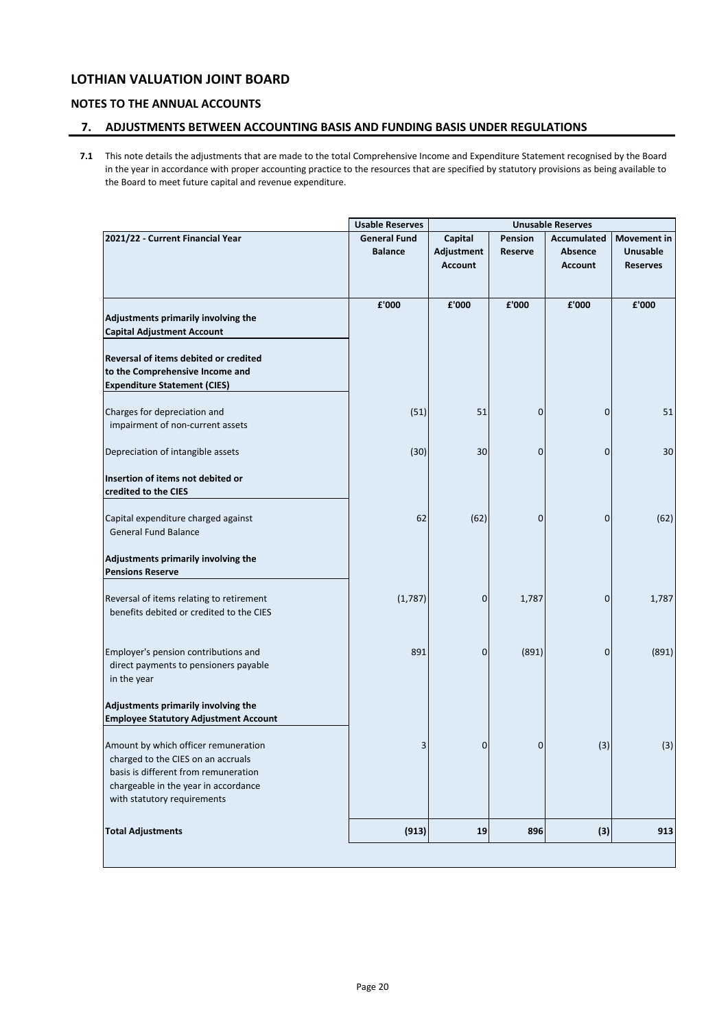# LOTHIAN VALUATION JOINT BOARD

## NOTES TO THE ANNUAL ACCOUNTS

### 7. ADJUSTMENTS BETWEEN ACCOUNTING BASIS AND FUNDING BASIS UNDER REGULATIONS

**7.1** This note details the adjustments that are made to the total Comprehensive Income and Expenditure Statement recognised by the Board in the year in accordance with proper accounting practice to the resources that are specified by statutory provisions as being available to the Board to meet future capital and revenue expenditure.

| | Usable Reserves | Unusable Reserves | | | |
|---|---|---|---|---|---|
| **2021/22 - Current Financial Year** | **General Fund Balance** | **Capital Adjustment Account** | **Pension Reserve** | **Accumulated Absence Account** | **Movement in Unusable Reserves** |
| | **£'000** | **£'000** | **£'000** | **£'000** | **£'000** |
| **Adjustments primarily involving the Capital Adjustment Account** | | | | | |
| **Reversal of items debited or credited to the Comprehensive Income and Expenditure Statement (CIES)** | | | | | |
| Charges for depreciation and impairment of non-current assets | (51) | 51 | 0 | 0 | 51 |
| Depreciation of intangible assets | (30) | 30 | 0 | 0 | 30 |
| **Insertion of items not debited or credited to the CIES** | | | | | |
| Capital expenditure charged against General Fund Balance | 62 | (62) | 0 | 0 | (62) |
| **Adjustments primarily involving the Pensions Reserve** | | | | | |
| Reversal of items relating to retirement benefits debited or credited to the CIES | (1,787) | 0 | 1,787 | 0 | 1,787 |
| Employer's pension contributions and direct payments to pensioners payable in the year | 891 | 0 | (891) | 0 | (891) |
| **Adjustments primarily involving the Employee Statutory Adjustment Account** | | | | | |
| Amount by which officer remuneration charged to the CIES on an accruals basis is different from remuneration chargeable in the year in accordance with statutory requirements | 3 | 0 | 0 | (3) | (3) |
| **Total Adjustments** | **(913)** | **19** | **896** | **(3)** | **913** |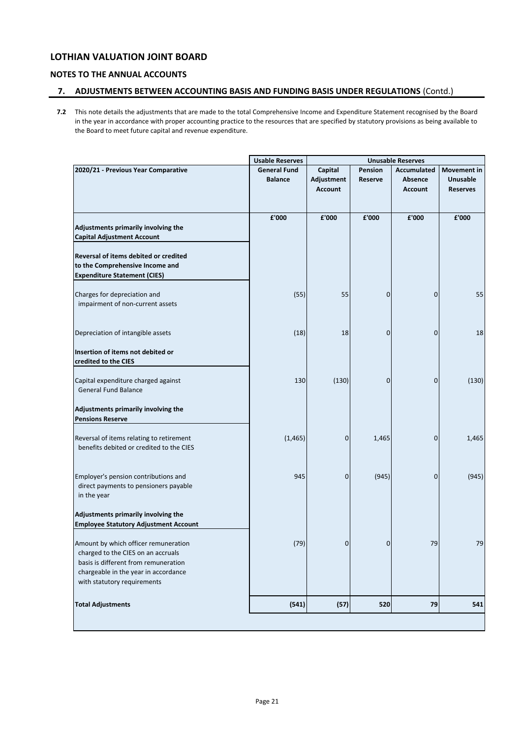## LOTHIAN VALUATION JOINT BOARD

### NOTES TO THE ANNUAL ACCOUNTS

### 7. ADJUSTMENTS BETWEEN ACCOUNTING BASIS AND FUNDING BASIS UNDER REGULATIONS (Contd.)

**7.2** This note details the adjustments that are made to the total Comprehensive Income and Expenditure Statement recognised by the Board in the year in accordance with proper accounting practice to the resources that are specified by statutory provisions as being available to the Board to meet future capital and revenue expenditure.

| | Usable Reserves | Unusable Reserves | | | |
|---|---|---|---|---|---|
| **2020/21 - Previous Year Comparative** | **General Fund Balance** | **Capital Adjustment Account** | **Pension Reserve** | **Accumulated Absence Account** | **Movement in Unusable Reserves** |
| | **£'000** | **£'000** | **£'000** | **£'000** | **£'000** |
| **Adjustments primarily involving the Capital Adjustment Account** | | | | | |
| **Reversal of items debited or credited to the Comprehensive Income and Expenditure Statement (CIES)** | | | | | |
| Charges for depreciation and impairment of non-current assets | (55) | 55 | 0 | 0 | 55 |
| Depreciation of intangible assets | (18) | 18 | 0 | 0 | 18 |
| **Insertion of items not debited or credited to the CIES** | | | | | |
| Capital expenditure charged against General Fund Balance | 130 | (130) | 0 | 0 | (130) |
| **Adjustments primarily involving the Pensions Reserve** | | | | | |
| Reversal of items relating to retirement benefits debited or credited to the CIES | (1,465) | 0 | 1,465 | 0 | 1,465 |
| Employer's pension contributions and direct payments to pensioners payable in the year | 945 | 0 | (945) | 0 | (945) |
| **Adjustments primarily involving the Employee Statutory Adjustment Account** | | | | | |
| Amount by which officer remuneration charged to the CIES on an accruals basis is different from remuneration chargeable in the year in accordance with statutory requirements | (79) | 0 | 0 | 79 | 79 |
| **Total Adjustments** | **(541)** | **(57)** | **520** | **79** | **541** |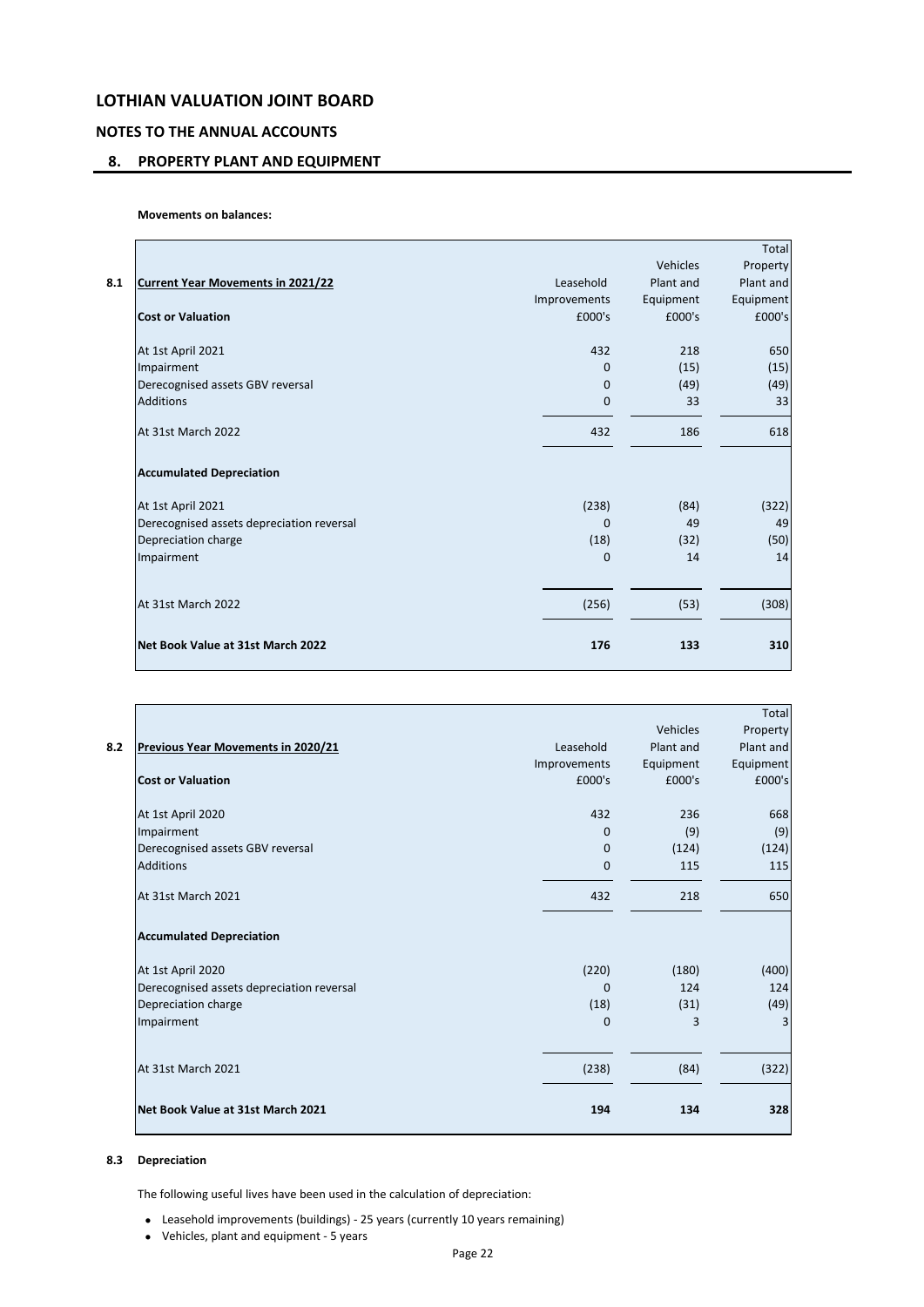# LOTHIAN VALUATION JOINT BOARD

## NOTES TO THE ANNUAL ACCOUNTS

### 8. PROPERTY PLANT AND EQUIPMENT

**Movements on balances:**

**8.1**

| **Current Year Movements in 2021/22** | Leasehold Improvements | Vehicles Plant and Equipment | Total Property Plant and Equipment |
|---|---|---|---|
| **Cost or Valuation** | £000's | £000's | £000's |
| At 1st April 2021 | 432 | 218 | 650 |
| Impairment | 0 | (15) | (15) |
| Derecognised assets GBV reversal | 0 | (49) | (49) |
| Additions | 0 | 33 | 33 |
| At 31st March 2022 | 432 | 186 | 618 |
| **Accumulated Depreciation** | | | |
| At 1st April 2021 | (238) | (84) | (322) |
| Derecognised assets depreciation reversal | 0 | 49 | 49 |
| Depreciation charge | (18) | (32) | (50) |
| Impairment | 0 | 14 | 14 |
| At 31st March 2022 | (256) | (53) | (308) |
| **Net Book Value at 31st March 2022** | **176** | **133** | **310** |

**8.2**

| **Previous Year Movements in 2020/21** | Leasehold Improvements | Vehicles Plant and Equipment | Total Property Plant and Equipment |
|---|---|---|---|
| **Cost or Valuation** | £000's | £000's | £000's |
| At 1st April 2020 | 432 | 236 | 668 |
| Impairment | 0 | (9) | (9) |
| Derecognised assets GBV reversal | 0 | (124) | (124) |
| Additions | 0 | 115 | 115 |
| At 31st March 2021 | 432 | 218 | 650 |
| **Accumulated Depreciation** | | | |
| At 1st April 2020 | (220) | (180) | (400) |
| Derecognised assets depreciation reversal | 0 | 124 | 124 |
| Depreciation charge | (18) | (31) | (49) |
| Impairment | 0 | 3 | 3 |
| At 31st March 2021 | (238) | (84) | (322) |
| **Net Book Value at 31st March 2021** | **194** | **134** | **328** |

**8.3 Depreciation**

The following useful lives have been used in the calculation of depreciation:

- Leasehold improvements (buildings) - 25 years (currently 10 years remaining)
- Vehicles, plant and equipment - 5 years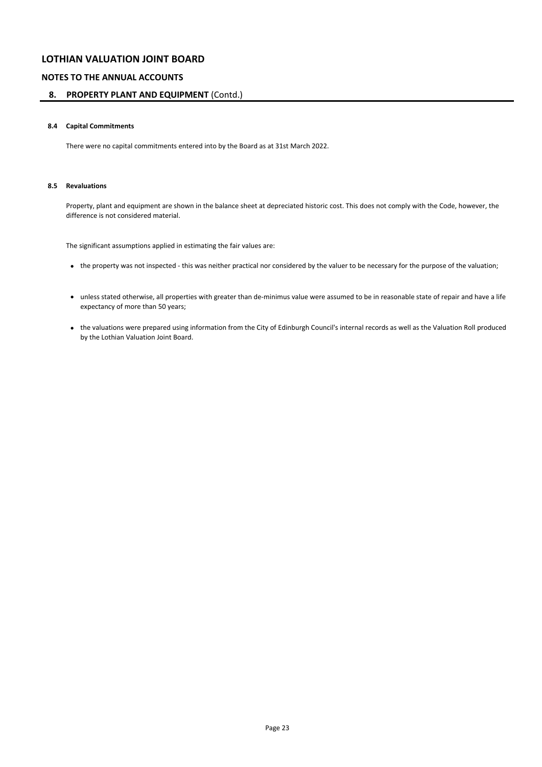# LOTHIAN VALUATION JOINT BOARD

## NOTES TO THE ANNUAL ACCOUNTS

## 8. PROPERTY PLANT AND EQUIPMENT (Contd.)

### 8.4 Capital Commitments

There were no capital commitments entered into by the Board as at 31st March 2022.

### 8.5 Revaluations

Property, plant and equipment are shown in the balance sheet at depreciated historic cost. This does not comply with the Code, however, the difference is not considered material.

The significant assumptions applied in estimating the fair values are:

- the property was not inspected - this was neither practical nor considered by the valuer to be necessary for the purpose of the valuation;
- unless stated otherwise, all properties with greater than de-minimus value were assumed to be in reasonable state of repair and have a life expectancy of more than 50 years;
- the valuations were prepared using information from the City of Edinburgh Council's internal records as well as the Valuation Roll produced by the Lothian Valuation Joint Board.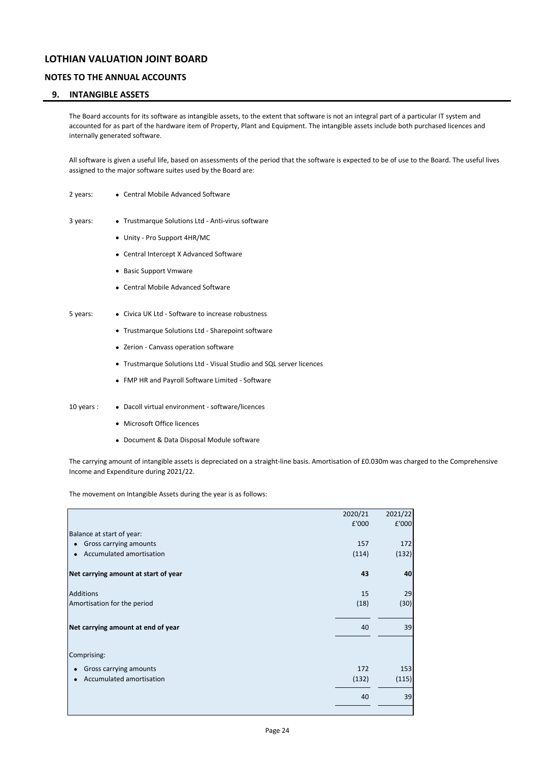# LOTHIAN VALUATION JOINT BOARD

## NOTES TO THE ANNUAL ACCOUNTS

### 9. INTANGIBLE ASSETS

The Board accounts for its software as intangible assets, to the extent that software is not an integral part of a particular IT system and accounted for as part of the hardware item of Property, Plant and Equipment. The intangible assets include both purchased licences and internally generated software.

All software is given a useful life, based on assessments of the period that the software is expected to be of use to the Board. The useful lives assigned to the major software suites used by the Board are:

2 years:
- Central Mobile Advanced Software

3 years:
- Trustmarque Solutions Ltd - Anti-virus software
- Unity - Pro Support 4HR/MC
- Central Intercept X Advanced Software
- Basic Support Vmware
- Central Mobile Advanced Software

5 years:
- Civica UK Ltd - Software to increase robustness
- Trustmarque Solutions Ltd - Sharepoint software
- Zerion - Canvass operation software
- Trustmarque Solutions Ltd - Visual Studio and SQL server licences
- FMP HR and Payroll Software Limited - Software

10 years :
- Dacoll virtual environment - software/licences
- Microsoft Office licences
- Document & Data Disposal Module software

The carrying amount of intangible assets is depreciated on a straight-line basis. Amortisation of £0.030m was charged to the Comprehensive Income and Expenditure during 2021/22.

The movement on Intangible Assets during the year is as follows:

| | 2020/21 £'000 | 2021/22 £'000 |
|---|---|---|
| Balance at start of year: | | |
| • Gross carrying amounts | 157 | 172 |
| • Accumulated amortisation | (114) | (132) |
| **Net carrying amount at start of year** | **43** | **40** |
| Additions | 15 | 29 |
| Amortisation for the period | (18) | (30) |
| **Net carrying amount at end of year** | 40 | 39 |
| Comprising: | | |
| • Gross carrying amounts | 172 | 153 |
| • Accumulated amortisation | (132) | (115) |
| | 40 | 39 |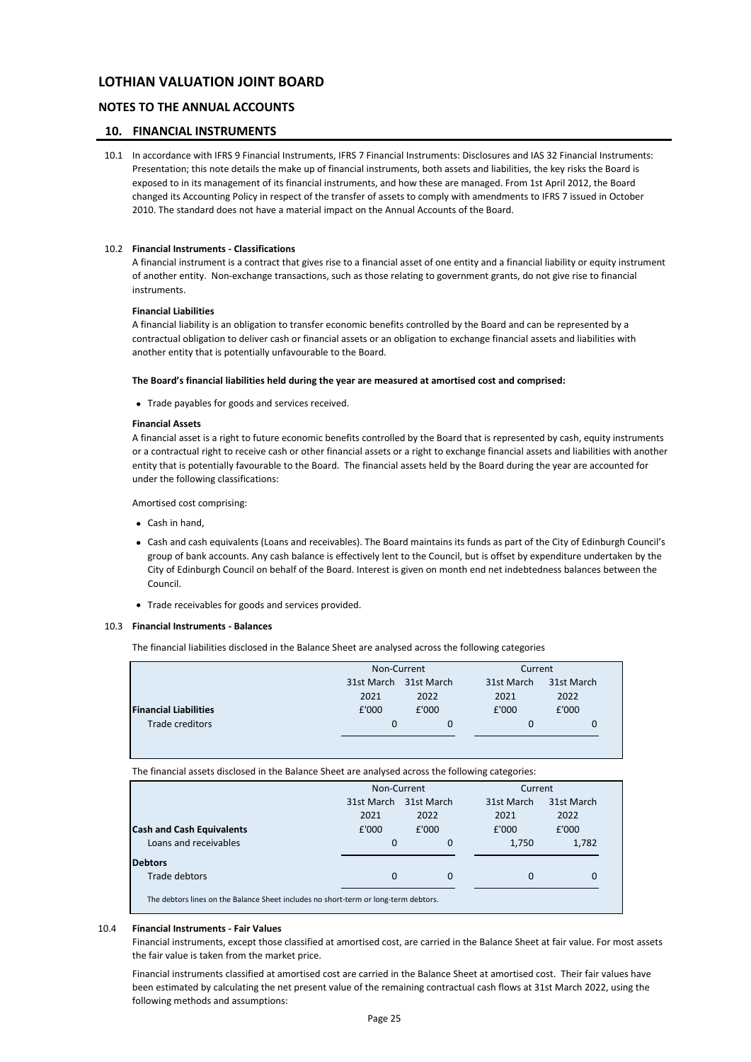# LOTHIAN VALUATION JOINT BOARD

## NOTES TO THE ANNUAL ACCOUNTS

## 10. FINANCIAL INSTRUMENTS

10.1 In accordance with IFRS 9 Financial Instruments, IFRS 7 Financial Instruments: Disclosures and IAS 32 Financial Instruments: Presentation; this note details the make up of financial instruments, both assets and liabilities, the key risks the Board is exposed to in its management of its financial instruments, and how these are managed. From 1st April 2012, the Board changed its Accounting Policy in respect of the transfer of assets to comply with amendments to IFRS 7 issued in October 2010. The standard does not have a material impact on the Annual Accounts of the Board.

10.2 **Financial Instruments - Classifications**

A financial instrument is a contract that gives rise to a financial asset of one entity and a financial liability or equity instrument of another entity. Non-exchange transactions, such as those relating to government grants, do not give rise to financial instruments.

**Financial Liabilities**

A financial liability is an obligation to transfer economic benefits controlled by the Board and can be represented by a contractual obligation to deliver cash or financial assets or an obligation to exchange financial assets and liabilities with another entity that is potentially unfavourable to the Board.

**The Board's financial liabilities held during the year are measured at amortised cost and comprised:**

- Trade payables for goods and services received.

**Financial Assets**

A financial asset is a right to future economic benefits controlled by the Board that is represented by cash, equity instruments or a contractual right to receive cash or other financial assets or a right to exchange financial assets and liabilities with another entity that is potentially favourable to the Board. The financial assets held by the Board during the year are accounted for under the following classifications:

Amortised cost comprising:

- Cash in hand,
- Cash and cash equivalents (Loans and receivables). The Board maintains its funds as part of the City of Edinburgh Council's group of bank accounts. Any cash balance is effectively lent to the Council, but is offset by expenditure undertaken by the City of Edinburgh Council on behalf of the Board. Interest is given on month end net indebtedness balances between the Council.
- Trade receivables for goods and services provided.

10.3 **Financial Instruments - Balances**

The financial liabilities disclosed in the Balance Sheet are analysed across the following categories

| | Non-Current | | Current | |
|---|---|---|---|---|
| | 31st March 2021 | 31st March 2022 | 31st March 2021 | 31st March 2022 |
| **Financial Liabilities** | £'000 | £'000 | £'000 | £'000 |
| Trade creditors | 0 | 0 | 0 | 0 |

The financial assets disclosed in the Balance Sheet are analysed across the following categories:

| | Non-Current | | Current | |
|---|---|---|---|---|
| | 31st March 2021 | 31st March 2022 | 31st March 2021 | 31st March 2022 |
| **Cash and Cash Equivalents** | £'000 | £'000 | £'000 | £'000 |
| Loans and receivables | 0 | 0 | 1,750 | 1,782 |
| **Debtors** | | | | |
| Trade debtors | 0 | 0 | 0 | 0 |

The debtors lines on the Balance Sheet includes no short-term or long-term debtors.

10.4 **Financial Instruments - Fair Values**

Financial instruments, except those classified at amortised cost, are carried in the Balance Sheet at fair value. For most assets the fair value is taken from the market price.

Financial instruments classified at amortised cost are carried in the Balance Sheet at amortised cost. Their fair values have been estimated by calculating the net present value of the remaining contractual cash flows at 31st March 2022, using the following methods and assumptions: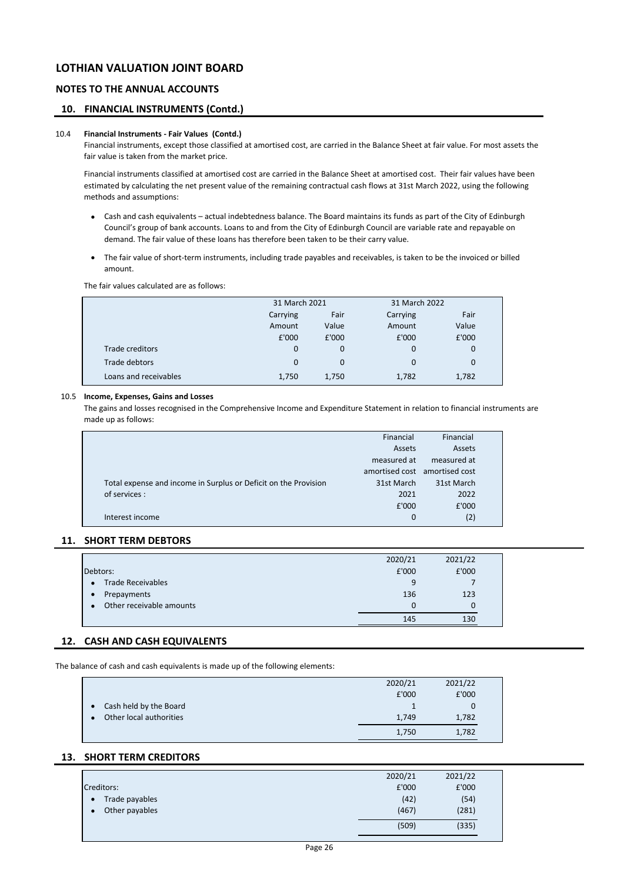# LOTHIAN VALUATION JOINT BOARD

## NOTES TO THE ANNUAL ACCOUNTS

## 10. FINANCIAL INSTRUMENTS (Contd.)

10.4 **Financial Instruments - Fair Values (Contd.)**

Financial instruments, except those classified at amortised cost, are carried in the Balance Sheet at fair value. For most assets the fair value is taken from the market price.

Financial instruments classified at amortised cost are carried in the Balance Sheet at amortised cost. Their fair values have been estimated by calculating the net present value of the remaining contractual cash flows at 31st March 2022, using the following methods and assumptions:

- Cash and cash equivalents – actual indebtedness balance. The Board maintains its funds as part of the City of Edinburgh Council's group of bank accounts. Loans to and from the City of Edinburgh Council are variable rate and repayable on demand. The fair value of these loans has therefore been taken to be their carry value.
- The fair value of short-term instruments, including trade payables and receivables, is taken to be the invoiced or billed amount.

The fair values calculated are as follows:

| | 31 March 2021 | | 31 March 2022 | |
|---|---|---|---|---|
| | Carrying Amount | Fair Value | Carrying Amount | Fair Value |
| | £'000 | £'000 | £'000 | £'000 |
| Trade creditors | 0 | 0 | 0 | 0 |
| Trade debtors | 0 | 0 | 0 | 0 |
| Loans and receivables | 1,750 | 1,750 | 1,782 | 1,782 |

10.5 **Income, Expenses, Gains and Losses**

The gains and losses recognised in the Comprehensive Income and Expenditure Statement in relation to financial instruments are made up as follows:

| Total expense and income in Surplus or Deficit on the Provision of services : | Financial Assets measured at amortised cost 31st March 2021 | Financial Assets measured at amortised cost 31st March 2022 |
|---|---|---|
| | £'000 | £'000 |
| Interest income | 0 | (2) |

## 11. SHORT TERM DEBTORS

| | 2020/21 | 2021/22 |
|---|---|---|
| Debtors: | £'000 | £'000 |
| • Trade Receivables | 9 | 7 |
| • Prepayments | 136 | 123 |
| • Other receivable amounts | 0 | 0 |
| | 145 | 130 |

## 12. CASH AND CASH EQUIVALENTS

The balance of cash and cash equivalents is made up of the following elements:

| | 2020/21 | 2021/22 |
|---|---|---|
| | £'000 | £'000 |
| • Cash held by the Board | 1 | 0 |
| • Other local authorities | 1,749 | 1,782 |
| | 1,750 | 1,782 |

## 13. SHORT TERM CREDITORS

| | 2020/21 | 2021/22 |
|---|---|---|
| Creditors: | £'000 | £'000 |
| • Trade payables | (42) | (54) |
| • Other payables | (467) | (281) |
| | (509) | (335) |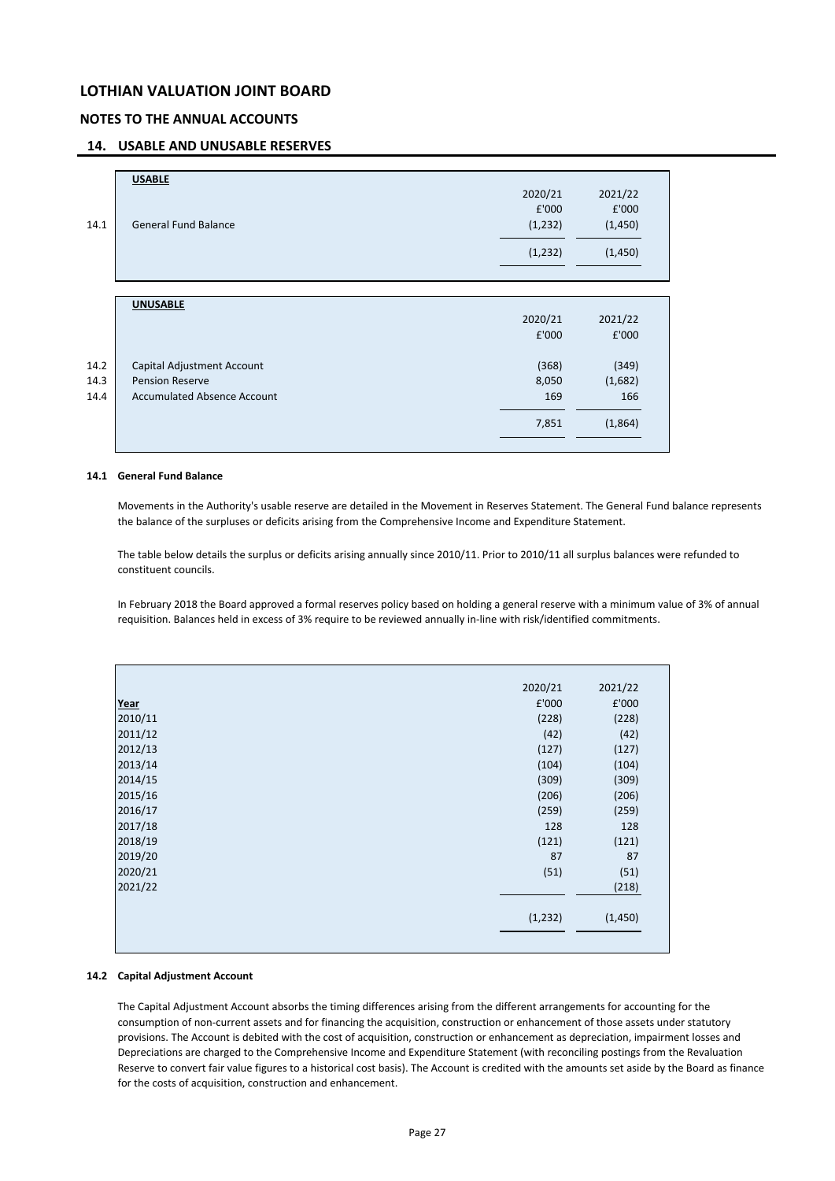# LOTHIAN VALUATION JOINT BOARD

## NOTES TO THE ANNUAL ACCOUNTS

## 14. USABLE AND UNUSABLE RESERVES

| | **USABLE** | 2020/21 | 2021/22 |
|---|---|---|---|
| | | £'000 | £'000 |
| 14.1 | General Fund Balance | (1,232) | (1,450) |
| | | (1,232) | (1,450) |

| | **UNUSABLE** | 2020/21 | 2021/22 |
|---|---|---|---|
| | | £'000 | £'000 |
| 14.2 | Capital Adjustment Account | (368) | (349) |
| 14.3 | Pension Reserve | 8,050 | (1,682) |
| 14.4 | Accumulated Absence Account | 169 | 166 |
| | | 7,851 | (1,864) |

### 14.1 General Fund Balance

Movements in the Authority's usable reserve are detailed in the Movement in Reserves Statement. The General Fund balance represents the balance of the surpluses or deficits arising from the Comprehensive Income and Expenditure Statement.

The table below details the surplus or deficits arising annually since 2010/11. Prior to 2010/11 all surplus balances were refunded to constituent councils.

In February 2018 the Board approved a formal reserves policy based on holding a general reserve with a minimum value of 3% of annual requisition. Balances held in excess of 3% require to be reviewed annually in-line with risk/identified commitments.

| **Year** | 2020/21<br>£'000 | 2021/22<br>£'000 |
|---|---|---|
| 2010/11 | (228) | (228) |
| 2011/12 | (42) | (42) |
| 2012/13 | (127) | (127) |
| 2013/14 | (104) | (104) |
| 2014/15 | (309) | (309) |
| 2015/16 | (206) | (206) |
| 2016/17 | (259) | (259) |
| 2017/18 | 128 | 128 |
| 2018/19 | (121) | (121) |
| 2019/20 | 87 | 87 |
| 2020/21 | (51) | (51) |
| 2021/22 | | (218) |
| | (1,232) | (1,450) |

### 14.2 Capital Adjustment Account

The Capital Adjustment Account absorbs the timing differences arising from the different arrangements for accounting for the consumption of non-current assets and for financing the acquisition, construction or enhancement of those assets under statutory provisions. The Account is debited with the cost of acquisition, construction or enhancement as depreciation, impairment losses and Depreciations are charged to the Comprehensive Income and Expenditure Statement (with reconciling postings from the Revaluation Reserve to convert fair value figures to a historical cost basis). The Account is credited with the amounts set aside by the Board as finance for the costs of acquisition, construction and enhancement.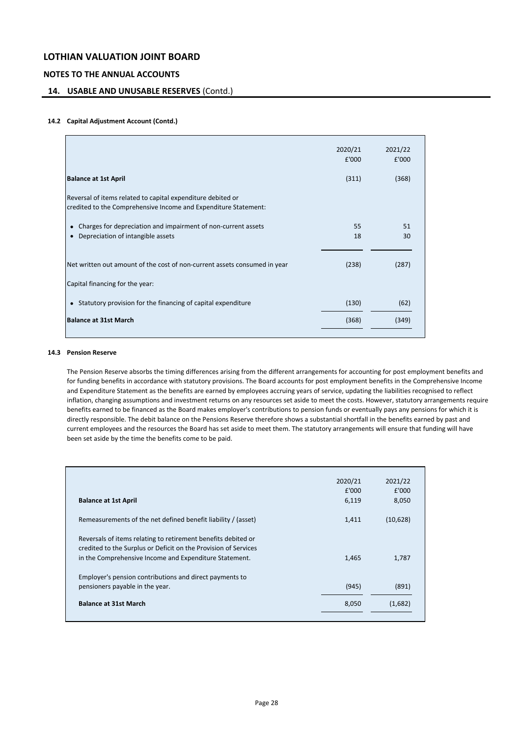# LOTHIAN VALUATION JOINT BOARD

## NOTES TO THE ANNUAL ACCOUNTS

### 14. USABLE AND UNUSABLE RESERVES (Contd.)

#### 14.2 Capital Adjustment Account (Contd.)

| | 2020/21 £'000 | 2021/22 £'000 |
|---|---|---|
| **Balance at 1st April** | (311) | (368) |
| Reversal of items related to capital expenditure debited or credited to the Comprehensive Income and Expenditure Statement: | | |
| • Charges for depreciation and impairment of non-current assets | 55 | 51 |
| • Depreciation of intangible assets | 18 | 30 |
| Net written out amount of the cost of non-current assets consumed in year | (238) | (287) |
| Capital financing for the year: | | |
| • Statutory provision for the financing of capital expenditure | (130) | (62) |
| **Balance at 31st March** | (368) | (349) |

#### 14.3 Pension Reserve

The Pension Reserve absorbs the timing differences arising from the different arrangements for accounting for post employment benefits and for funding benefits in accordance with statutory provisions. The Board accounts for post employment benefits in the Comprehensive Income and Expenditure Statement as the benefits are earned by employees accruing years of service, updating the liabilities recognised to reflect inflation, changing assumptions and investment returns on any resources set aside to meet the costs. However, statutory arrangements require benefits earned to be financed as the Board makes employer's contributions to pension funds or eventually pays any pensions for which it is directly responsible. The debit balance on the Pensions Reserve therefore shows a substantial shortfall in the benefits earned by past and current employees and the resources the Board has set aside to meet them. The statutory arrangements will ensure that funding will have been set aside by the time the benefits come to be paid.

| | 2020/21 £'000 | 2021/22 £'000 |
|---|---|---|
| **Balance at 1st April** | 6,119 | 8,050 |
| Remeasurements of the net defined benefit liability / (asset) | 1,411 | (10,628) |
| Reversals of items relating to retirement benefits debited or credited to the Surplus or Deficit on the Provision of Services in the Comprehensive Income and Expenditure Statement. | 1,465 | 1,787 |
| Employer's pension contributions and direct payments to pensioners payable in the year. | (945) | (891) |
| **Balance at 31st March** | 8,050 | (1,682) |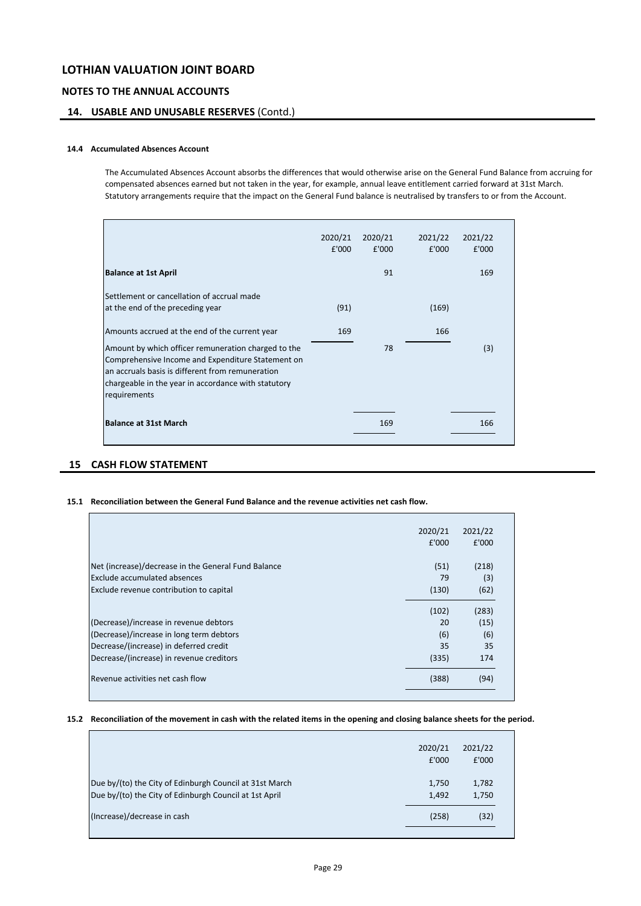# LOTHIAN VALUATION JOINT BOARD

## NOTES TO THE ANNUAL ACCOUNTS

## 14. USABLE AND UNUSABLE RESERVES (Contd.)

### 14.4 Accumulated Absences Account

The Accumulated Absences Account absorbs the differences that would otherwise arise on the General Fund Balance from accruing for compensated absences earned but not taken in the year, for example, annual leave entitlement carried forward at 31st March. Statutory arrangements require that the impact on the General Fund balance is neutralised by transfers to or from the Account.

| | 2020/21 £'000 | 2020/21 £'000 | 2021/22 £'000 | 2021/22 £'000 |
|---|---|---|---|---|
| **Balance at 1st April** | | 91 | | 169 |
| Settlement or cancellation of accrual made at the end of the preceding year | (91) | | (169) | |
| Amounts accrued at the end of the current year | 169 | | 166 | |
| Amount by which officer remuneration charged to the Comprehensive Income and Expenditure Statement on an accruals basis is different from remuneration chargeable in the year in accordance with statutory requirements | | 78 | | (3) |
| **Balance at 31st March** | | 169 | | 166 |

## 15 CASH FLOW STATEMENT

### 15.1 Reconciliation between the General Fund Balance and the revenue activities net cash flow.

| | 2020/21 £'000 | 2021/22 £'000 |
|---|---|---|
| Net (increase)/decrease in the General Fund Balance | (51) | (218) |
| Exclude accumulated absences | 79 | (3) |
| Exclude revenue contribution to capital | (130) | (62) |
| | (102) | (283) |
| (Decrease)/increase in revenue debtors | 20 | (15) |
| (Decrease)/increase in long term debtors | (6) | (6) |
| Decrease/(increase) in deferred credit | 35 | 35 |
| Decrease/(increase) in revenue creditors | (335) | 174 |
| Revenue activities net cash flow | (388) | (94) |

### 15.2 Reconciliation of the movement in cash with the related items in the opening and closing balance sheets for the period.

| | 2020/21 £'000 | 2021/22 £'000 |
|---|---|---|
| Due by/(to) the City of Edinburgh Council at 31st March | 1,750 | 1,782 |
| Due by/(to) the City of Edinburgh Council at 1st April | 1,492 | 1,750 |
| (Increase)/decrease in cash | (258) | (32) |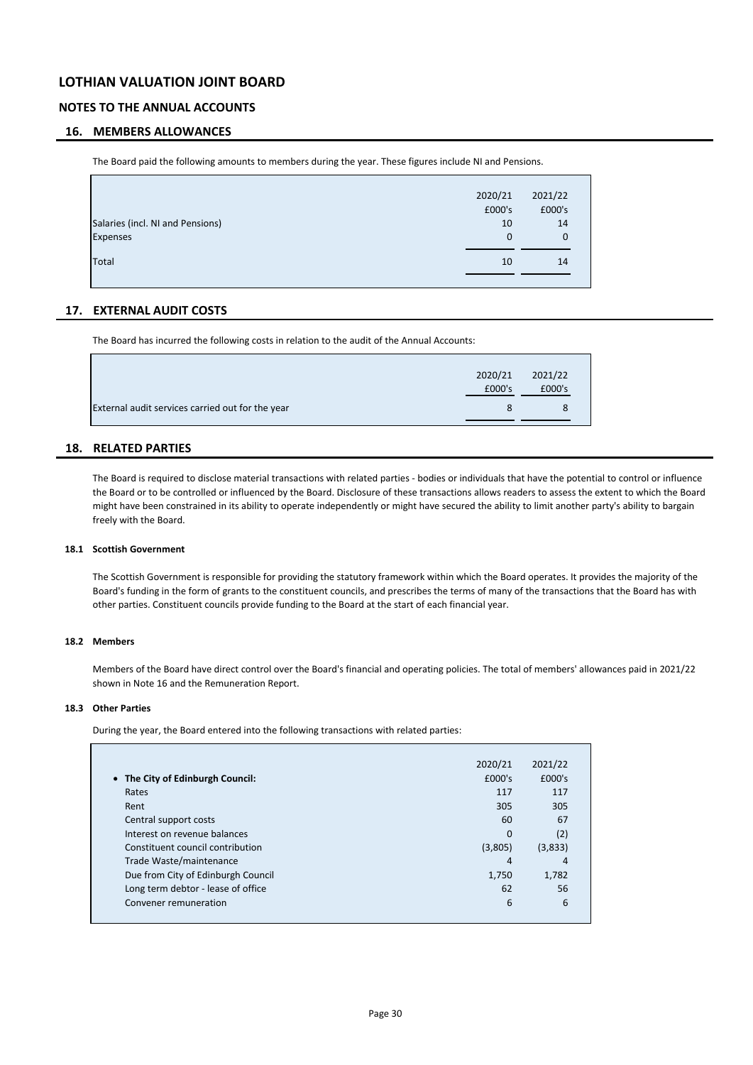# LOTHIAN VALUATION JOINT BOARD

## NOTES TO THE ANNUAL ACCOUNTS

## 16. MEMBERS ALLOWANCES

The Board paid the following amounts to members during the year. These figures include NI and Pensions.

| | 2020/21 | 2021/22 |
|---|---|---|
| | £000's | £000's |
| Salaries (incl. NI and Pensions) | 10 | 14 |
| Expenses | 0 | 0 |
| Total | 10 | 14 |

## 17. EXTERNAL AUDIT COSTS

The Board has incurred the following costs in relation to the audit of the Annual Accounts:

| | 2020/21 | 2021/22 |
|---|---|---|
| | £000's | £000's |
| External audit services carried out for the year | 8 | 8 |

## 18. RELATED PARTIES

The Board is required to disclose material transactions with related parties - bodies or individuals that have the potential to control or influence the Board or to be controlled or influenced by the Board. Disclosure of these transactions allows readers to assess the extent to which the Board might have been constrained in its ability to operate independently or might have secured the ability to limit another party's ability to bargain freely with the Board.

### 18.1 Scottish Government

The Scottish Government is responsible for providing the statutory framework within which the Board operates. It provides the majority of the Board's funding in the form of grants to the constituent councils, and prescribes the terms of many of the transactions that the Board has with other parties. Constituent councils provide funding to the Board at the start of each financial year.

### 18.2 Members

Members of the Board have direct control over the Board's financial and operating policies. The total of members' allowances paid in 2021/22 shown in Note 16 and the Remuneration Report.

### 18.3 Other Parties

During the year, the Board entered into the following transactions with related parties:

| | 2020/21 | 2021/22 |
|---|---|---|
| • **The City of Edinburgh Council:** | £000's | £000's |
| Rates | 117 | 117 |
| Rent | 305 | 305 |
| Central support costs | 60 | 67 |
| Interest on revenue balances | 0 | (2) |
| Constituent council contribution | (3,805) | (3,833) |
| Trade Waste/maintenance | 4 | 4 |
| Due from City of Edinburgh Council | 1,750 | 1,782 |
| Long term debtor - lease of office | 62 | 56 |
| Convener remuneration | 6 | 6 |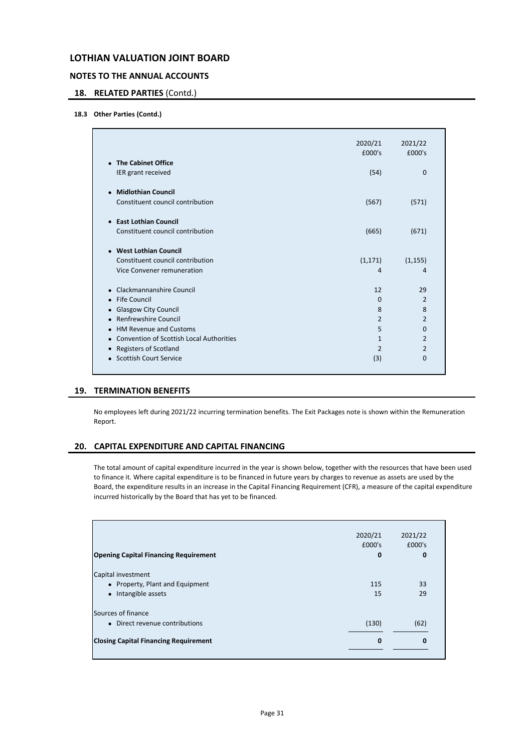# LOTHIAN VALUATION JOINT BOARD

## NOTES TO THE ANNUAL ACCOUNTS

## 18. RELATED PARTIES (Contd.)

### 18.3 Other Parties (Contd.)

| | 2020/21 £000's | 2021/22 £000's |
|---|---|---|
| • **The Cabinet Office** | | |
| IER grant received | (54) | 0 |
| • **Midlothian Council** | | |
| Constituent council contribution | (567) | (571) |
| • **East Lothian Council** | | |
| Constituent council contribution | (665) | (671) |
| • **West Lothian Council** | | |
| Constituent council contribution | (1,171) | (1,155) |
| Vice Convener remuneration | 4 | 4 |
| • Clackmannanshire Council | 12 | 29 |
| • Fife Council | 0 | 2 |
| • Glasgow City Council | 8 | 8 |
| • Renfrewshire Council | 2 | 2 |
| • HM Revenue and Customs | 5 | 0 |
| • Convention of Scottish Local Authorities | 1 | 2 |
| • Registers of Scotland | 2 | 2 |
| • Scottish Court Service | (3) | 0 |

## 19. TERMINATION BENEFITS

No employees left during 2021/22 incurring termination benefits. The Exit Packages note is shown within the Remuneration Report.

## 20. CAPITAL EXPENDITURE AND CAPITAL FINANCING

The total amount of capital expenditure incurred in the year is shown below, together with the resources that have been used to finance it. Where capital expenditure is to be financed in future years by charges to revenue as assets are used by the Board, the expenditure results in an increase in the Capital Financing Requirement (CFR), a measure of the capital expenditure incurred historically by the Board that has yet to be financed.

| | 2020/21 £000's | 2021/22 £000's |
|---|---|---|
| **Opening Capital Financing Requirement** | **0** | **0** |
| Capital investment | | |
| • Property, Plant and Equipment | 115 | 33 |
| • Intangible assets | 15 | 29 |
| Sources of finance | | |
| • Direct revenue contributions | (130) | (62) |
| **Closing Capital Financing Requirement** | **0** | **0** |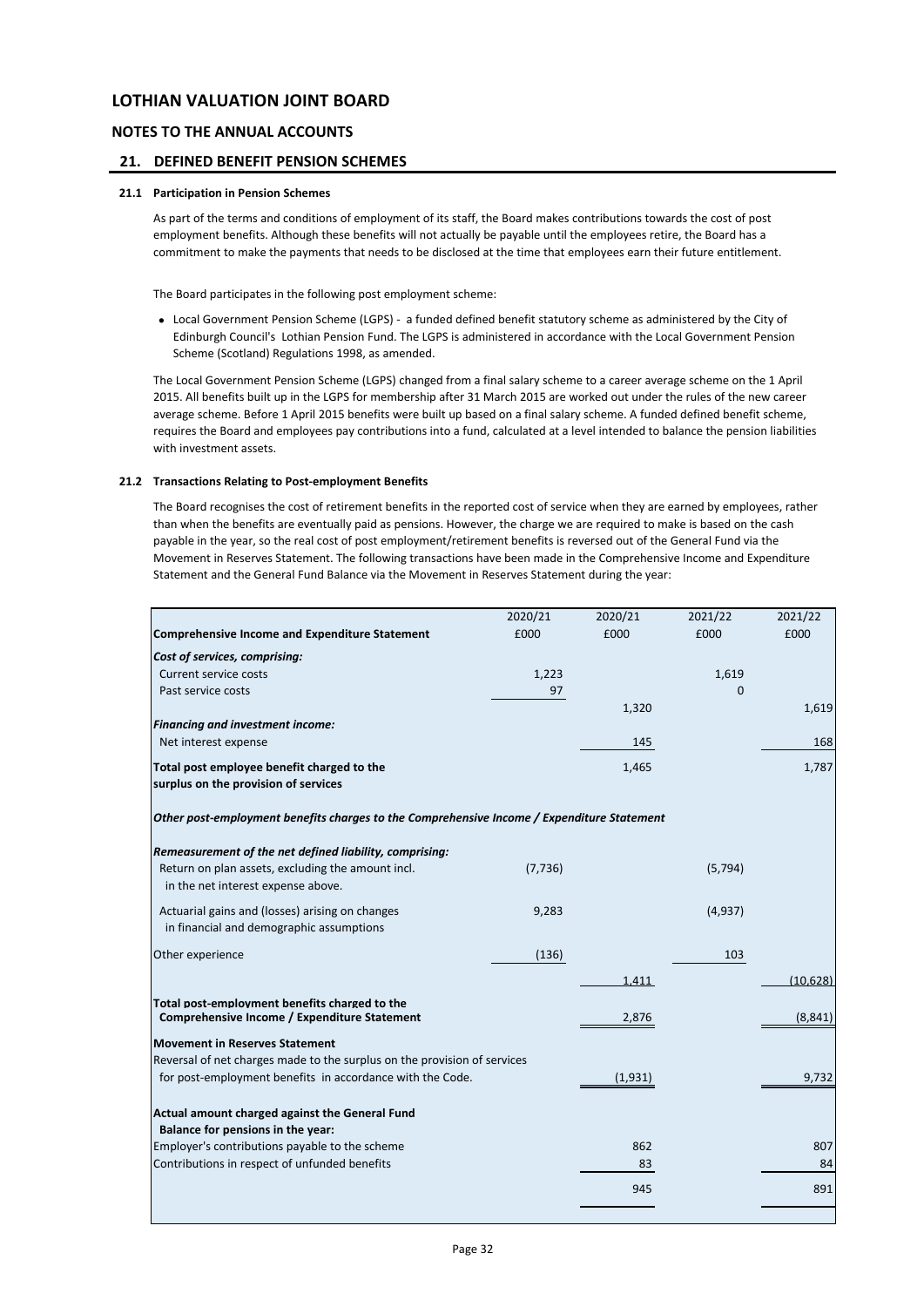## LOTHIAN VALUATION JOINT BOARD

### NOTES TO THE ANNUAL ACCOUNTS

### 21. DEFINED BENEFIT PENSION SCHEMES

#### 21.1 Participation in Pension Schemes

As part of the terms and conditions of employment of its staff, the Board makes contributions towards the cost of post employment benefits. Although these benefits will not actually be payable until the employees retire, the Board has a commitment to make the payments that needs to be disclosed at the time that employees earn their future entitlement.

The Board participates in the following post employment scheme:

- Local Government Pension Scheme (LGPS) - a funded defined benefit statutory scheme as administered by the City of Edinburgh Council's Lothian Pension Fund. The LGPS is administered in accordance with the Local Government Pension Scheme (Scotland) Regulations 1998, as amended.

The Local Government Pension Scheme (LGPS) changed from a final salary scheme to a career average scheme on the 1 April 2015. All benefits built up in the LGPS for membership after 31 March 2015 are worked out under the rules of the new career average scheme. Before 1 April 2015 benefits were built up based on a final salary scheme. A funded defined benefit scheme, requires the Board and employees pay contributions into a fund, calculated at a level intended to balance the pension liabilities with investment assets.

#### 21.2 Transactions Relating to Post-employment Benefits

The Board recognises the cost of retirement benefits in the reported cost of service when they are earned by employees, rather than when the benefits are eventually paid as pensions. However, the charge we are required to make is based on the cash payable in the year, so the real cost of post employment/retirement benefits is reversed out of the General Fund via the Movement in Reserves Statement. The following transactions have been made in the Comprehensive Income and Expenditure Statement and the General Fund Balance via the Movement in Reserves Statement during the year:

| **Comprehensive Income and Expenditure Statement** | 2020/21<br>£000 | 2020/21<br>£000 | 2021/22<br>£000 | 2021/22<br>£000 |
|---|---|---|---|---|
| ***Cost of services, comprising:*** | | | | |
| Current service costs | 1,223 | | 1,619 | |
| Past service costs | 97 | | 0 | |
| | | 1,320 | | 1,619 |
| ***Financing and investment income:*** | | | | |
| Net interest expense | | 145 | | 168 |
| **Total post employee benefit charged to the surplus on the provision of services** | | 1,465 | | 1,787 |
| ***Other post-employment benefits charges to the Comprehensive Income / Expenditure Statement*** | | | | |
| ***Remeasurement of the net defined liability, comprising:*** | | | | |
| Return on plan assets, excluding the amount incl. in the net interest expense above. | (7,736) | | (5,794) | |
| Actuarial gains and (losses) arising on changes in financial and demographic assumptions | 9,283 | | (4,937) | |
| Other experience | (136) | | 103 | |
| | | 1,411 | | (10,628) |
| **Total post-employment benefits charged to the Comprehensive Income / Expenditure Statement** | | 2,876 | | (8,841) |
| **Movement in Reserves Statement** | | | | |
| Reversal of net charges made to the surplus on the provision of services for post-employment benefits in accordance with the Code. | | (1,931) | | 9,732 |
| **Actual amount charged against the General Fund Balance for pensions in the year:** | | | | |
| Employer's contributions payable to the scheme | | 862 | | 807 |
| Contributions in respect of unfunded benefits | | 83 | | 84 |
| | | 945 | | 891 |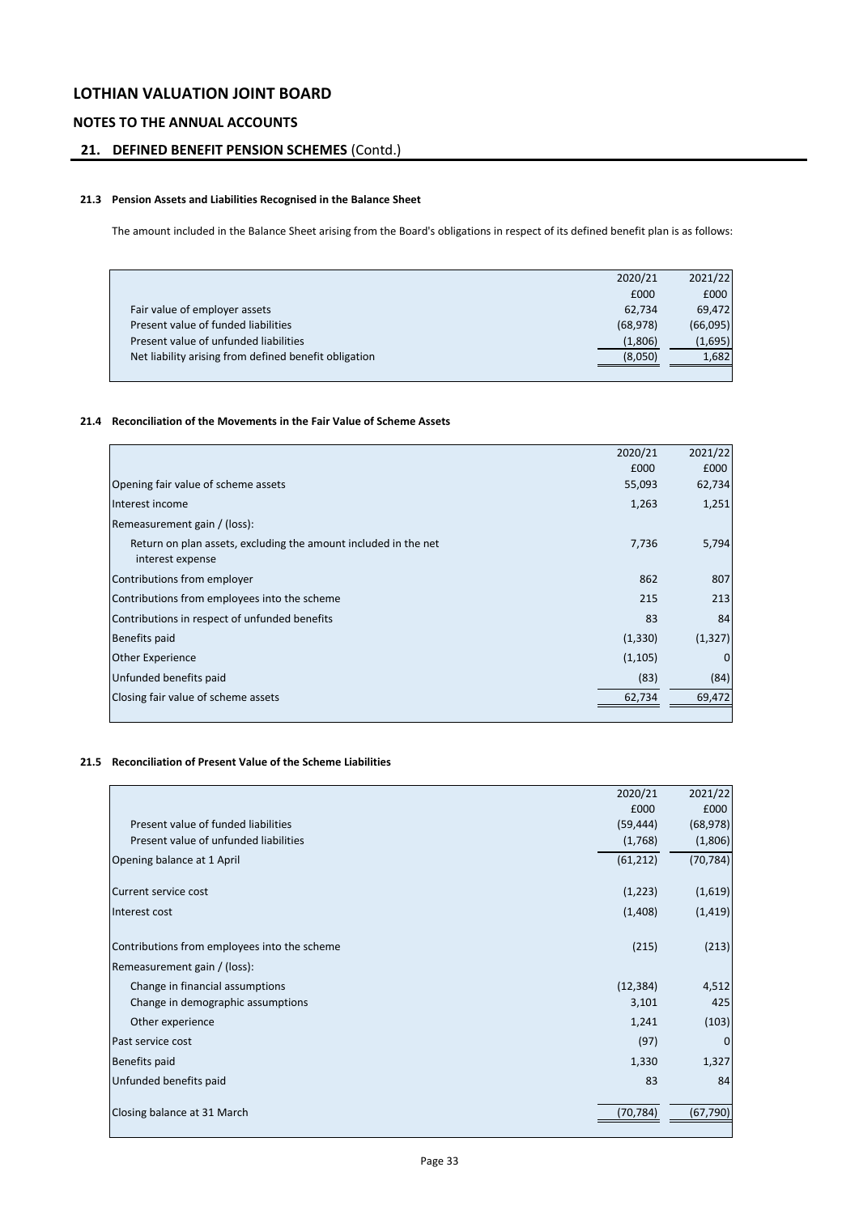# LOTHIAN VALUATION JOINT BOARD

## NOTES TO THE ANNUAL ACCOUNTS

## 21. DEFINED BENEFIT PENSION SCHEMES (Contd.)

### 21.3 Pension Assets and Liabilities Recognised in the Balance Sheet

The amount included in the Balance Sheet arising from the Board's obligations in respect of its defined benefit plan is as follows:

| | 2020/21 | 2021/22 |
|---|---|---|
| | £000 | £000 |
| Fair value of employer assets | 62,734 | 69,472 |
| Present value of funded liabilities | (68,978) | (66,095) |
| Present value of unfunded liabilities | (1,806) | (1,695) |
| Net liability arising from defined benefit obligation | (8,050) | 1,682 |

### 21.4 Reconciliation of the Movements in the Fair Value of Scheme Assets

| | 2020/21 | 2021/22 |
|---|---|---|
| | £000 | £000 |
| Opening fair value of scheme assets | 55,093 | 62,734 |
| Interest income | 1,263 | 1,251 |
| Remeasurement gain / (loss): | | |
| Return on plan assets, excluding the amount included in the net interest expense | 7,736 | 5,794 |
| Contributions from employer | 862 | 807 |
| Contributions from employees into the scheme | 215 | 213 |
| Contributions in respect of unfunded benefits | 83 | 84 |
| Benefits paid | (1,330) | (1,327) |
| Other Experience | (1,105) | 0 |
| Unfunded benefits paid | (83) | (84) |
| Closing fair value of scheme assets | 62,734 | 69,472 |

### 21.5 Reconciliation of Present Value of the Scheme Liabilities

| | 2020/21 | 2021/22 |
|---|---|---|
| | £000 | £000 |
| Present value of funded liabilities | (59,444) | (68,978) |
| Present value of unfunded liabilities | (1,768) | (1,806) |
| Opening balance at 1 April | (61,212) | (70,784) |
| Current service cost | (1,223) | (1,619) |
| Interest cost | (1,408) | (1,419) |
| Contributions from employees into the scheme | (215) | (213) |
| Remeasurement gain / (loss): | | |
| Change in financial assumptions | (12,384) | 4,512 |
| Change in demographic assumptions | 3,101 | 425 |
| Other experience | 1,241 | (103) |
| Past service cost | (97) | 0 |
| Benefits paid | 1,330 | 1,327 |
| Unfunded benefits paid | 83 | 84 |
| Closing balance at 31 March | (70,784) | (67,790) |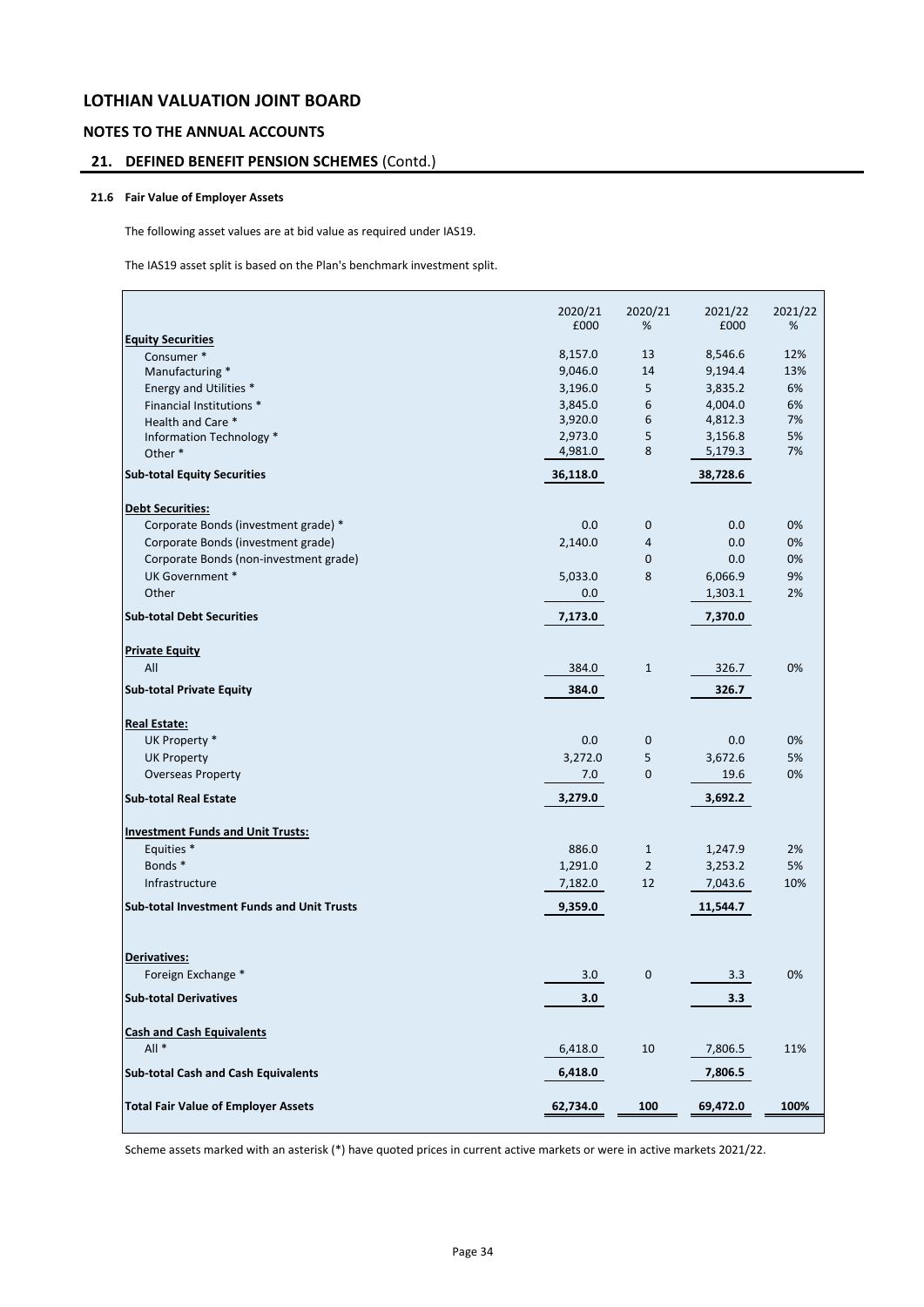# LOTHIAN VALUATION JOINT BOARD

## NOTES TO THE ANNUAL ACCOUNTS

### 21. DEFINED BENEFIT PENSION SCHEMES (Contd.)

#### 21.6 Fair Value of Employer Assets

The following asset values are at bid value as required under IAS19.

The IAS19 asset split is based on the Plan's benchmark investment split.

| | 2020/21 £000 | 2020/21 % | 2021/22 £000 | 2021/22 % |
|---|---|---|---|---|
| **Equity Securities** | | | | |
| Consumer * | 8,157.0 | 13 | 8,546.6 | 12% |
| Manufacturing * | 9,046.0 | 14 | 9,194.4 | 13% |
| Energy and Utilities * | 3,196.0 | 5 | 3,835.2 | 6% |
| Financial Institutions * | 3,845.0 | 6 | 4,004.0 | 6% |
| Health and Care * | 3,920.0 | 6 | 4,812.3 | 7% |
| Information Technology * | 2,973.0 | 5 | 3,156.8 | 5% |
| Other * | 4,981.0 | 8 | 5,179.3 | 7% |
| **Sub-total Equity Securities** | **36,118.0** | | **38,728.6** | |
| **Debt Securities:** | | | | |
| Corporate Bonds (investment grade) * | 0.0 | 0 | 0.0 | 0% |
| Corporate Bonds (investment grade) | 2,140.0 | 4 | 0.0 | 0% |
| Corporate Bonds (non-investment grade) | | 0 | 0.0 | 0% |
| UK Government * | 5,033.0 | 8 | 6,066.9 | 9% |
| Other | 0.0 | | 1,303.1 | 2% |
| **Sub-total Debt Securities** | **7,173.0** | | **7,370.0** | |
| **Private Equity** | | | | |
| All | 384.0 | 1 | 326.7 | 0% |
| **Sub-total Private Equity** | **384.0** | | **326.7** | |
| **Real Estate:** | | | | |
| UK Property * | 0.0 | 0 | 0.0 | 0% |
| UK Property | 3,272.0 | 5 | 3,672.6 | 5% |
| Overseas Property | 7.0 | 0 | 19.6 | 0% |
| **Sub-total Real Estate** | **3,279.0** | | **3,692.2** | |
| **Investment Funds and Unit Trusts:** | | | | |
| Equities * | 886.0 | 1 | 1,247.9 | 2% |
| Bonds * | 1,291.0 | 2 | 3,253.2 | 5% |
| Infrastructure | 7,182.0 | 12 | 7,043.6 | 10% |
| **Sub-total Investment Funds and Unit Trusts** | **9,359.0** | | **11,544.7** | |
| **Derivatives:** | | | | |
| Foreign Exchange * | 3.0 | 0 | 3.3 | 0% |
| **Sub-total Derivatives** | **3.0** | | **3.3** | |
| **Cash and Cash Equivalents** | | | | |
| All * | 6,418.0 | 10 | 7,806.5 | 11% |
| **Sub-total Cash and Cash Equivalents** | **6,418.0** | | **7,806.5** | |
| **Total Fair Value of Employer Assets** | **62,734.0** | **100** | **69,472.0** | **100%** |

Scheme assets marked with an asterisk (*) have quoted prices in current active markets or were in active markets 2021/22.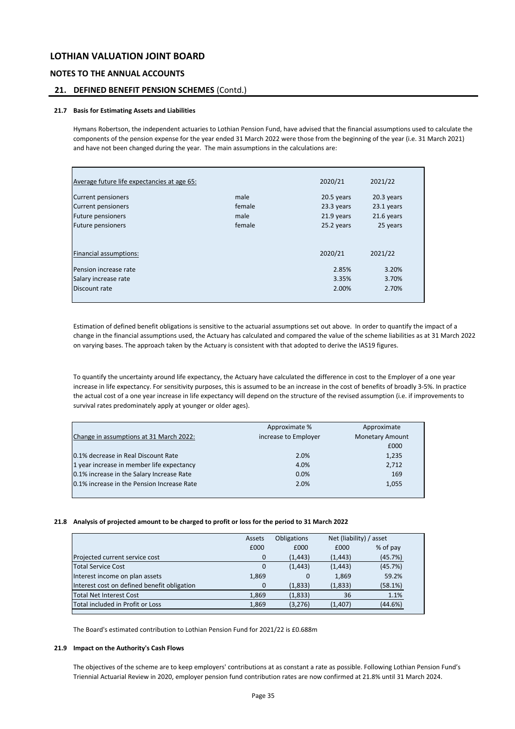# LOTHIAN VALUATION JOINT BOARD

## NOTES TO THE ANNUAL ACCOUNTS

## 21. DEFINED BENEFIT PENSION SCHEMES (Contd.)

### 21.7 Basis for Estimating Assets and Liabilities

Hymans Robertson, the independent actuaries to Lothian Pension Fund, have advised that the financial assumptions used to calculate the components of the pension expense for the year ended 31 March 2022 were those from the beginning of the year (i.e. 31 March 2021) and have not been changed during the year. The main assumptions in the calculations are:

| Average future life expectancies at age 65: | | 2020/21 | 2021/22 |
|---|---|---|---|
| Current pensioners | male | 20.5 years | 20.3 years |
| Current pensioners | female | 23.3 years | 23.1 years |
| Future pensioners | male | 21.9 years | 21.6 years |
| Future pensioners | female | 25.2 years | 25 years |

| Financial assumptions: | 2020/21 | 2021/22 |
|---|---|---|
| Pension increase rate | 2.85% | 3.20% |
| Salary increase rate | 3.35% | 3.70% |
| Discount rate | 2.00% | 2.70% |

Estimation of defined benefit obligations is sensitive to the actuarial assumptions set out above. In order to quantify the impact of a change in the financial assumptions used, the Actuary has calculated and compared the value of the scheme liabilities as at 31 March 2022 on varying bases. The approach taken by the Actuary is consistent with that adopted to derive the IAS19 figures.

To quantify the uncertainty around life expectancy, the Actuary have calculated the difference in cost to the Employer of a one year increase in life expectancy. For sensitivity purposes, this is assumed to be an increase in the cost of benefits of broadly 3-5%. In practice the actual cost of a one year increase in life expectancy will depend on the structure of the revised assumption (i.e. if improvements to survival rates predominately apply at younger or older ages).

| Change in assumptions at 31 March 2022: | Approximate % increase to Employer | Approximate Monetary Amount £000 |
|---|---|---|
| 0.1% decrease in Real Discount Rate | 2.0% | 1,235 |
| 1 year increase in member life expectancy | 4.0% | 2,712 |
| 0.1% increase in the Salary Increase Rate | 0.0% | 169 |
| 0.1% increase in the Pension Increase Rate | 2.0% | 1,055 |

### 21.8 Analysis of projected amount to be charged to profit or loss for the period to 31 March 2022

| | Assets | Obligations | Net (liability) / asset | |
|---|---|---|---|---|
| | £000 | £000 | £000 | % of pay |
| Projected current service cost | 0 | (1,443) | (1,443) | (45.7%) |
| Total Service Cost | 0 | (1,443) | (1,443) | (45.7%) |
| Interest income on plan assets | 1,869 | 0 | 1,869 | 59.2% |
| Interest cost on defined benefit obligation | 0 | (1,833) | (1,833) | (58.1%) |
| Total Net Interest Cost | 1,869 | (1,833) | 36 | 1.1% |
| Total included in Profit or Loss | 1,869 | (3,276) | (1,407) | (44.6%) |

The Board's estimated contribution to Lothian Pension Fund for 2021/22 is £0.688m

### 21.9 Impact on the Authority's Cash Flows

The objectives of the scheme are to keep employers' contributions at as constant a rate as possible. Following Lothian Pension Fund's Triennial Actuarial Review in 2020, employer pension fund contribution rates are now confirmed at 21.8% until 31 March 2024.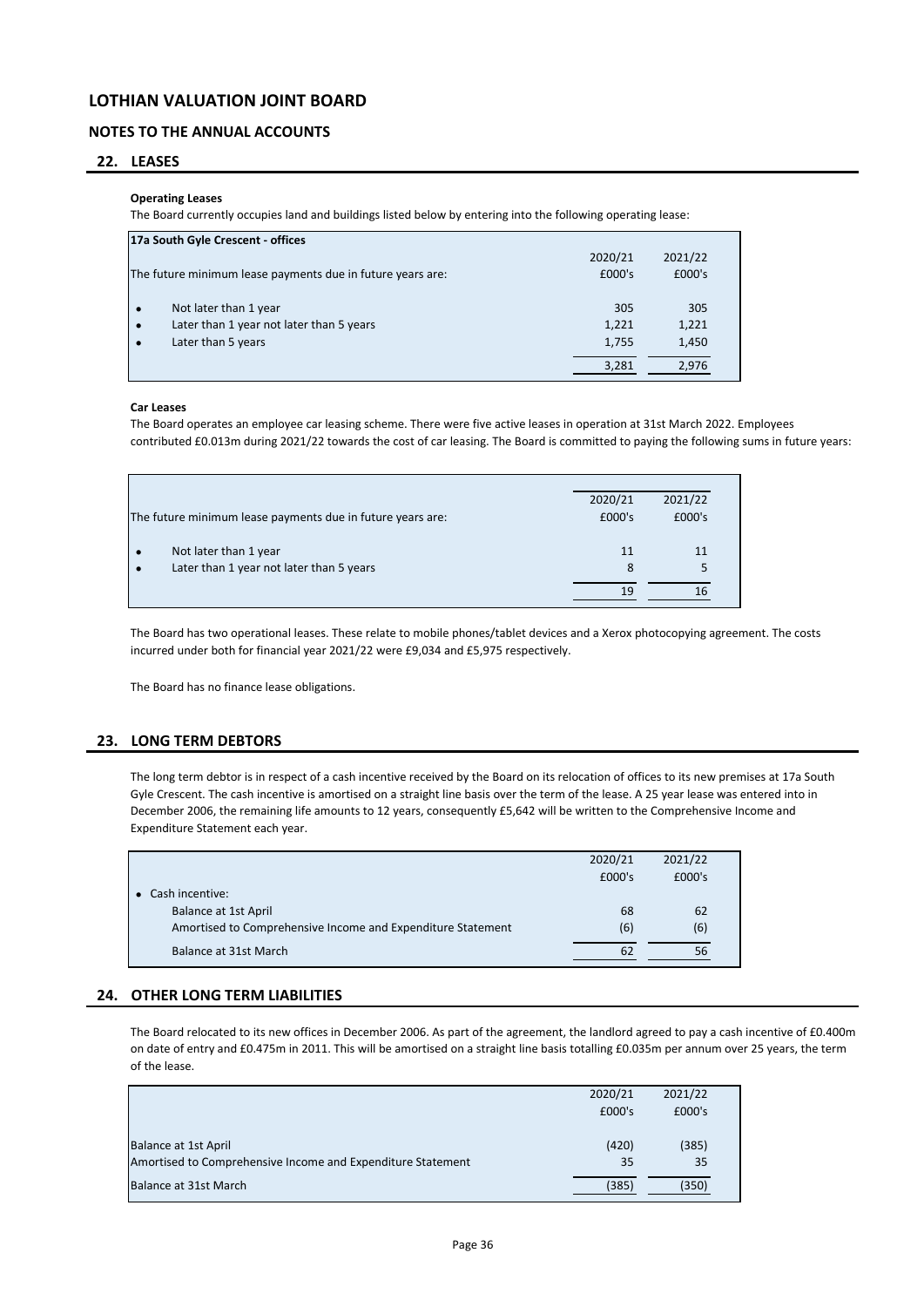# LOTHIAN VALUATION JOINT BOARD

## NOTES TO THE ANNUAL ACCOUNTS

## 22. LEASES

**Operating Leases**

The Board currently occupies land and buildings listed below by entering into the following operating lease:

| **17a South Gyle Crescent - offices** | | |
|---|---|---|
| | 2020/21 | 2021/22 |
| The future minimum lease payments due in future years are: | £000's | £000's |
| • Not later than 1 year | 305 | 305 |
| • Later than 1 year not later than 5 years | 1,221 | 1,221 |
| • Later than 5 years | 1,755 | 1,450 |
| | 3,281 | 2,976 |

**Car Leases**

The Board operates an employee car leasing scheme. There were five active leases in operation at 31st March 2022. Employees contributed £0.013m during 2021/22 towards the cost of car leasing. The Board is committed to paying the following sums in future years:

| | 2020/21 | 2021/22 |
|---|---|---|
| The future minimum lease payments due in future years are: | £000's | £000's |
| • Not later than 1 year | 11 | 11 |
| • Later than 1 year not later than 5 years | 8 | 5 |
| | 19 | 16 |

The Board has two operational leases. These relate to mobile phones/tablet devices and a Xerox photocopying agreement. The costs incurred under both for financial year 2021/22 were £9,034 and £5,975 respectively.

The Board has no finance lease obligations.

## 23. LONG TERM DEBTORS

The long term debtor is in respect of a cash incentive received by the Board on its relocation of offices to its new premises at 17a South Gyle Crescent. The cash incentive is amortised on a straight line basis over the term of the lease. A 25 year lease was entered into in December 2006, the remaining life amounts to 12 years, consequently £5,642 will be written to the Comprehensive Income and Expenditure Statement each year.

| | 2020/21 | 2021/22 |
|---|---|---|
| | £000's | £000's |
| • Cash incentive: | | |
| Balance at 1st April | 68 | 62 |
| Amortised to Comprehensive Income and Expenditure Statement | (6) | (6) |
| Balance at 31st March | 62 | 56 |

## 24. OTHER LONG TERM LIABILITIES

The Board relocated to its new offices in December 2006. As part of the agreement, the landlord agreed to pay a cash incentive of £0.400m on date of entry and £0.475m in 2011. This will be amortised on a straight line basis totalling £0.035m per annum over 25 years, the term of the lease.

| | 2020/21 | 2021/22 |
|---|---|---|
| | £000's | £000's |
| Balance at 1st April | (420) | (385) |
| Amortised to Comprehensive Income and Expenditure Statement | 35 | 35 |
| Balance at 31st March | (385) | (350) |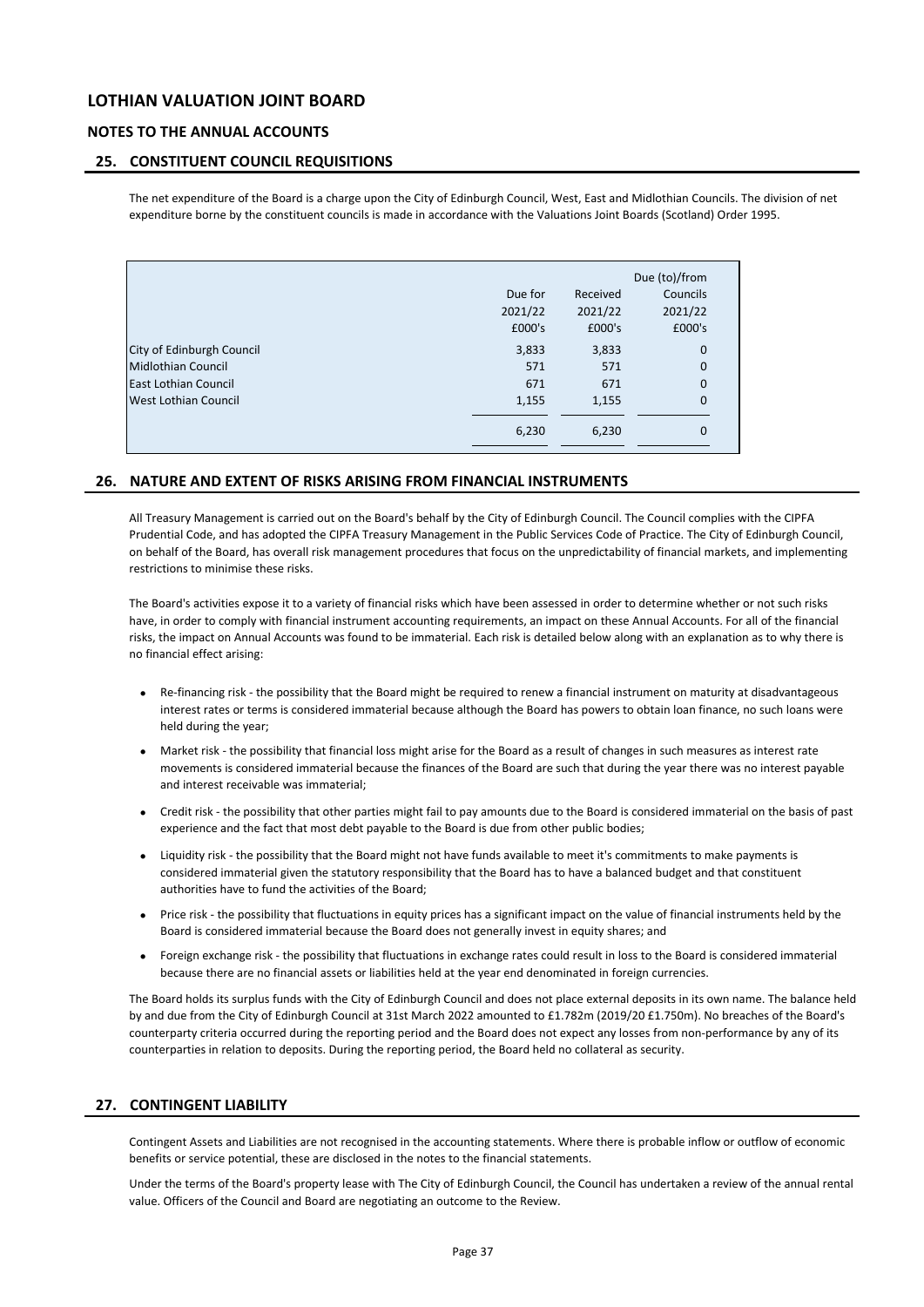# LOTHIAN VALUATION JOINT BOARD

## NOTES TO THE ANNUAL ACCOUNTS

### 25. CONSTITUENT COUNCIL REQUISITIONS

The net expenditure of the Board is a charge upon the City of Edinburgh Council, West, East and Midlothian Councils. The division of net expenditure borne by the constituent councils is made in accordance with the Valuations Joint Boards (Scotland) Order 1995.

| | Due for 2021/22 £000's | Received 2021/22 £000's | Due (to)/from Councils 2021/22 £000's |
|---|---|---|---|
| City of Edinburgh Council | 3,833 | 3,833 | 0 |
| Midlothian Council | 571 | 571 | 0 |
| East Lothian Council | 671 | 671 | 0 |
| West Lothian Council | 1,155 | 1,155 | 0 |
| | 6,230 | 6,230 | 0 |

### 26. NATURE AND EXTENT OF RISKS ARISING FROM FINANCIAL INSTRUMENTS

All Treasury Management is carried out on the Board's behalf by the City of Edinburgh Council. The Council complies with the CIPFA Prudential Code, and has adopted the CIPFA Treasury Management in the Public Services Code of Practice. The City of Edinburgh Council, on behalf of the Board, has overall risk management procedures that focus on the unpredictability of financial markets, and implementing restrictions to minimise these risks.

The Board's activities expose it to a variety of financial risks which have been assessed in order to determine whether or not such risks have, in order to comply with financial instrument accounting requirements, an impact on these Annual Accounts. For all of the financial risks, the impact on Annual Accounts was found to be immaterial. Each risk is detailed below along with an explanation as to why there is no financial effect arising:

- Re-financing risk - the possibility that the Board might be required to renew a financial instrument on maturity at disadvantageous interest rates or terms is considered immaterial because although the Board has powers to obtain loan finance, no such loans were held during the year;
- Market risk - the possibility that financial loss might arise for the Board as a result of changes in such measures as interest rate movements is considered immaterial because the finances of the Board are such that during the year there was no interest payable and interest receivable was immaterial;
- Credit risk - the possibility that other parties might fail to pay amounts due to the Board is considered immaterial on the basis of past experience and the fact that most debt payable to the Board is due from other public bodies;
- Liquidity risk - the possibility that the Board might not have funds available to meet it's commitments to make payments is considered immaterial given the statutory responsibility that the Board has to have a balanced budget and that constituent authorities have to fund the activities of the Board;
- Price risk - the possibility that fluctuations in equity prices has a significant impact on the value of financial instruments held by the Board is considered immaterial because the Board does not generally invest in equity shares; and
- Foreign exchange risk - the possibility that fluctuations in exchange rates could result in loss to the Board is considered immaterial because there are no financial assets or liabilities held at the year end denominated in foreign currencies.

The Board holds its surplus funds with the City of Edinburgh Council and does not place external deposits in its own name. The balance held by and due from the City of Edinburgh Council at 31st March 2022 amounted to £1.782m (2019/20 £1.750m). No breaches of the Board's counterparty criteria occurred during the reporting period and the Board does not expect any losses from non-performance by any of its counterparties in relation to deposits. During the reporting period, the Board held no collateral as security.

### 27. CONTINGENT LIABILITY

Contingent Assets and Liabilities are not recognised in the accounting statements. Where there is probable inflow or outflow of economic benefits or service potential, these are disclosed in the notes to the financial statements.

Under the terms of the Board's property lease with The City of Edinburgh Council, the Council has undertaken a review of the annual rental value. Officers of the Council and Board are negotiating an outcome to the Review.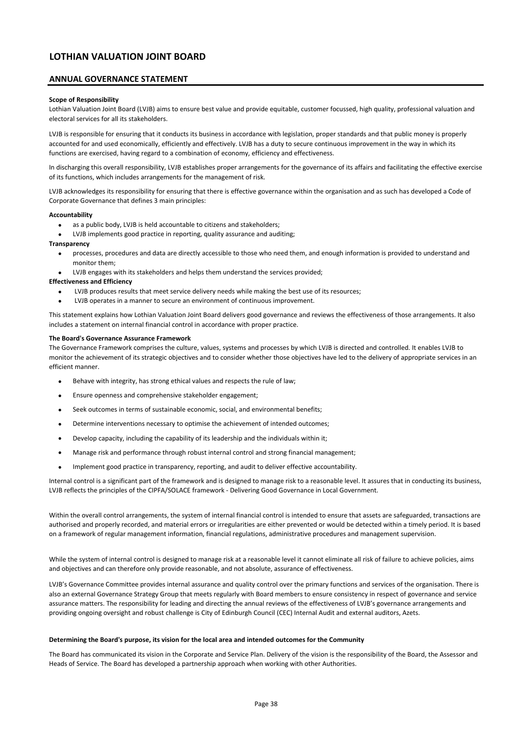# LOTHIAN VALUATION JOINT BOARD

## ANNUAL GOVERNANCE STATEMENT

**Scope of Responsibility**

Lothian Valuation Joint Board (LVJB) aims to ensure best value and provide equitable, customer focussed, high quality, professional valuation and electoral services for all its stakeholders.

LVJB is responsible for ensuring that it conducts its business in accordance with legislation, proper standards and that public money is properly accounted for and used economically, efficiently and effectively. LVJB has a duty to secure continuous improvement in the way in which its functions are exercised, having regard to a combination of economy, efficiency and effectiveness.

In discharging this overall responsibility, LVJB establishes proper arrangements for the governance of its affairs and facilitating the effective exercise of its functions, which includes arrangements for the management of risk.

LVJB acknowledges its responsibility for ensuring that there is effective governance within the organisation and as such has developed a Code of Corporate Governance that defines 3 main principles:

**Accountability**

- as a public body, LVJB is held accountable to citizens and stakeholders;
- LVJB implements good practice in reporting, quality assurance and auditing;

**Transparency**

- processes, procedures and data are directly accessible to those who need them, and enough information is provided to understand and monitor them;
- LVJB engages with its stakeholders and helps them understand the services provided;

**Effectiveness and Efficiency**

- LVJB produces results that meet service delivery needs while making the best use of its resources;
- LVJB operates in a manner to secure an environment of continuous improvement.

This statement explains how Lothian Valuation Joint Board delivers good governance and reviews the effectiveness of those arrangements. It also includes a statement on internal financial control in accordance with proper practice.

**The Board's Governance Assurance Framework**

The Governance Framework comprises the culture, values, systems and processes by which LVJB is directed and controlled. It enables LVJB to monitor the achievement of its strategic objectives and to consider whether those objectives have led to the delivery of appropriate services in an efficient manner.

- Behave with integrity, has strong ethical values and respects the rule of law;
- Ensure openness and comprehensive stakeholder engagement;
- Seek outcomes in terms of sustainable economic, social, and environmental benefits;
- Determine interventions necessary to optimise the achievement of intended outcomes;
- Develop capacity, including the capability of its leadership and the individuals within it;
- Manage risk and performance through robust internal control and strong financial management;
- Implement good practice in transparency, reporting, and audit to deliver effective accountability.

Internal control is a significant part of the framework and is designed to manage risk to a reasonable level. It assures that in conducting its business, LVJB reflects the principles of the CIPFA/SOLACE framework - Delivering Good Governance in Local Government.

Within the overall control arrangements, the system of internal financial control is intended to ensure that assets are safeguarded, transactions are authorised and properly recorded, and material errors or irregularities are either prevented or would be detected within a timely period. It is based on a framework of regular management information, financial regulations, administrative procedures and management supervision.

While the system of internal control is designed to manage risk at a reasonable level it cannot eliminate all risk of failure to achieve policies, aims and objectives and can therefore only provide reasonable, and not absolute, assurance of effectiveness.

LVJB's Governance Committee provides internal assurance and quality control over the primary functions and services of the organisation. There is also an external Governance Strategy Group that meets regularly with Board members to ensure consistency in respect of governance and service assurance matters. The responsibility for leading and directing the annual reviews of the effectiveness of LVJB's governance arrangements and providing ongoing oversight and robust challenge is City of Edinburgh Council (CEC) Internal Audit and external auditors, Azets.

**Determining the Board's purpose, its vision for the local area and intended outcomes for the Community**

The Board has communicated its vision in the Corporate and Service Plan. Delivery of the vision is the responsibility of the Board, the Assessor and Heads of Service. The Board has developed a partnership approach when working with other Authorities.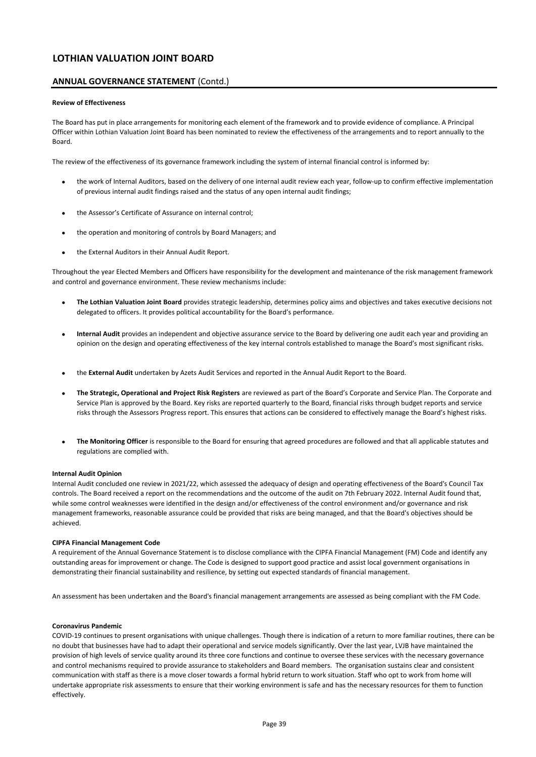# LOTHIAN VALUATION JOINT BOARD

## ANNUAL GOVERNANCE STATEMENT (Contd.)

**Review of Effectiveness**

The Board has put in place arrangements for monitoring each element of the framework and to provide evidence of compliance. A Principal Officer within Lothian Valuation Joint Board has been nominated to review the effectiveness of the arrangements and to report annually to the Board.

The review of the effectiveness of its governance framework including the system of internal financial control is informed by:

- the work of Internal Auditors, based on the delivery of one internal audit review each year, follow-up to confirm effective implementation of previous internal audit findings raised and the status of any open internal audit findings;
- the Assessor's Certificate of Assurance on internal control;
- the operation and monitoring of controls by Board Managers; and
- the External Auditors in their Annual Audit Report.

Throughout the year Elected Members and Officers have responsibility for the development and maintenance of the risk management framework and control and governance environment. These review mechanisms include:

- **The Lothian Valuation Joint Board** provides strategic leadership, determines policy aims and objectives and takes executive decisions not delegated to officers. It provides political accountability for the Board's performance.
- **Internal Audit** provides an independent and objective assurance service to the Board by delivering one audit each year and providing an opinion on the design and operating effectiveness of the key internal controls established to manage the Board's most significant risks.
- the **External Audit** undertaken by Azets Audit Services and reported in the Annual Audit Report to the Board.
- **The Strategic, Operational and Project Risk Registers** are reviewed as part of the Board's Corporate and Service Plan. The Corporate and Service Plan is approved by the Board. Key risks are reported quarterly to the Board, financial risks through budget reports and service risks through the Assessors Progress report. This ensures that actions can be considered to effectively manage the Board's highest risks.
- **The Monitoring Officer** is responsible to the Board for ensuring that agreed procedures are followed and that all applicable statutes and regulations are complied with.

**Internal Audit Opinion**

Internal Audit concluded one review in 2021/22, which assessed the adequacy of design and operating effectiveness of the Board's Council Tax controls. The Board received a report on the recommendations and the outcome of the audit on 7th February 2022. Internal Audit found that, while some control weaknesses were identified in the design and/or effectiveness of the control environment and/or governance and risk management frameworks, reasonable assurance could be provided that risks are being managed, and that the Board's objectives should be achieved.

**CIPFA Financial Management Code**

A requirement of the Annual Governance Statement is to disclose compliance with the CIPFA Financial Management (FM) Code and identify any outstanding areas for improvement or change. The Code is designed to support good practice and assist local government organisations in demonstrating their financial sustainability and resilience, by setting out expected standards of financial management.

An assessment has been undertaken and the Board's financial management arrangements are assessed as being compliant with the FM Code.

**Coronavirus Pandemic**

COVID-19 continues to present organisations with unique challenges. Though there is indication of a return to more familiar routines, there can be no doubt that businesses have had to adapt their operational and service models significantly. Over the last year, LVJB have maintained the provision of high levels of service quality around its three core functions and continue to oversee these services with the necessary governance and control mechanisms required to provide assurance to stakeholders and Board members. The organisation sustains clear and consistent communication with staff as there is a move closer towards a formal hybrid return to work situation. Staff who opt to work from home will undertake appropriate risk assessments to ensure that their working environment is safe and has the necessary resources for them to function effectively.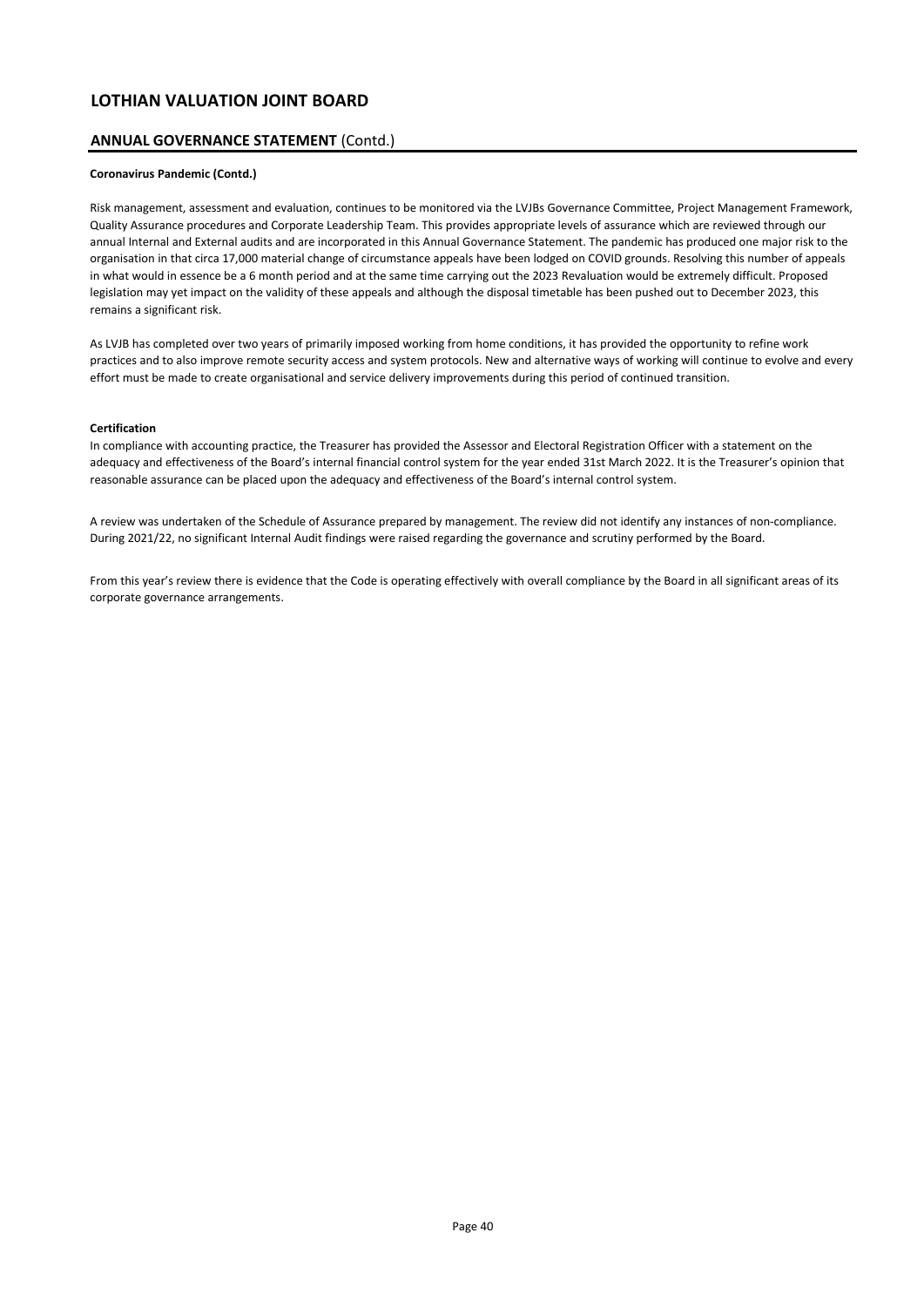# LOTHIAN VALUATION JOINT BOARD

## ANNUAL GOVERNANCE STATEMENT (Contd.)

**Coronavirus Pandemic (Contd.)**

Risk management, assessment and evaluation, continues to be monitored via the LVJBs Governance Committee, Project Management Framework, Quality Assurance procedures and Corporate Leadership Team. This provides appropriate levels of assurance which are reviewed through our annual Internal and External audits and are incorporated in this Annual Governance Statement. The pandemic has produced one major risk to the organisation in that circa 17,000 material change of circumstance appeals have been lodged on COVID grounds. Resolving this number of appeals in what would in essence be a 6 month period and at the same time carrying out the 2023 Revaluation would be extremely difficult. Proposed legislation may yet impact on the validity of these appeals and although the disposal timetable has been pushed out to December 2023, this remains a significant risk.

As LVJB has completed over two years of primarily imposed working from home conditions, it has provided the opportunity to refine work practices and to also improve remote security access and system protocols. New and alternative ways of working will continue to evolve and every effort must be made to create organisational and service delivery improvements during this period of continued transition.

**Certification**

In compliance with accounting practice, the Treasurer has provided the Assessor and Electoral Registration Officer with a statement on the adequacy and effectiveness of the Board's internal financial control system for the year ended 31st March 2022. It is the Treasurer's opinion that reasonable assurance can be placed upon the adequacy and effectiveness of the Board's internal control system.

A review was undertaken of the Schedule of Assurance prepared by management. The review did not identify any instances of non-compliance. During 2021/22, no significant Internal Audit findings were raised regarding the governance and scrutiny performed by the Board.

From this year's review there is evidence that the Code is operating effectively with overall compliance by the Board in all significant areas of its corporate governance arrangements.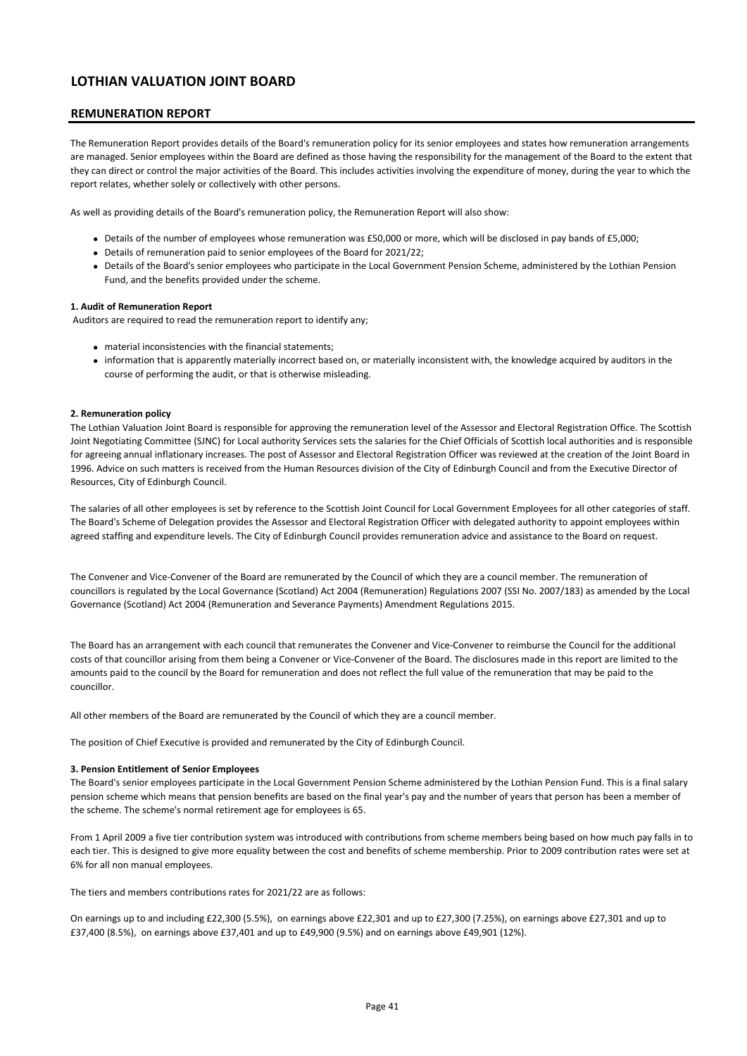# LOTHIAN VALUATION JOINT BOARD

## REMUNERATION REPORT

The Remuneration Report provides details of the Board's remuneration policy for its senior employees and states how remuneration arrangements are managed. Senior employees within the Board are defined as those having the responsibility for the management of the Board to the extent that they can direct or control the major activities of the Board. This includes activities involving the expenditure of money, during the year to which the report relates, whether solely or collectively with other persons.

As well as providing details of the Board's remuneration policy, the Remuneration Report will also show:

- Details of the number of employees whose remuneration was £50,000 or more, which will be disclosed in pay bands of £5,000;
- Details of remuneration paid to senior employees of the Board for 2021/22;
- Details of the Board's senior employees who participate in the Local Government Pension Scheme, administered by the Lothian Pension Fund, and the benefits provided under the scheme.

**1. Audit of Remuneration Report**

Auditors are required to read the remuneration report to identify any;

- material inconsistencies with the financial statements;
- information that is apparently materially incorrect based on, or materially inconsistent with, the knowledge acquired by auditors in the course of performing the audit, or that is otherwise misleading.

**2. Remuneration policy**

The Lothian Valuation Joint Board is responsible for approving the remuneration level of the Assessor and Electoral Registration Office. The Scottish Joint Negotiating Committee (SJNC) for Local authority Services sets the salaries for the Chief Officials of Scottish local authorities and is responsible for agreeing annual inflationary increases. The post of Assessor and Electoral Registration Officer was reviewed at the creation of the Joint Board in 1996. Advice on such matters is received from the Human Resources division of the City of Edinburgh Council and from the Executive Director of Resources, City of Edinburgh Council.

The salaries of all other employees is set by reference to the Scottish Joint Council for Local Government Employees for all other categories of staff. The Board's Scheme of Delegation provides the Assessor and Electoral Registration Officer with delegated authority to appoint employees within agreed staffing and expenditure levels. The City of Edinburgh Council provides remuneration advice and assistance to the Board on request.

The Convener and Vice-Convener of the Board are remunerated by the Council of which they are a council member. The remuneration of councillors is regulated by the Local Governance (Scotland) Act 2004 (Remuneration) Regulations 2007 (SSI No. 2007/183) as amended by the Local Governance (Scotland) Act 2004 (Remuneration and Severance Payments) Amendment Regulations 2015.

The Board has an arrangement with each council that remunerates the Convener and Vice-Convener to reimburse the Council for the additional costs of that councillor arising from them being a Convener or Vice-Convener of the Board. The disclosures made in this report are limited to the amounts paid to the council by the Board for remuneration and does not reflect the full value of the remuneration that may be paid to the councillor.

All other members of the Board are remunerated by the Council of which they are a council member.

The position of Chief Executive is provided and remunerated by the City of Edinburgh Council.

**3. Pension Entitlement of Senior Employees**

The Board's senior employees participate in the Local Government Pension Scheme administered by the Lothian Pension Fund. This is a final salary pension scheme which means that pension benefits are based on the final year's pay and the number of years that person has been a member of the scheme. The scheme's normal retirement age for employees is 65.

From 1 April 2009 a five tier contribution system was introduced with contributions from scheme members being based on how much pay falls in to each tier. This is designed to give more equality between the cost and benefits of scheme membership. Prior to 2009 contribution rates were set at 6% for all non manual employees.

The tiers and members contributions rates for 2021/22 are as follows:

On earnings up to and including £22,300 (5.5%), on earnings above £22,301 and up to £27,300 (7.25%), on earnings above £27,301 and up to £37,400 (8.5%), on earnings above £37,401 and up to £49,900 (9.5%) and on earnings above £49,901 (12%).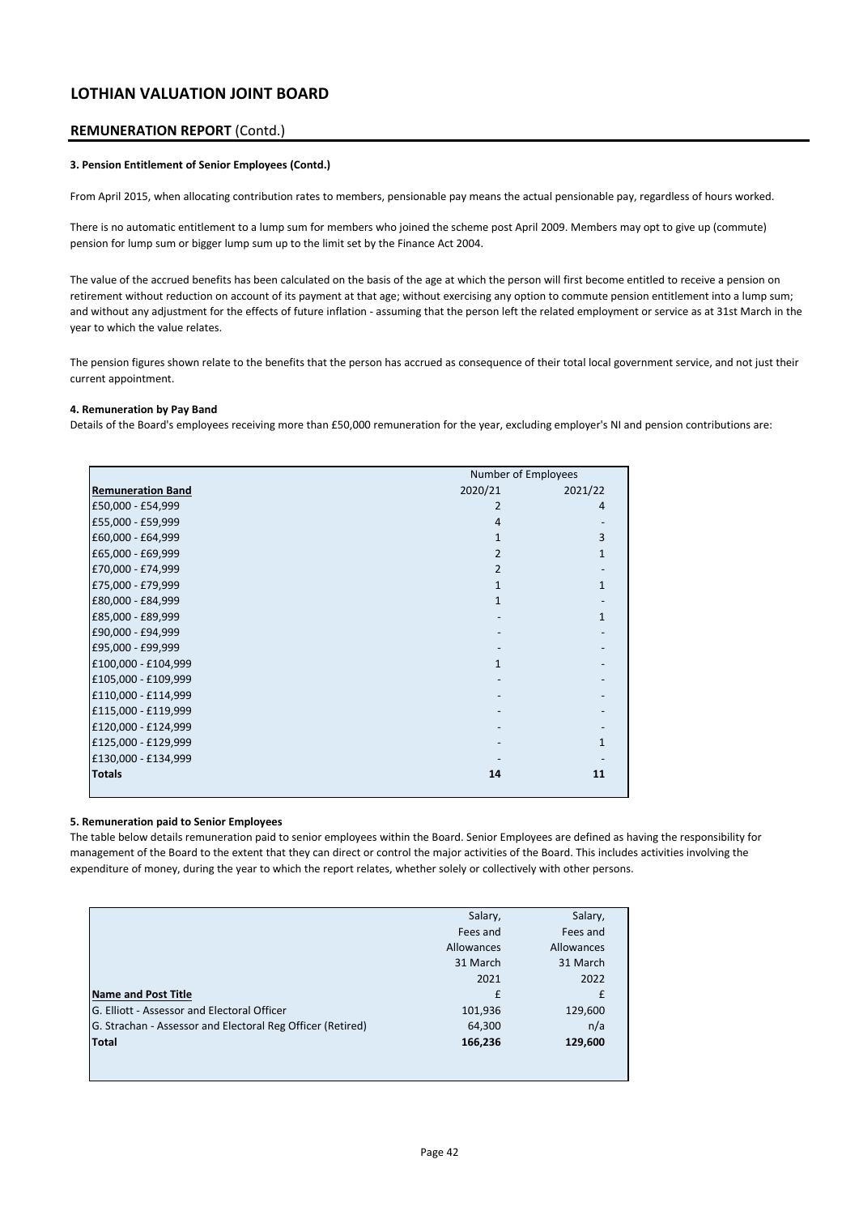# LOTHIAN VALUATION JOINT BOARD

## REMUNERATION REPORT (Contd.)

### 3. Pension Entitlement of Senior Employees (Contd.)

From April 2015, when allocating contribution rates to members, pensionable pay means the actual pensionable pay, regardless of hours worked.

There is no automatic entitlement to a lump sum for members who joined the scheme post April 2009. Members may opt to give up (commute) pension for lump sum or bigger lump sum up to the limit set by the Finance Act 2004.

The value of the accrued benefits has been calculated on the basis of the age at which the person will first become entitled to receive a pension on retirement without reduction on account of its payment at that age; without exercising any option to commute pension entitlement into a lump sum; and without any adjustment for the effects of future inflation - assuming that the person left the related employment or service as at 31st March in the year to which the value relates.

The pension figures shown relate to the benefits that the person has accrued as consequence of their total local government service, and not just their current appointment.

### 4. Remuneration by Pay Band

Details of the Board's employees receiving more than £50,000 remuneration for the year, excluding employer's NI and pension contributions are:

| | Number of Employees | |
|---|---|---|
| **Remuneration Band** | 2020/21 | 2021/22 |
| £50,000 - £54,999 | 2 | 4 |
| £55,000 - £59,999 | 4 | - |
| £60,000 - £64,999 | 1 | 3 |
| £65,000 - £69,999 | 2 | 1 |
| £70,000 - £74,999 | 2 | - |
| £75,000 - £79,999 | 1 | 1 |
| £80,000 - £84,999 | 1 | - |
| £85,000 - £89,999 | - | 1 |
| £90,000 - £94,999 | - | - |
| £95,000 - £99,999 | - | - |
| £100,000 - £104,999 | 1 | - |
| £105,000 - £109,999 | - | - |
| £110,000 - £114,999 | - | - |
| £115,000 - £119,999 | - | - |
| £120,000 - £124,999 | - | - |
| £125,000 - £129,999 | - | 1 |
| £130,000 - £134,999 | - | - |
| **Totals** | **14** | **11** |

### 5. Remuneration paid to Senior Employees

The table below details remuneration paid to senior employees within the Board. Senior Employees are defined as having the responsibility for management of the Board to the extent that they can direct or control the major activities of the Board. This includes activities involving the expenditure of money, during the year to which the report relates, whether solely or collectively with other persons.

| **Name and Post Title** | Salary, Fees and Allowances 31 March 2021 £ | Salary, Fees and Allowances 31 March 2022 £ |
|---|---|---|
| G. Elliott - Assessor and Electoral Officer | 101,936 | 129,600 |
| G. Strachan - Assessor and Electoral Reg Officer (Retired) | 64,300 | n/a |
| **Total** | **166,236** | **129,600** |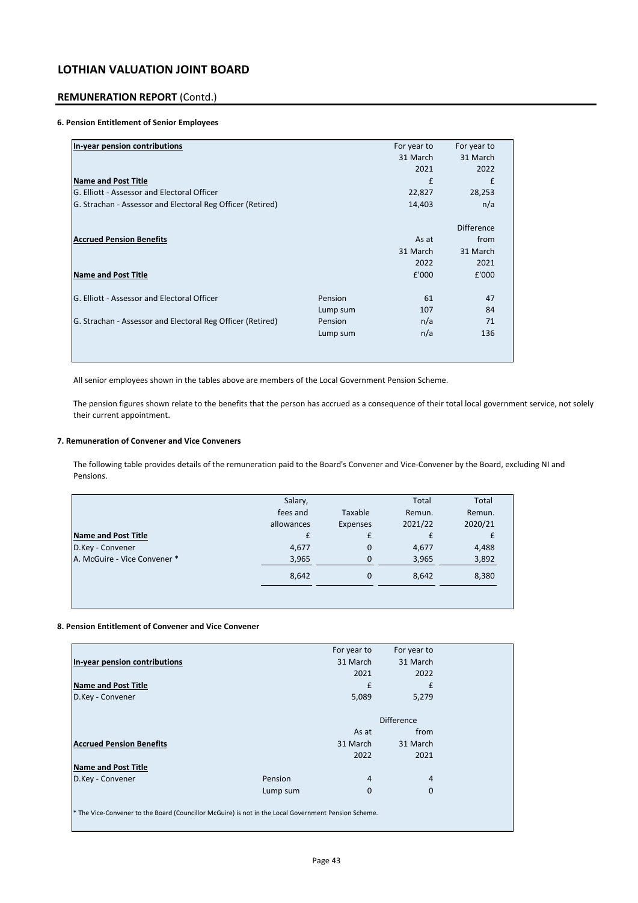# LOTHIAN VALUATION JOINT BOARD

## REMUNERATION REPORT (Contd.)

### 6. Pension Entitlement of Senior Employees

| In-year pension contributions | | For year to 31 March 2021 | For year to 31 March 2022 |
|---|---|---|---|
| **Name and Post Title** | | £ | £ |
| G. Elliott - Assessor and Electoral Officer | | 22,827 | 28,253 |
| G. Strachan - Assessor and Electoral Reg Officer (Retired) | | 14,403 | n/a |

| Accrued Pension Benefits | | As at 31 March 2022 | Difference from 31 March 2021 |
|---|---|---|---|
| **Name and Post Title** | | £'000 | £'000 |
| G. Elliott - Assessor and Electoral Officer | Pension | 61 | 47 |
| | Lump sum | 107 | 84 |
| G. Strachan - Assessor and Electoral Reg Officer (Retired) | Pension | n/a | 71 |
| | Lump sum | n/a | 136 |

All senior employees shown in the tables above are members of the Local Government Pension Scheme.

The pension figures shown relate to the benefits that the person has accrued as a consequence of their total local government service, not solely their current appointment.

### 7. Remuneration of Convener and Vice Conveners

The following table provides details of the remuneration paid to the Board's Convener and Vice-Convener by the Board, excluding NI and Pensions.

| Name and Post Title | Salary, fees and allowances £ | Taxable Expenses £ | Total Remun. 2021/22 £ | Total Remun. 2020/21 £ |
|---|---|---|---|---|
| D.Key - Convener | 4,677 | 0 | 4,677 | 4,488 |
| A. McGuire - Vice Convener * | 3,965 | 0 | 3,965 | 3,892 |
| | 8,642 | 0 | 8,642 | 8,380 |

### 8. Pension Entitlement of Convener and Vice Convener

| In-year pension contributions | | For year to 31 March 2021 | For year to 31 March 2022 |
|---|---|---|---|
| **Name and Post Title** | | £ | £ |
| D.Key - Convener | | 5,089 | 5,279 |

| Accrued Pension Benefits | | As at 31 March 2022 | Difference from 31 March 2021 |
|---|---|---|---|
| **Name and Post Title** | | | |
| D.Key - Convener | Pension | 4 | 4 |
| | Lump sum | 0 | 0 |

* The Vice-Convener to the Board (Councillor McGuire) is not in the Local Government Pension Scheme.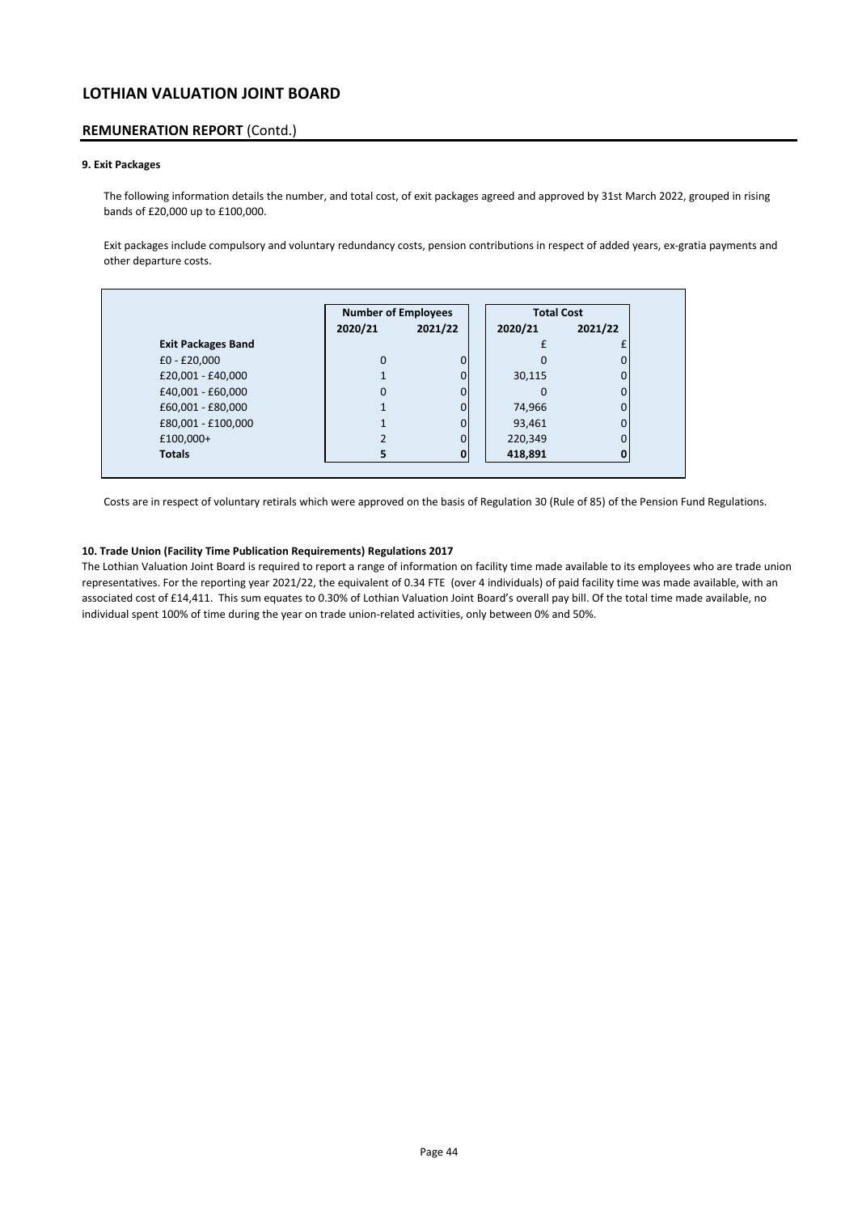# LOTHIAN VALUATION JOINT BOARD

## REMUNERATION REPORT (Contd.)

### 9. Exit Packages

The following information details the number, and total cost, of exit packages agreed and approved by 31st March 2022, grouped in rising bands of £20,000 up to £100,000.

Exit packages include compulsory and voluntary redundancy costs, pension contributions in respect of added years, ex-gratia payments and other departure costs.

| | Number of Employees | | Total Cost | |
|---|---|---|---|---|
| | 2020/21 | 2021/22 | 2020/21 | 2021/22 |
| **Exit Packages Band** | | | £ | £ |
| £0 - £20,000 | 0 | 0 | 0 | 0 |
| £20,001 - £40,000 | 1 | 0 | 30,115 | 0 |
| £40,001 - £60,000 | 0 | 0 | 0 | 0 |
| £60,001 - £80,000 | 1 | 0 | 74,966 | 0 |
| £80,001 - £100,000 | 1 | 0 | 93,461 | 0 |
| £100,000+ | 2 | 0 | 220,349 | 0 |
| **Totals** | **5** | **0** | **418,891** | **0** |

Costs are in respect of voluntary retirals which were approved on the basis of Regulation 30 (Rule of 85) of the Pension Fund Regulations.

### 10. Trade Union (Facility Time Publication Requirements) Regulations 2017

The Lothian Valuation Joint Board is required to report a range of information on facility time made available to its employees who are trade union representatives. For the reporting year 2021/22, the equivalent of 0.34 FTE (over 4 individuals) of paid facility time was made available, with an associated cost of £14,411. This sum equates to 0.30% of Lothian Valuation Joint Board's overall pay bill. Of the total time made available, no individual spent 100% of time during the year on trade union-related activities, only between 0% and 50%.